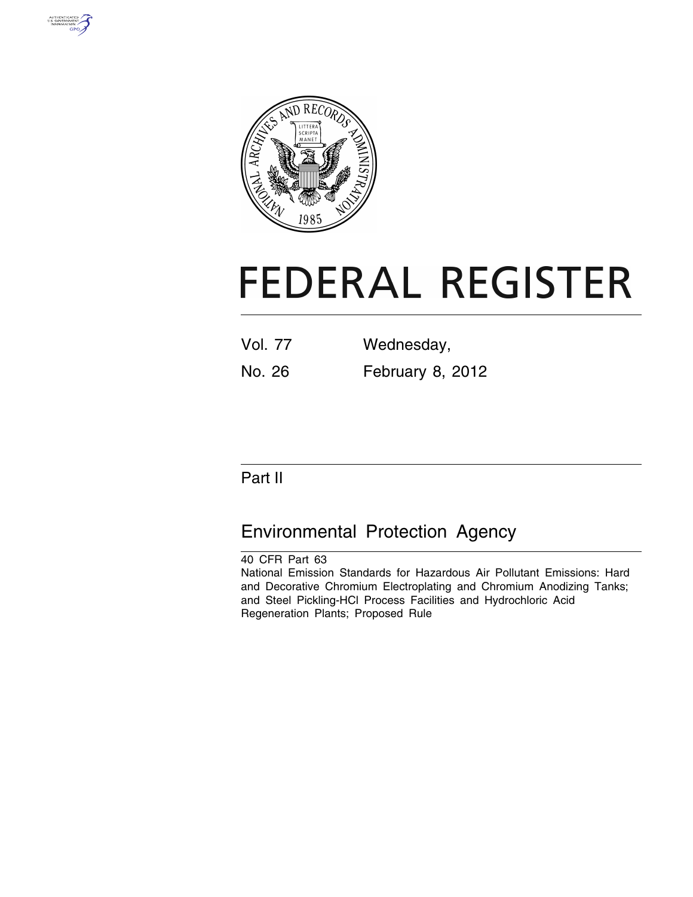# FEDERAL REGISTER

Vol. 77 Wednesday,

No. 26 February 8, 2012

## Part II

## Environmental Protection Agency

40 CFR Part 63

National Emission Standards for Hazardous Air Pollutant Emissions: Hard and Decorative Chromium Electroplating and Chromium Anodizing Tanks; and Steel Pickling-HCl Process Facilities and Hydrochloric Acid Regeneration Plants; Proposed Rule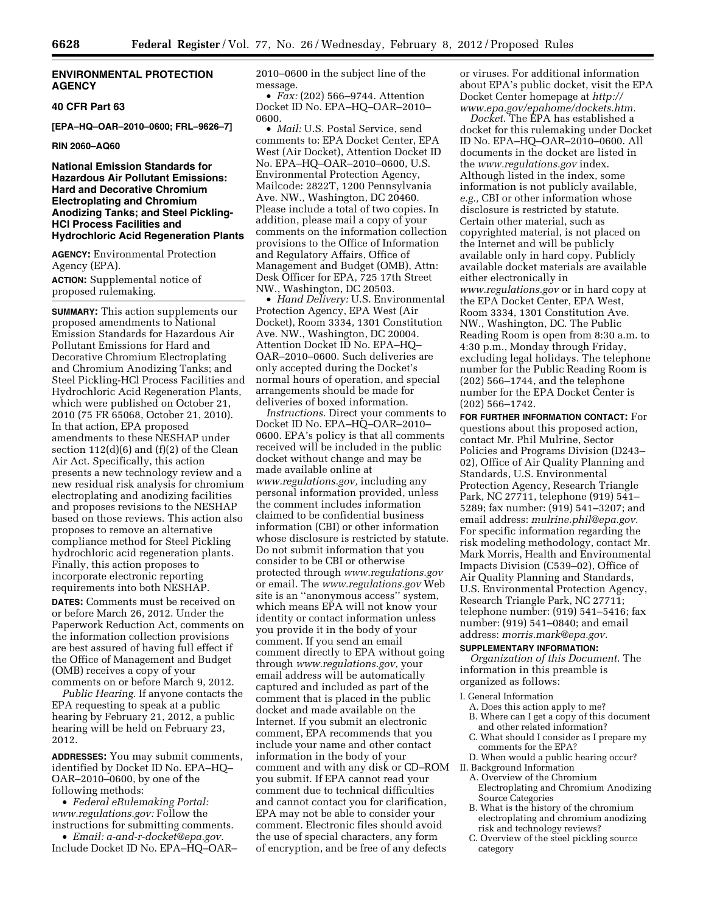**ENVIRONMENTAL PROTECTION AGENCY**

**40 CFR Part 63**

**[EPA–HQ–OAR–2010–0600; FRL–9626–7]**

**RIN 2060–AQ60**

# National Emission Standards for Hazardous Air Pollutant Emissions: Hard and Decorative Chromium Electroplating and Chromium Anodizing Tanks; and Steel Pickling-HCl Process Facilities and Hydrochloric Acid Regeneration Plants

**AGENCY:** Environmental Protection Agency (EPA).

**ACTION:** Supplemental notice of proposed rulemaking.

**SUMMARY:** This action supplements our proposed amendments to National Emission Standards for Hazardous Air Pollutant Emissions for Hard and Decorative Chromium Electroplating and Chromium Anodizing Tanks; and Steel Pickling-HCl Process Facilities and Hydrochloric Acid Regeneration Plants, which were published on October 21, 2010 (75 FR 65068, October 21, 2010). In that action, EPA proposed amendments to these NESHAP under section 112(d)(6) and (f)(2) of the Clean Air Act. Specifically, this action presents a new technology review and a new residual risk analysis for chromium electroplating and anodizing facilities and proposes revisions to the NESHAP based on those reviews. This action also proposes to remove an alternative compliance method for Steel Pickling hydrochloric acid regeneration plants. Finally, this action proposes to incorporate electronic reporting requirements into both NESHAP.

**DATES:** Comments must be received on or before March 26, 2012. Under the Paperwork Reduction Act, comments on the information collection provisions are best assured of having full effect if the Office of Management and Budget (OMB) receives a copy of your comments on or before March 9, 2012.

*Public Hearing.* If anyone contacts the EPA requesting to speak at a public hearing by February 21, 2012, a public hearing will be held on February 23, 2012.

**ADDRESSES:** You may submit comments, identified by Docket ID No. EPA–HQ–OAR–2010–0600, by one of the following methods:

- *Federal eRulemaking Portal: www.regulations.gov:* Follow the instructions for submitting comments.
- *Email: a-and-r-docket@epa.gov.* Include Docket ID No. EPA–HQ–OAR–2010–0600 in the subject line of the message.
- *Fax:* (202) 566–9744. Attention Docket ID No. EPA–HQ–OAR–2010–0600.
- *Mail:* U.S. Postal Service, send comments to: EPA Docket Center, EPA West (Air Docket), Attention Docket ID No. EPA–HQ–OAR–2010–0600, U.S. Environmental Protection Agency, Mailcode: 2822T, 1200 Pennsylvania Ave. NW., Washington, DC 20460. Please include a total of two copies. In addition, please mail a copy of your comments on the information collection provisions to the Office of Information and Regulatory Affairs, Office of Management and Budget (OMB), Attn: Desk Officer for EPA, 725 17th Street NW., Washington, DC 20503.
- *Hand Delivery:* U.S. Environmental Protection Agency, EPA West (Air Docket), Room 3334, 1301 Constitution Ave. NW., Washington, DC 20004. Attention Docket ID No. EPA–HQ–OAR–2010–0600. Such deliveries are only accepted during the Docket's normal hours of operation, and special arrangements should be made for deliveries of boxed information.

*Instructions.* Direct your comments to Docket ID No. EPA–HQ–OAR–2010–0600. EPA's policy is that all comments received will be included in the public docket without change and may be made available online at *www.regulations.gov,* including any personal information provided, unless the comment includes information claimed to be confidential business information (CBI) or other information whose disclosure is restricted by statute. Do not submit information that you consider to be CBI or otherwise protected through *www.regulations.gov* or email. The *www.regulations.gov* Web site is an ''anonymous access'' system, which means EPA will not know your identity or contact information unless you provide it in the body of your comment. If you send an email comment directly to EPA without going through *www.regulations.gov,* your email address will be automatically captured and included as part of the comment that is placed in the public docket and made available on the Internet. If you submit an electronic comment, EPA recommends that you include your name and other contact information in the body of your comment and with any disk or CD–ROM you submit. If EPA cannot read your comment due to technical difficulties and cannot contact you for clarification, EPA may not be able to consider your comment. Electronic files should avoid the use of special characters, any form of encryption, and be free of any defects or viruses. For additional information about EPA's public docket, visit the EPA Docket Center homepage at *http://www.epa.gov/epahome/dockets.htm.*

*Docket.* The EPA has established a docket for this rulemaking under Docket ID No. EPA–HQ–OAR–2010–0600. All documents in the docket are listed in the *www.regulations.gov* index. Although listed in the index, some information is not publicly available, *e.g.,* CBI or other information whose disclosure is restricted by statute. Certain other material, such as copyrighted material, is not placed on the Internet and will be publicly available only in hard copy. Publicly available docket materials are available either electronically in *www.regulations.gov* or in hard copy at the EPA Docket Center, EPA West, Room 3334, 1301 Constitution Ave. NW., Washington, DC. The Public Reading Room is open from 8:30 a.m. to 4:30 p.m., Monday through Friday, excluding legal holidays. The telephone number for the Public Reading Room is (202) 566–1744, and the telephone number for the EPA Docket Center is (202) 566–1742.

**FOR FURTHER INFORMATION CONTACT:** For questions about this proposed action, contact Mr. Phil Mulrine, Sector Policies and Programs Division (D243–02), Office of Air Quality Planning and Standards, U.S. Environmental Protection Agency, Research Triangle Park, NC 27711, telephone (919) 541–5289; fax number: (919) 541–3207; and email address: *mulrine.phil@epa.gov.* For specific information regarding the risk modeling methodology, contact Mr. Mark Morris, Health and Environmental Impacts Division (C539–02), Office of Air Quality Planning and Standards, U.S. Environmental Protection Agency, Research Triangle Park, NC 27711; telephone number: (919) 541–5416; fax number: (919) 541–0840; and email address: *morris.mark@epa.gov.*

**SUPPLEMENTARY INFORMATION:**

*Organization of this Document.* The information in this preamble is organized as follows:

- I. General Information
  - A. Does this action apply to me?
  - B. Where can I get a copy of this document and other related information?
  - C. What should I consider as I prepare my comments for the EPA?
  - D. When would a public hearing occur?
- II. Background Information
  - A. Overview of the Chromium Electroplating and Chromium Anodizing Source Categories
  - B. What is the history of the chromium electroplating and chromium anodizing risk and technology reviews?
  - C. Overview of the steel pickling source category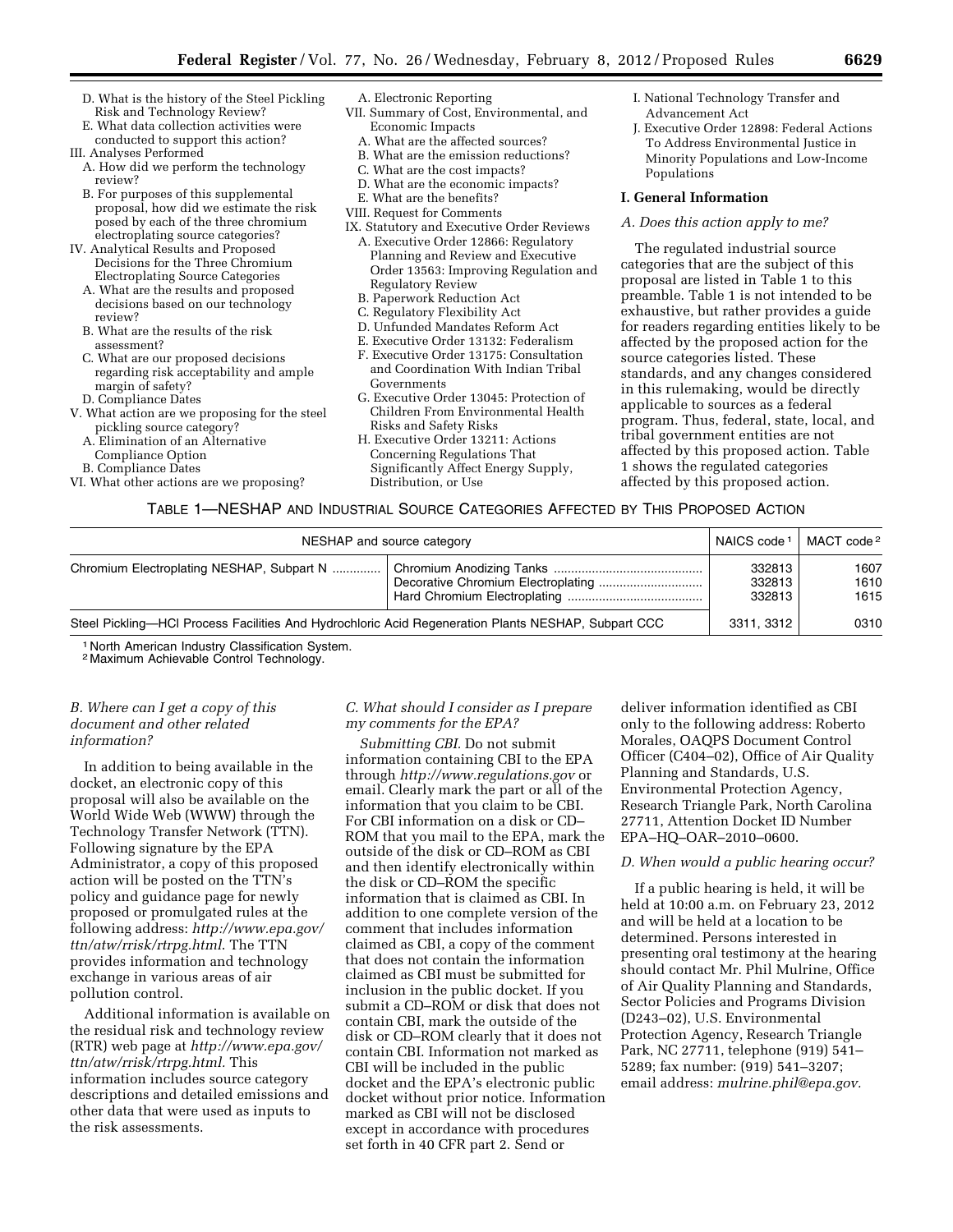D. What is the history of the Steel Pickling Risk and Technology Review?
E. What data collection activities were conducted to support this action?

III. Analyses Performed
A. How did we perform the technology review?
B. For purposes of this supplemental proposal, how did we estimate the risk posed by each of the three chromium electroplating source categories?

IV. Analytical Results and Proposed Decisions for the Three Chromium Electroplating Source Categories
A. What are the results and proposed decisions based on our technology review?
B. What are the results of the risk assessment?
C. What are our proposed decisions regarding risk acceptability and ample margin of safety?
D. Compliance Dates

V. What action are we proposing for the steel pickling source category?
A. Elimination of an Alternative Compliance Option
B. Compliance Dates

VI. What other actions are we proposing?
A. Electronic Reporting

VII. Summary of Cost, Environmental, and Economic Impacts
A. What are the affected sources?
B. What are the emission reductions?
C. What are the cost impacts?
D. What are the economic impacts?
E. What are the benefits?

VIII. Request for Comments

IX. Statutory and Executive Order Reviews
A. Executive Order 12866: Regulatory Planning and Review and Executive Order 13563: Improving Regulation and Regulatory Review
B. Paperwork Reduction Act
C. Regulatory Flexibility Act
D. Unfunded Mandates Reform Act
E. Executive Order 13132: Federalism
F. Executive Order 13175: Consultation and Coordination With Indian Tribal Governments
G. Executive Order 13045: Protection of Children From Environmental Health Risks and Safety Risks
H. Executive Order 13211: Actions Concerning Regulations That Significantly Affect Energy Supply, Distribution, or Use
I. National Technology Transfer and Advancement Act
J. Executive Order 12898: Federal Actions To Address Environmental Justice in Minority Populations and Low-Income Populations

## I. General Information

### A. Does this action apply to me?

The regulated industrial source categories that are the subject of this proposal are listed in Table 1 to this preamble. Table 1 is not intended to be exhaustive, but rather provides a guide for readers regarding entities likely to be affected by the proposed action for the source categories listed. These standards, and any changes considered in this rulemaking, would be directly applicable to sources as a federal program. Thus, federal, state, local, and tribal government entities are not affected by this proposed action. Table 1 shows the regulated categories affected by this proposed action.

TABLE 1—NESHAP AND INDUSTRIAL SOURCE CATEGORIES AFFECTED BY THIS PROPOSED ACTION

| NESHAP and source category | | NAICS code [1] | MACT code [2] |
|---|---|---|---|
| Chromium Electroplating NESHAP, Subpart N | Chromium Anodizing Tanks | 332813 | 1607 |
| | Decorative Chromium Electroplating | 332813 | 1610 |
| | Hard Chromium Electroplating | 332813 | 1615 |
| Steel Pickling—HCl Process Facilities And Hydrochloric Acid Regeneration Plants NESHAP, Subpart CCC | | 3311, 3312 | 0310 |

[1] North American Industry Classification System.
[2] Maximum Achievable Control Technology.

### B. Where can I get a copy of this document and other related information?

In addition to being available in the docket, an electronic copy of this proposal will also be available on the World Wide Web (WWW) through the Technology Transfer Network (TTN). Following signature by the EPA Administrator, a copy of this proposed action will be posted on the TTN's policy and guidance page for newly proposed or promulgated rules at the following address: *http://www.epa.gov/ttn/atw/rrisk/rtrpg.html*. The TTN provides information and technology exchange in various areas of air pollution control.

Additional information is available on the residual risk and technology review (RTR) web page at *http://www.epa.gov/ttn/atw/rrisk/rtrpg.html.* This information includes source category descriptions and detailed emissions and other data that were used as inputs to the risk assessments.

### C. What should I consider as I prepare my comments for the EPA?

*Submitting CBI.* Do not submit information containing CBI to the EPA through *http://www.regulations.gov* or email. Clearly mark the part or all of the information that you claim to be CBI. For CBI information on a disk or CD–ROM that you mail to the EPA, mark the outside of the disk or CD–ROM as CBI and then identify electronically within the disk or CD–ROM the specific information that is claimed as CBI. In addition to one complete version of the comment that includes information claimed as CBI, a copy of the comment that does not contain the information claimed as CBI must be submitted for inclusion in the public docket. If you submit a CD–ROM or disk that does not contain CBI, mark the outside of the disk or CD–ROM clearly that it does not contain CBI. Information not marked as CBI will be included in the public docket and the EPA's electronic public docket without prior notice. Information marked as CBI will not be disclosed except in accordance with procedures set forth in 40 CFR part 2. Send or deliver information identified as CBI only to the following address: Roberto Morales, OAQPS Document Control Officer (C404–02), Office of Air Quality Planning and Standards, U.S. Environmental Protection Agency, Research Triangle Park, North Carolina 27711, Attention Docket ID Number EPA–HQ–OAR–2010–0600.

### D. When would a public hearing occur?

If a public hearing is held, it will be held at 10:00 a.m. on February 23, 2012 and will be held at a location to be determined. Persons interested in presenting oral testimony at the hearing should contact Mr. Phil Mulrine, Office of Air Quality Planning and Standards, Sector Policies and Programs Division (D243–02), U.S. Environmental Protection Agency, Research Triangle Park, NC 27711, telephone (919) 541–5289; fax number: (919) 541–3207; email address: *mulrine.phil@epa.gov.*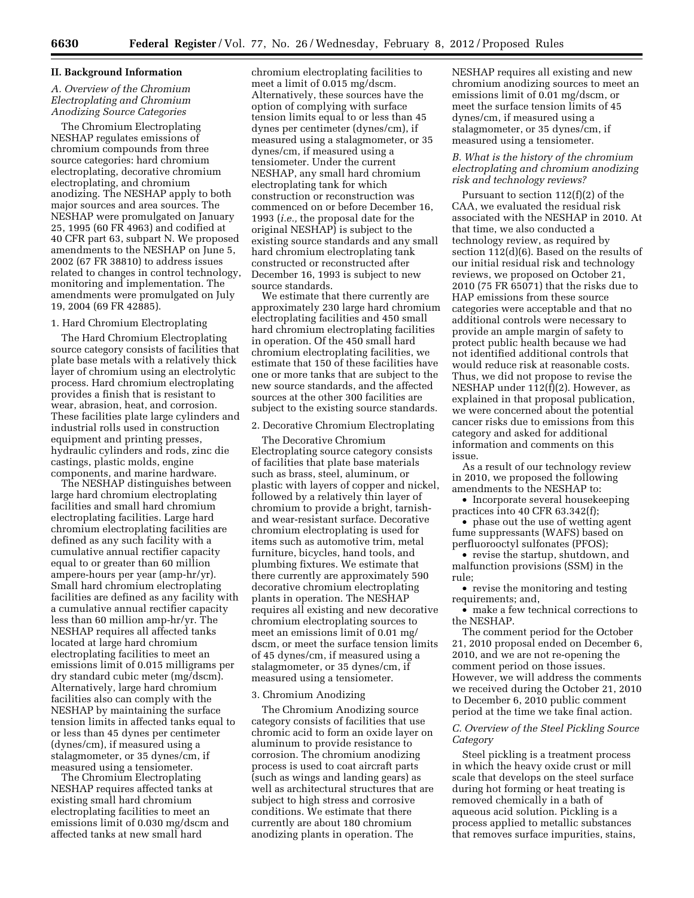## II. Background Information

### A. Overview of the Chromium Electroplating and Chromium Anodizing Source Categories

The Chromium Electroplating NESHAP regulates emissions of chromium compounds from three source categories: hard chromium electroplating, decorative chromium electroplating, and chromium anodizing. The NESHAP apply to both major sources and area sources. The NESHAP were promulgated on January 25, 1995 (60 FR 4963) and codified at 40 CFR part 63, subpart N. We proposed amendments to the NESHAP on June 5, 2002 (67 FR 38810) to address issues related to changes in control technology, monitoring and implementation. The amendments were promulgated on July 19, 2004 (69 FR 42885).

#### 1. Hard Chromium Electroplating

The Hard Chromium Electroplating source category consists of facilities that plate base metals with a relatively thick layer of chromium using an electrolytic process. Hard chromium electroplating provides a finish that is resistant to wear, abrasion, heat, and corrosion. These facilities plate large cylinders and industrial rolls used in construction equipment and printing presses, hydraulic cylinders and rods, zinc die castings, plastic molds, engine components, and marine hardware.

The NESHAP distinguishes between large hard chromium electroplating facilities and small hard chromium electroplating facilities. Large hard chromium electroplating facilities are defined as any such facility with a cumulative annual rectifier capacity equal to or greater than 60 million ampere-hours per year (amp-hr/yr). Small hard chromium electroplating facilities are defined as any facility with a cumulative annual rectifier capacity less than 60 million amp-hr/yr. The NESHAP requires all affected tanks located at large hard chromium electroplating facilities to meet an emissions limit of 0.015 milligrams per dry standard cubic meter (mg/dscm). Alternatively, large hard chromium facilities also can comply with the NESHAP by maintaining the surface tension limits in affected tanks equal to or less than 45 dynes per centimeter (dynes/cm), if measured using a stalagmometer, or 35 dynes/cm, if measured using a tensiometer.

The Chromium Electroplating NESHAP requires affected tanks at existing small hard chromium electroplating facilities to meet an emissions limit of 0.030 mg/dscm and affected tanks at new small hard chromium electroplating facilities to meet a limit of 0.015 mg/dscm. Alternatively, these sources have the option of complying with surface tension limits equal to or less than 45 dynes per centimeter (dynes/cm), if measured using a stalagmometer, or 35 dynes/cm, if measured using a tensiometer. Under the current NESHAP, any small hard chromium electroplating tank for which construction or reconstruction was commenced on or before December 16, 1993 (*i.e.,* the proposal date for the original NESHAP) is subject to the existing source standards and any small hard chromium electroplating tank constructed or reconstructed after December 16, 1993 is subject to new source standards.

We estimate that there currently are approximately 230 large hard chromium electroplating facilities and 450 small hard chromium electroplating facilities in operation. Of the 450 small hard chromium electroplating facilities, we estimate that 150 of these facilities have one or more tanks that are subject to the new source standards, and the affected sources at the other 300 facilities are subject to the existing source standards.

#### 2. Decorative Chromium Electroplating

The Decorative Chromium Electroplating source category consists of facilities that plate base materials such as brass, steel, aluminum, or plastic with layers of copper and nickel, followed by a relatively thin layer of chromium to provide a bright, tarnish- and wear-resistant surface. Decorative chromium electroplating is used for items such as automotive trim, metal furniture, bicycles, hand tools, and plumbing fixtures. We estimate that there currently are approximately 590 decorative chromium electroplating plants in operation. The NESHAP requires all existing and new decorative chromium electroplating sources to meet an emissions limit of 0.01 mg/dscm, or meet the surface tension limits of 45 dynes/cm, if measured using a stalagmometer, or 35 dynes/cm, if measured using a tensiometer.

#### 3. Chromium Anodizing

The Chromium Anodizing source category consists of facilities that use chromic acid to form an oxide layer on aluminum to provide resistance to corrosion. The chromium anodizing process is used to coat aircraft parts (such as wings and landing gears) as well as architectural structures that are subject to high stress and corrosive conditions. We estimate that there currently are about 180 chromium anodizing plants in operation. The NESHAP requires all existing and new chromium anodizing sources to meet an emissions limit of 0.01 mg/dscm, or meet the surface tension limits of 45 dynes/cm, if measured using a stalagmometer, or 35 dynes/cm, if measured using a tensiometer.

### B. What is the history of the chromium electroplating and chromium anodizing risk and technology reviews?

Pursuant to section 112(f)(2) of the CAA, we evaluated the residual risk associated with the NESHAP in 2010. At that time, we also conducted a technology review, as required by section 112(d)(6). Based on the results of our initial residual risk and technology reviews, we proposed on October 21, 2010 (75 FR 65071) that the risks due to HAP emissions from these source categories were acceptable and that no additional controls were necessary to provide an ample margin of safety to protect public health because we had not identified additional controls that would reduce risk at reasonable costs. Thus, we did not propose to revise the NESHAP under 112(f)(2). However, as explained in that proposal publication, we were concerned about the potential cancer risks due to emissions from this category and asked for additional information and comments on this issue.

As a result of our technology review in 2010, we proposed the following amendments to the NESHAP to:

- Incorporate several housekeeping practices into 40 CFR 63.342(f);
- phase out the use of wetting agent fume suppressants (WAFS) based on perfluorooctyl sulfonates (PFOS);
- revise the startup, shutdown, and malfunction provisions (SSM) in the rule;
- revise the monitoring and testing requirements; and,
- make a few technical corrections to the NESHAP.

The comment period for the October 21, 2010 proposal ended on December 6, 2010, and we are not re-opening the comment period on those issues. However, we will address the comments we received during the October 21, 2010 to December 6, 2010 public comment period at the time we take final action.

### C. Overview of the Steel Pickling Source Category

Steel pickling is a treatment process in which the heavy oxide crust or mill scale that develops on the steel surface during hot forming or heat treating is removed chemically in a bath of aqueous acid solution. Pickling is a process applied to metallic substances that removes surface impurities, stains,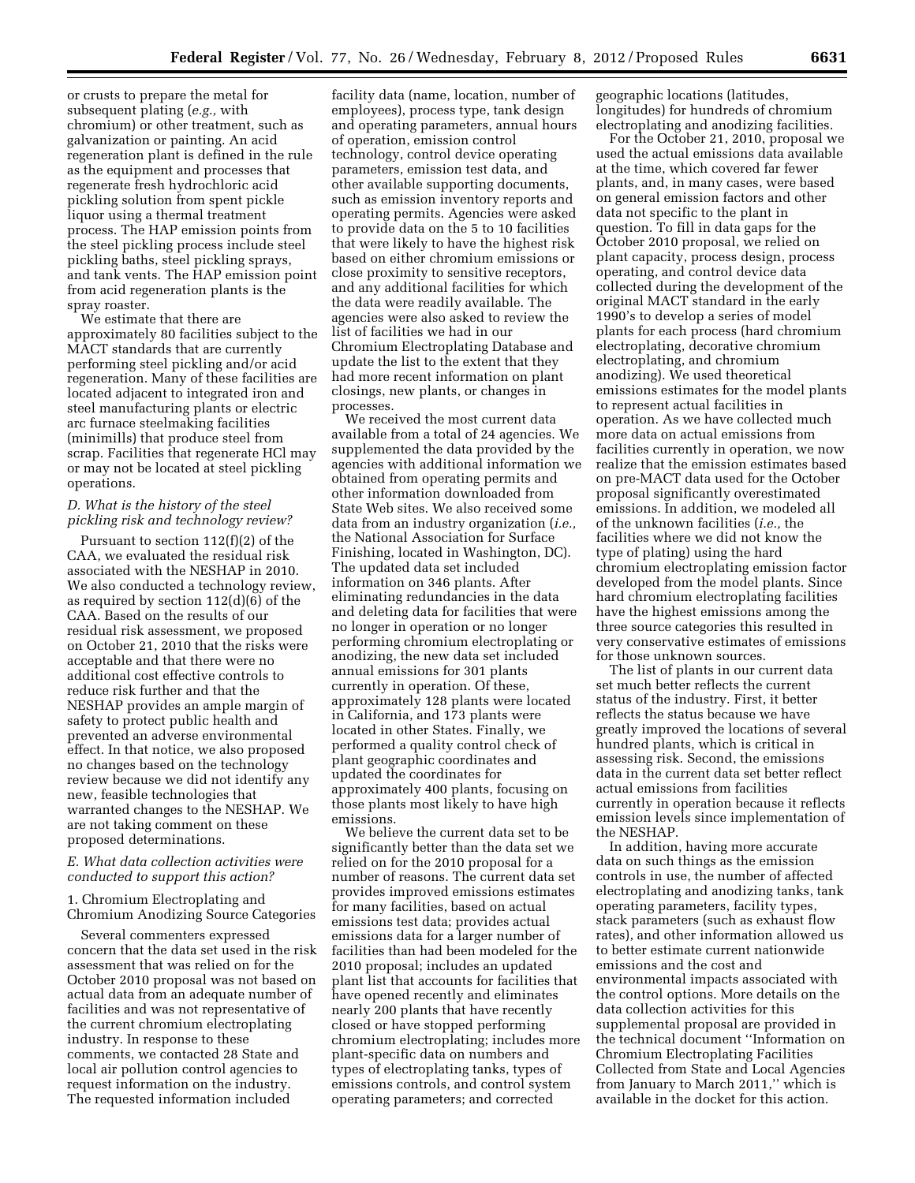or crusts to prepare the metal for subsequent plating (*e.g.,* with chromium) or other treatment, such as galvanization or painting. An acid regeneration plant is defined in the rule as the equipment and processes that regenerate fresh hydrochloric acid pickling solution from spent pickle liquor using a thermal treatment process. The HAP emission points from the steel pickling process include steel pickling baths, steel pickling sprays, and tank vents. The HAP emission point from acid regeneration plants is the spray roaster.

We estimate that there are approximately 80 facilities subject to the MACT standards that are currently performing steel pickling and/or acid regeneration. Many of these facilities are located adjacent to integrated iron and steel manufacturing plants or electric arc furnace steelmaking facilities (minimills) that produce steel from scrap. Facilities that regenerate HCl may or may not be located at steel pickling operations.

### *D. What is the history of the steel pickling risk and technology review?*

Pursuant to section 112(f)(2) of the CAA, we evaluated the residual risk associated with the NESHAP in 2010. We also conducted a technology review, as required by section 112(d)(6) of the CAA. Based on the results of our residual risk assessment, we proposed on October 21, 2010 that the risks were acceptable and that there were no additional cost effective controls to reduce risk further and that the NESHAP provides an ample margin of safety to protect public health and prevented an adverse environmental effect. In that notice, we also proposed no changes based on the technology review because we did not identify any new, feasible technologies that warranted changes to the NESHAP. We are not taking comment on these proposed determinations.

### *E. What data collection activities were conducted to support this action?*

#### 1. Chromium Electroplating and Chromium Anodizing Source Categories

Several commenters expressed concern that the data set used in the risk assessment that was relied on for the October 2010 proposal was not based on actual data from an adequate number of facilities and was not representative of the current chromium electroplating industry. In response to these comments, we contacted 28 State and local air pollution control agencies to request information on the industry. The requested information included facility data (name, location, number of employees), process type, tank design and operating parameters, annual hours of operation, emission control technology, control device operating parameters, emission test data, and other available supporting documents, such as emission inventory reports and operating permits. Agencies were asked to provide data on the 5 to 10 facilities that were likely to have the highest risk based on either chromium emissions or close proximity to sensitive receptors, and any additional facilities for which the data were readily available. The agencies were also asked to review the list of facilities we had in our Chromium Electroplating Database and update the list to the extent that they had more recent information on plant closings, new plants, or changes in processes.

We received the most current data available from a total of 24 agencies. We supplemented the data provided by the agencies with additional information we obtained from operating permits and other information downloaded from State Web sites. We also received some data from an industry organization (*i.e.,* the National Association for Surface Finishing, located in Washington, DC). The updated data set included information on 346 plants. After eliminating redundancies in the data and deleting data for facilities that were no longer in operation or no longer performing chromium electroplating or anodizing, the new data set included annual emissions for 301 plants currently in operation. Of these, approximately 128 plants were located in California, and 173 plants were located in other States. Finally, we performed a quality control check of plant geographic coordinates and updated the coordinates for approximately 400 plants, focusing on those plants most likely to have high emissions.

We believe the current data set to be significantly better than the data set we relied on for the 2010 proposal for a number of reasons. The current data set provides improved emissions estimates for many facilities, based on actual emissions test data; provides actual emissions data for a larger number of facilities than had been modeled for the 2010 proposal; includes an updated plant list that accounts for facilities that have opened recently and eliminates nearly 200 plants that have recently closed or have stopped performing chromium electroplating; includes more plant-specific data on numbers and types of electroplating tanks, types of emissions controls, and control system operating parameters; and corrected geographic locations (latitudes, longitudes) for hundreds of chromium electroplating and anodizing facilities.

For the October 21, 2010, proposal we used the actual emissions data available at the time, which covered far fewer plants, and, in many cases, were based on general emission factors and other data not specific to the plant in question. To fill in data gaps for the October 2010 proposal, we relied on plant capacity, process design, process operating, and control device data collected during the development of the original MACT standard in the early 1990's to develop a series of model plants for each process (hard chromium electroplating, decorative chromium electroplating, and chromium anodizing). We used theoretical emissions estimates for the model plants to represent actual facilities in operation. As we have collected much more data on actual emissions from facilities currently in operation, we now realize that the emission estimates based on pre-MACT data used for the October proposal significantly overestimated emissions. In addition, we modeled all of the unknown facilities (*i.e.,* the facilities where we did not know the type of plating) using the hard chromium electroplating emission factor developed from the model plants. Since hard chromium electroplating facilities have the highest emissions among the three source categories this resulted in very conservative estimates of emissions for those unknown sources.

The list of plants in our current data set much better reflects the current status of the industry. First, it better reflects the status because we have greatly improved the locations of several hundred plants, which is critical in assessing risk. Second, the emissions data in the current data set better reflect actual emissions from facilities currently in operation because it reflects emission levels since implementation of the NESHAP.

In addition, having more accurate data on such things as the emission controls in use, the number of affected electroplating and anodizing tanks, tank operating parameters, facility types, stack parameters (such as exhaust flow rates), and other information allowed us to better estimate current nationwide emissions and the cost and environmental impacts associated with the control options. More details on the data collection activities for this supplemental proposal are provided in the technical document ''Information on Chromium Electroplating Facilities Collected from State and Local Agencies from January to March 2011,'' which is available in the docket for this action.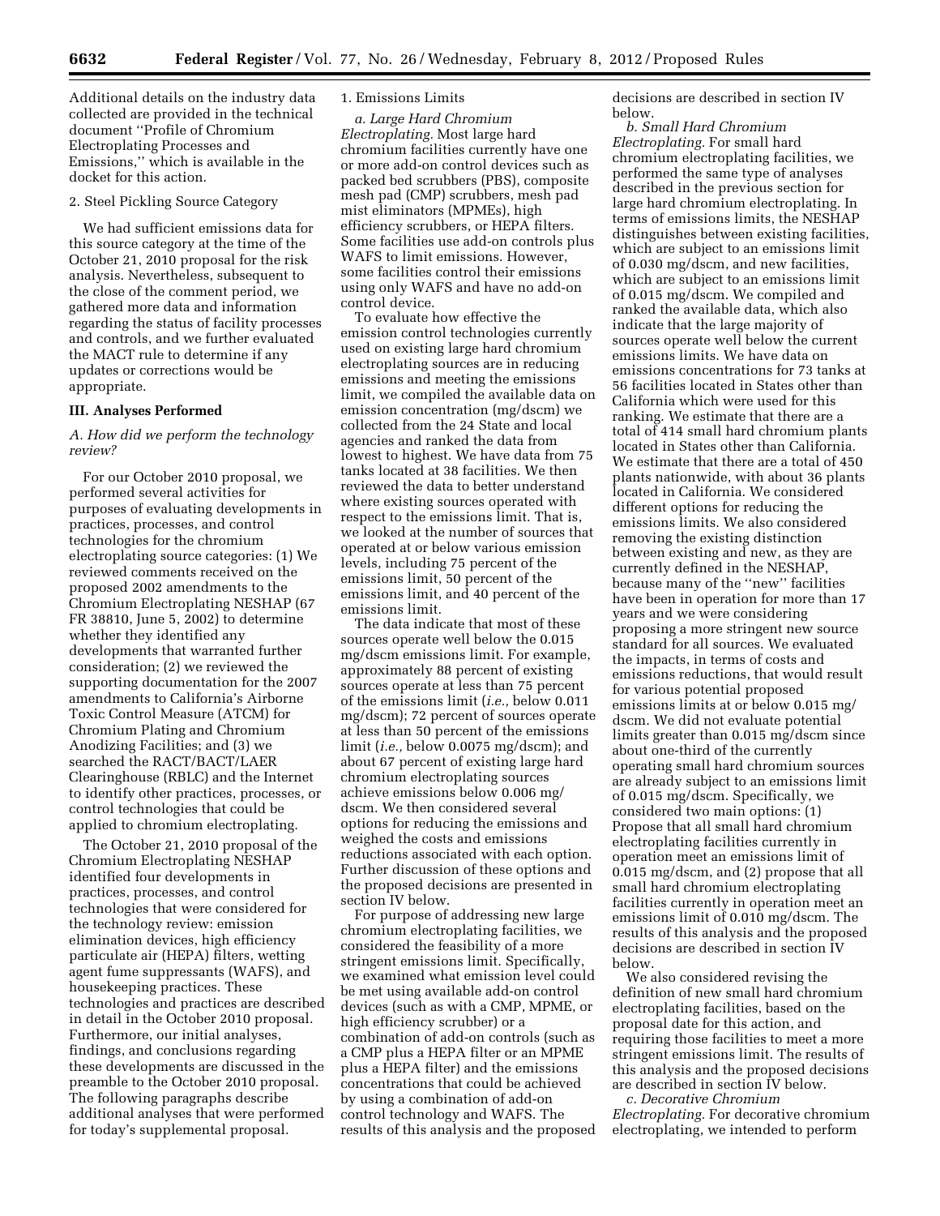Additional details on the industry data collected are provided in the technical document ''Profile of Chromium Electroplating Processes and Emissions,'' which is available in the docket for this action.

2. Steel Pickling Source Category

We had sufficient emissions data for this source category at the time of the October 21, 2010 proposal for the risk analysis. Nevertheless, subsequent to the close of the comment period, we gathered more data and information regarding the status of facility processes and controls, and we further evaluated the MACT rule to determine if any updates or corrections would be appropriate.

## III. Analyses Performed

### *A. How did we perform the technology review?*

For our October 2010 proposal, we performed several activities for purposes of evaluating developments in practices, processes, and control technologies for the chromium electroplating source categories: (1) We reviewed comments received on the proposed 2002 amendments to the Chromium Electroplating NESHAP (67 FR 38810, June 5, 2002) to determine whether they identified any developments that warranted further consideration; (2) we reviewed the supporting documentation for the 2007 amendments to California's Airborne Toxic Control Measure (ATCM) for Chromium Plating and Chromium Anodizing Facilities; and (3) we searched the RACT/BACT/LAER Clearinghouse (RBLC) and the Internet to identify other practices, processes, or control technologies that could be applied to chromium electroplating.

The October 21, 2010 proposal of the Chromium Electroplating NESHAP identified four developments in practices, processes, and control technologies that were considered for the technology review: emission elimination devices, high efficiency particulate air (HEPA) filters, wetting agent fume suppressants (WAFS), and housekeeping practices. These technologies and practices are described in detail in the October 2010 proposal. Furthermore, our initial analyses, findings, and conclusions regarding these developments are discussed in the preamble to the October 2010 proposal. The following paragraphs describe additional analyses that were performed for today's supplemental proposal.

1. Emissions Limits

*a. Large Hard Chromium Electroplating.* Most large hard chromium facilities currently have one or more add-on control devices such as packed bed scrubbers (PBS), composite mesh pad (CMP) scrubbers, mesh pad mist eliminators (MPMEs), high efficiency scrubbers, or HEPA filters. Some facilities use add-on controls plus WAFS to limit emissions. However, some facilities control their emissions using only WAFS and have no add-on control device.

To evaluate how effective the emission control technologies currently used on existing large hard chromium electroplating sources are in reducing emissions and meeting the emissions limit, we compiled the available data on emission concentration (mg/dscm) we collected from the 24 State and local agencies and ranked the data from lowest to highest. We have data from 75 tanks located at 38 facilities. We then reviewed the data to better understand where existing sources operated with respect to the emissions limit. That is, we looked at the number of sources that operated at or below various emission levels, including 75 percent of the emissions limit, 50 percent of the emissions limit, and 40 percent of the emissions limit.

The data indicate that most of these sources operate well below the 0.015 mg/dscm emissions limit. For example, approximately 88 percent of existing sources operate at less than 75 percent of the emissions limit (*i.e.,* below 0.011 mg/dscm); 72 percent of sources operate at less than 50 percent of the emissions limit (*i.e.,* below 0.0075 mg/dscm); and about 67 percent of existing large hard chromium electroplating sources achieve emissions below 0.006 mg/dscm. We then considered several options for reducing the emissions and weighed the costs and emissions reductions associated with each option. Further discussion of these options and the proposed decisions are presented in section IV below.

For purpose of addressing new large chromium electroplating facilities, we considered the feasibility of a more stringent emissions limit. Specifically, we examined what emission level could be met using available add-on control devices (such as with a CMP, MPME, or high efficiency scrubber) or a combination of add-on controls (such as a CMP plus a HEPA filter or an MPME plus a HEPA filter) and the emissions concentrations that could be achieved by using a combination of add-on control technology and WAFS. The results of this analysis and the proposed decisions are described in section IV below.

*b. Small Hard Chromium Electroplating.* For small hard chromium electroplating facilities, we performed the same type of analyses described in the previous section for large hard chromium electroplating. In terms of emissions limits, the NESHAP distinguishes between existing facilities, which are subject to an emissions limit of 0.030 mg/dscm, and new facilities, which are subject to an emissions limit of 0.015 mg/dscm. We compiled and ranked the available data, which also indicate that the large majority of sources operate well below the current emissions limits. We have data on emissions concentrations for 73 tanks at 56 facilities located in States other than California which were used for this ranking. We estimate that there are a total of 414 small hard chromium plants located in States other than California. We estimate that there are a total of 450 plants nationwide, with about 36 plants located in California. We considered different options for reducing the emissions limits. We also considered removing the existing distinction between existing and new, as they are currently defined in the NESHAP, because many of the ''new'' facilities have been in operation for more than 17 years and we were considering proposing a more stringent new source standard for all sources. We evaluated the impacts, in terms of costs and emissions reductions, that would result for various potential proposed emissions limits at or below 0.015 mg/dscm. We did not evaluate potential limits greater than 0.015 mg/dscm since about one-third of the currently operating small hard chromium sources are already subject to an emissions limit of 0.015 mg/dscm. Specifically, we considered two main options: (1) Propose that all small hard chromium electroplating facilities currently in operation meet an emissions limit of 0.015 mg/dscm, and (2) propose that all small hard chromium electroplating facilities currently in operation meet an emissions limit of 0.010 mg/dscm. The results of this analysis and the proposed decisions are described in section IV below.

We also considered revising the definition of new small hard chromium electroplating facilities, based on the proposal date for this action, and requiring those facilities to meet a more stringent emissions limit. The results of this analysis and the proposed decisions are described in section IV below.

*c. Decorative Chromium Electroplating.* For decorative chromium electroplating, we intended to perform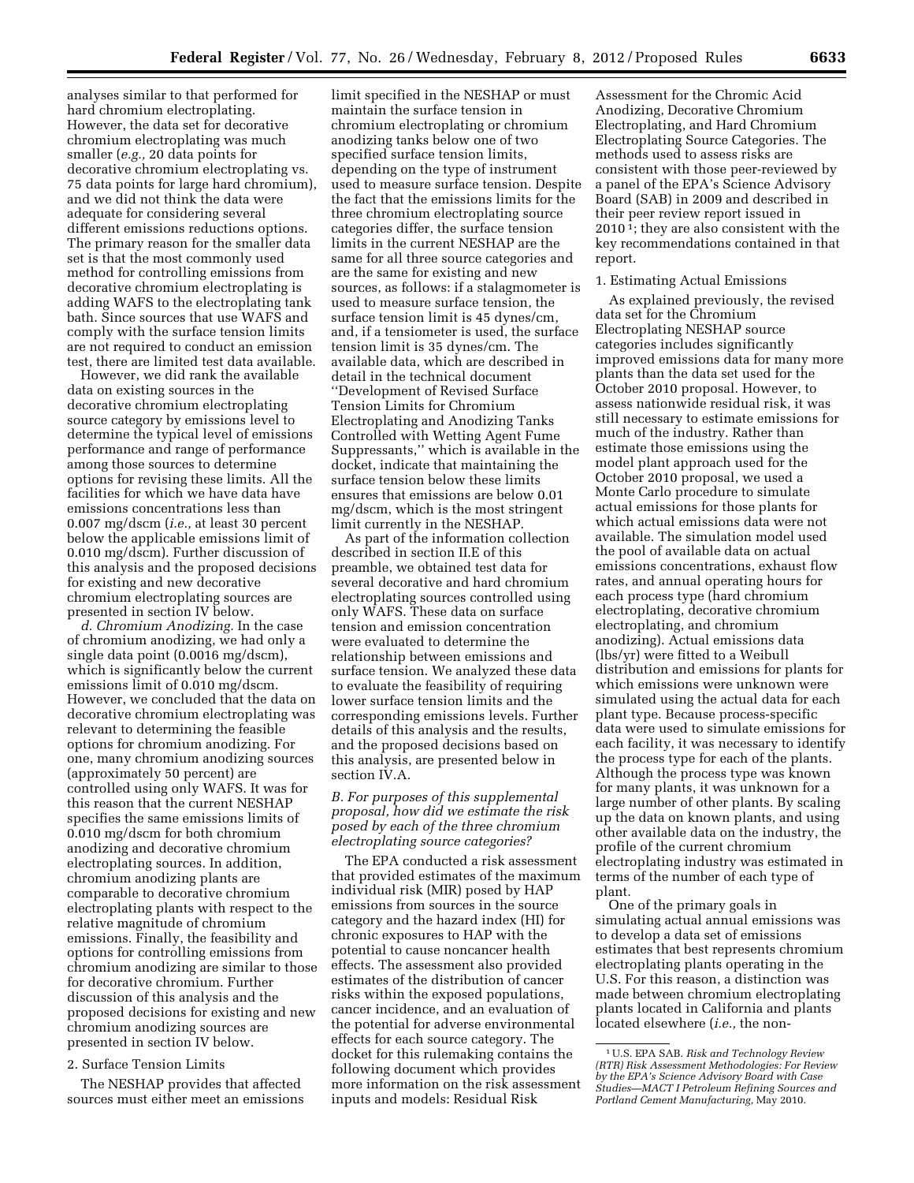analyses similar to that performed for hard chromium electroplating. However, the data set for decorative chromium electroplating was much smaller (*e.g.,* 20 data points for decorative chromium electroplating vs. 75 data points for large hard chromium), and we did not think the data were adequate for considering several different emissions reductions options. The primary reason for the smaller data set is that the most commonly used method for controlling emissions from decorative chromium electroplating is adding WAFS to the electroplating tank bath. Since sources that use WAFS and comply with the surface tension limits are not required to conduct an emission test, there are limited test data available.

However, we did rank the available data on existing sources in the decorative chromium electroplating source category by emissions level to determine the typical level of emissions performance and range of performance among those sources to determine options for revising these limits. All the facilities for which we have data have emissions concentrations less than 0.007 mg/dscm (*i.e.,* at least 30 percent below the applicable emissions limit of 0.010 mg/dscm). Further discussion of this analysis and the proposed decisions for existing and new decorative chromium electroplating sources are presented in section IV below.

*d. Chromium Anodizing.* In the case of chromium anodizing, we had only a single data point (0.0016 mg/dscm), which is significantly below the current emissions limit of 0.010 mg/dscm. However, we concluded that the data on decorative chromium electroplating was relevant to determining the feasible options for chromium anodizing. For one, many chromium anodizing sources (approximately 50 percent) are controlled using only WAFS. It was for this reason that the current NESHAP specifies the same emissions limits of 0.010 mg/dscm for both chromium anodizing and decorative chromium electroplating sources. In addition, chromium anodizing plants are comparable to decorative chromium electroplating plants with respect to the relative magnitude of chromium emissions. Finally, the feasibility and options for controlling emissions from chromium anodizing are similar to those for decorative chromium. Further discussion of this analysis and the proposed decisions for existing and new chromium anodizing sources are presented in section IV below.

2. Surface Tension Limits

The NESHAP provides that affected sources must either meet an emissions limit specified in the NESHAP or must maintain the surface tension in chromium electroplating or chromium anodizing tanks below one of two specified surface tension limits, depending on the type of instrument used to measure surface tension. Despite the fact that the emissions limits for the three chromium electroplating source categories differ, the surface tension limits in the current NESHAP are the same for all three source categories and are the same for existing and new sources, as follows: if a stalagmometer is used to measure surface tension, the surface tension limit is 45 dynes/cm, and, if a tensiometer is used, the surface tension limit is 35 dynes/cm. The available data, which are described in detail in the technical document "Development of Revised Surface Tension Limits for Chromium Electroplating and Anodizing Tanks Controlled with Wetting Agent Fume Suppressants," which is available in the docket, indicate that maintaining the surface tension below these limits ensures that emissions are below 0.01 mg/dscm, which is the most stringent limit currently in the NESHAP.

As part of the information collection described in section II.E of this preamble, we obtained test data for several decorative and hard chromium electroplating sources controlled using only WAFS. These data on surface tension and emission concentration were evaluated to determine the relationship between emissions and surface tension. We analyzed these data to evaluate the feasibility of requiring lower surface tension limits and the corresponding emissions levels. Further details of this analysis and the results, and the proposed decisions based on this analysis, are presented below in section IV.A.

### *B. For purposes of this supplemental proposal, how did we estimate the risk posed by each of the three chromium electroplating source categories?*

The EPA conducted a risk assessment that provided estimates of the maximum individual risk (MIR) posed by HAP emissions from sources in the source category and the hazard index (HI) for chronic exposures to HAP with the potential to cause noncancer health effects. The assessment also provided estimates of the distribution of cancer risks within the exposed populations, cancer incidence, and an evaluation of the potential for adverse environmental effects for each source category. The docket for this rulemaking contains the following document which provides more information on the risk assessment inputs and models: Residual Risk Assessment for the Chromic Acid Anodizing, Decorative Chromium Electroplating, and Hard Chromium Electroplating Source Categories. The methods used to assess risks are consistent with those peer-reviewed by a panel of the EPA's Science Advisory Board (SAB) in 2009 and described in their peer review report issued in 2010[1]; they are also consistent with the key recommendations contained in that report.

1. Estimating Actual Emissions

As explained previously, the revised data set for the Chromium Electroplating NESHAP source categories includes significantly improved emissions data for many more plants than the data set used for the October 2010 proposal. However, to assess nationwide residual risk, it was still necessary to estimate emissions for much of the industry. Rather than estimate those emissions using the model plant approach used for the October 2010 proposal, we used a Monte Carlo procedure to simulate actual emissions for those plants for which actual emissions data were not available. The simulation model used the pool of available data on actual emissions concentrations, exhaust flow rates, and annual operating hours for each process type (hard chromium electroplating, decorative chromium electroplating, and chromium anodizing). Actual emissions data (lbs/yr) were fitted to a Weibull distribution and emissions for plants for which emissions were unknown were simulated using the actual data for each plant type. Because process-specific data were used to simulate emissions for each facility, it was necessary to identify the process type for each of the plants. Although the process type was known for many plants, it was unknown for a large number of other plants. By scaling up the data on known plants, and using other available data on the industry, the profile of the current chromium electroplating industry was estimated in terms of the number of each type of plant.

One of the primary goals in simulating actual annual emissions was to develop a data set of emissions estimates that best represents chromium electroplating plants operating in the U.S. For this reason, a distinction was made between chromium electroplating plants located in California and plants located elsewhere (*i.e.,* the non-

[1] U.S. EPA SAB. *Risk and Technology Review (RTR) Risk Assessment Methodologies: For Review by the EPA's Science Advisory Board with Case Studies—MACT I Petroleum Refining Sources and Portland Cement Manufacturing,* May 2010.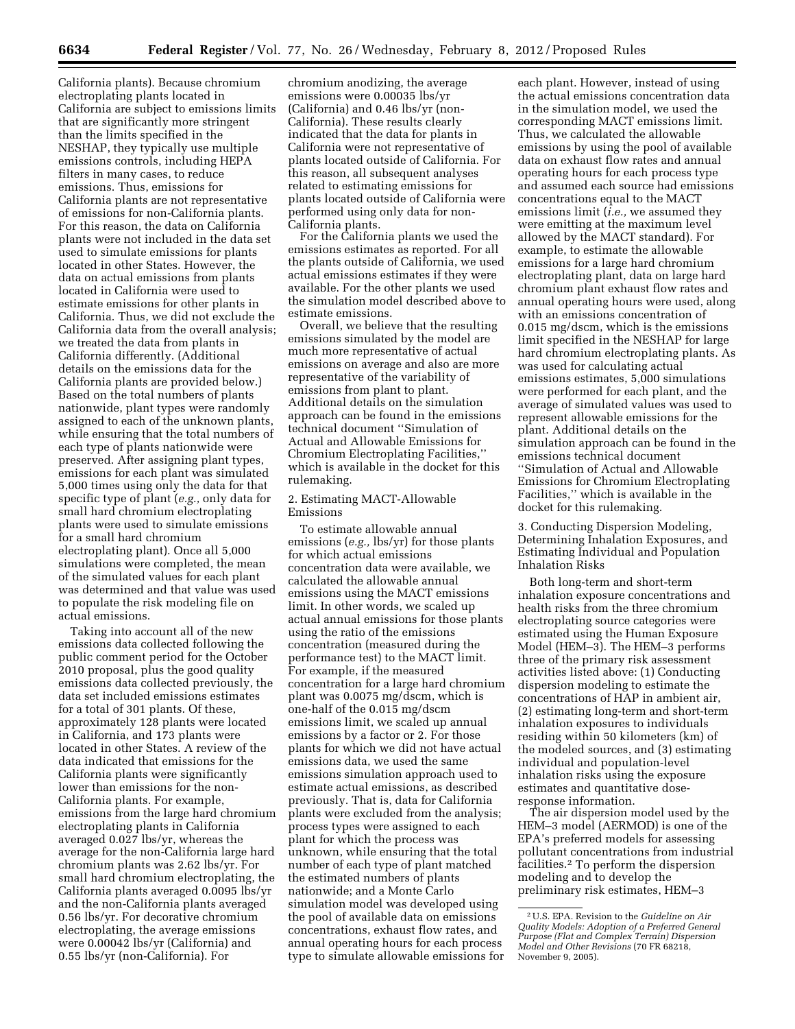California plants). Because chromium electroplating plants located in California are subject to emissions limits that are significantly more stringent than the limits specified in the NESHAP, they typically use multiple emissions controls, including HEPA filters in many cases, to reduce emissions. Thus, emissions for California plants are not representative of emissions for non-California plants. For this reason, the data on California plants were not included in the data set used to simulate emissions for plants located in other States. However, the data on actual emissions from plants located in California were used to estimate emissions for other plants in California. Thus, we did not exclude the California data from the overall analysis; we treated the data from plants in California differently. (Additional details on the emissions data for the California plants are provided below.) Based on the total numbers of plants nationwide, plant types were randomly assigned to each of the unknown plants, while ensuring that the total numbers of each type of plants nationwide were preserved. After assigning plant types, emissions for each plant was simulated 5,000 times using only the data for that specific type of plant (*e.g.,* only data for small hard chromium electroplating plants were used to simulate emissions for a small hard chromium electroplating plant). Once all 5,000 simulations were completed, the mean of the simulated values for each plant was determined and that value was used to populate the risk modeling file on actual emissions.

Taking into account all of the new emissions data collected following the public comment period for the October 2010 proposal, plus the good quality emissions data collected previously, the data set included emissions estimates for a total of 301 plants. Of these, approximately 128 plants were located in California, and 173 plants were located in other States. A review of the data indicated that emissions for the California plants were significantly lower than emissions for the non-California plants. For example, emissions from the large hard chromium electroplating plants in California averaged 0.027 lbs/yr, whereas the average for the non-California large hard chromium plants was 2.62 lbs/yr. For small hard chromium electroplating, the California plants averaged 0.0095 lbs/yr and the non-California plants averaged 0.56 lbs/yr. For decorative chromium electroplating, the average emissions were 0.00042 lbs/yr (California) and 0.55 lbs/yr (non-California). For chromium anodizing, the average emissions were 0.00035 lbs/yr (California) and 0.46 lbs/yr (non-California). These results clearly indicated that the data for plants in California were not representative of plants located outside of California. For this reason, all subsequent analyses related to estimating emissions for plants located outside of California were performed using only data for non-California plants.

For the California plants we used the emissions estimates as reported. For all the plants outside of California, we used actual emissions estimates if they were available. For the other plants we used the simulation model described above to estimate emissions.

Overall, we believe that the resulting emissions simulated by the model are much more representative of actual emissions on average and also are more representative of the variability of emissions from plant to plant. Additional details on the simulation approach can be found in the emissions technical document ''Simulation of Actual and Allowable Emissions for Chromium Electroplating Facilities,'' which is available in the docket for this rulemaking.

2. Estimating MACT-Allowable Emissions

To estimate allowable annual emissions (*e.g.,* lbs/yr) for those plants for which actual emissions concentration data were available, we calculated the allowable annual emissions using the MACT emissions limit. In other words, we scaled up actual annual emissions for those plants using the ratio of the emissions concentration (measured during the performance test) to the MACT limit. For example, if the measured concentration for a large hard chromium plant was 0.0075 mg/dscm, which is one-half of the 0.015 mg/dscm emissions limit, we scaled up annual emissions by a factor or 2. For those plants for which we did not have actual emissions data, we used the same emissions simulation approach used to estimate actual emissions, as described previously. That is, data for California plants were excluded from the analysis; process types were assigned to each plant for which the process was unknown, while ensuring that the total number of each type of plant matched the estimated numbers of plants nationwide; and a Monte Carlo simulation model was developed using the pool of available data on emissions concentrations, exhaust flow rates, and annual operating hours for each process type to simulate allowable emissions for each plant. However, instead of using the actual emissions concentration data in the simulation model, we used the corresponding MACT emissions limit. Thus, we calculated the allowable emissions by using the pool of available data on exhaust flow rates and annual operating hours for each process type and assumed each source had emissions concentrations equal to the MACT emissions limit (*i.e.,* we assumed they were emitting at the maximum level allowed by the MACT standard). For example, to estimate the allowable emissions for a large hard chromium electroplating plant, data on large hard chromium plant exhaust flow rates and annual operating hours were used, along with an emissions concentration of 0.015 mg/dscm, which is the emissions limit specified in the NESHAP for large hard chromium electroplating plants. As was used for calculating actual emissions estimates, 5,000 simulations were performed for each plant, and the average of simulated values was used to represent allowable emissions for the plant. Additional details on the simulation approach can be found in the emissions technical document ''Simulation of Actual and Allowable Emissions for Chromium Electroplating Facilities,'' which is available in the docket for this rulemaking.

3. Conducting Dispersion Modeling, Determining Inhalation Exposures, and Estimating Individual and Population Inhalation Risks

Both long-term and short-term inhalation exposure concentrations and health risks from the three chromium electroplating source categories were estimated using the Human Exposure Model (HEM–3). The HEM–3 performs three of the primary risk assessment activities listed above: (1) Conducting dispersion modeling to estimate the concentrations of HAP in ambient air, (2) estimating long-term and short-term inhalation exposures to individuals residing within 50 kilometers (km) of the modeled sources, and (3) estimating individual and population-level inhalation risks using the exposure estimates and quantitative dose-response information.

The air dispersion model used by the HEM–3 model (AERMOD) is one of the EPA's preferred models for assessing pollutant concentrations from industrial facilities.[2] To perform the dispersion modeling and to develop the preliminary risk estimates, HEM–3

[2] U.S. EPA. Revision to the *Guideline on Air Quality Models: Adoption of a Preferred General Purpose (Flat and Complex Terrain) Dispersion Model and Other Revisions* (70 FR 68218, November 9, 2005).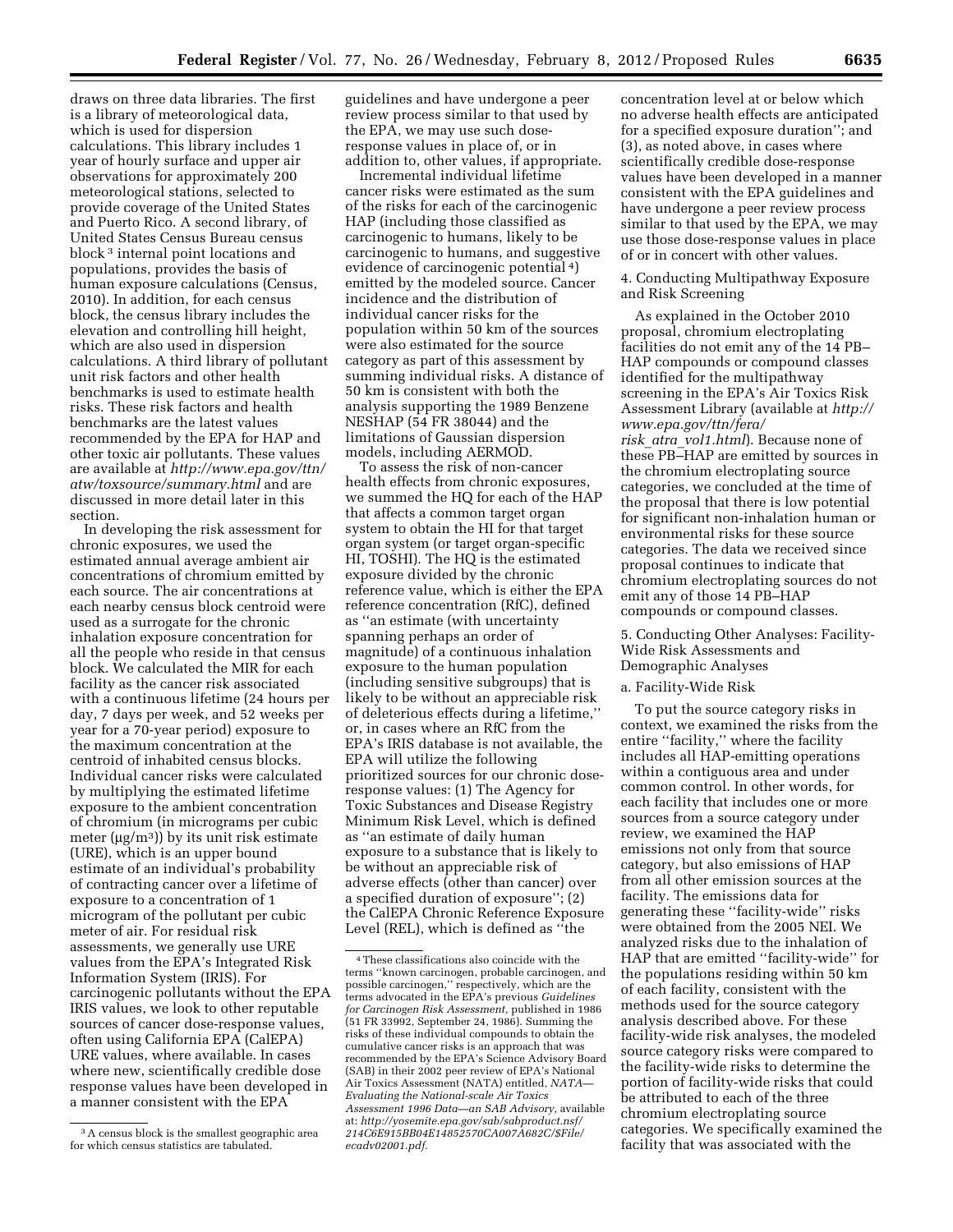draws on three data libraries. The first is a library of meteorological data, which is used for dispersion calculations. This library includes 1 year of hourly surface and upper air observations for approximately 200 meteorological stations, selected to provide coverage of the United States and Puerto Rico. A second library, of United States Census Bureau census block [3] internal point locations and populations, provides the basis of human exposure calculations (Census, 2010). In addition, for each census block, the census library includes the elevation and controlling hill height, which are also used in dispersion calculations. A third library of pollutant unit risk factors and other health benchmarks is used to estimate health risks. These risk factors and health benchmarks are the latest values recommended by the EPA for HAP and other toxic air pollutants. These values are available at *http://www.epa.gov/ttn/atw/toxsource/summary.html* and are discussed in more detail later in this section.

In developing the risk assessment for chronic exposures, we used the estimated annual average ambient air concentrations of chromium emitted by each source. The air concentrations at each nearby census block centroid were used as a surrogate for the chronic inhalation exposure concentration for all the people who reside in that census block. We calculated the MIR for each facility as the cancer risk associated with a continuous lifetime (24 hours per day, 7 days per week, and 52 weeks per year for a 70-year period) exposure to the maximum concentration at the centroid of inhabited census blocks. Individual cancer risks were calculated by multiplying the estimated lifetime exposure to the ambient concentration of chromium (in micrograms per cubic meter ($\mu g/m^3$)) by its unit risk estimate (URE), which is an upper bound estimate of an individual's probability of contracting cancer over a lifetime of exposure to a concentration of 1 microgram of the pollutant per cubic meter of air. For residual risk assessments, we generally use URE values from the EPA's Integrated Risk Information System (IRIS). For carcinogenic pollutants without the EPA IRIS values, we look to other reputable sources of cancer dose-response values, often using California EPA (CalEPA) URE values, where available. In cases where new, scientifically credible dose response values have been developed in a manner consistent with the EPA guidelines and have undergone a peer review process similar to that used by the EPA, we may use such dose-response values in place of, or in addition to, other values, if appropriate.

Incremental individual lifetime cancer risks were estimated as the sum of the risks for each of the carcinogenic HAP (including those classified as carcinogenic to humans, likely to be carcinogenic to humans, and suggestive evidence of carcinogenic potential [4]) emitted by the modeled source. Cancer incidence and the distribution of individual cancer risks for the population within 50 km of the sources were also estimated for the source category as part of this assessment by summing individual risks. A distance of 50 km is consistent with both the analysis supporting the 1989 Benzene NESHAP (54 FR 38044) and the limitations of Gaussian dispersion models, including AERMOD.

To assess the risk of non-cancer health effects from chronic exposures, we summed the HQ for each of the HAP that affects a common target organ system to obtain the HI for that target organ system (or target organ-specific HI, TOSHI). The HQ is the estimated exposure divided by the chronic reference value, which is either the EPA reference concentration (RfC), defined as ''an estimate (with uncertainty spanning perhaps an order of magnitude) of a continuous inhalation exposure to the human population (including sensitive subgroups) that is likely to be without an appreciable risk of deleterious effects during a lifetime,'' or, in cases where an RfC from the EPA's IRIS database is not available, the EPA will utilize the following prioritized sources for our chronic dose-response values: (1) The Agency for Toxic Substances and Disease Registry Minimum Risk Level, which is defined as ''an estimate of daily human exposure to a substance that is likely to be without an appreciable risk of adverse effects (other than cancer) over a specified duration of exposure''; (2) the CalEPA Chronic Reference Exposure Level (REL), which is defined as ''the concentration level at or below which no adverse health effects are anticipated for a specified exposure duration''; and (3), as noted above, in cases where scientifically credible dose-response values have been developed in a manner consistent with the EPA guidelines and have undergone a peer review process similar to that used by the EPA, we may use those dose-response values in place of or in concert with other values.

4. Conducting Multipathway Exposure and Risk Screening

As explained in the October 2010 proposal, chromium electroplating facilities do not emit any of the 14 PB–HAP compounds or compound classes identified for the multipathway screening in the EPA's Air Toxics Risk Assessment Library (available at *http://www.epa.gov/ttn/fera/risk_atra_vol1.html*). Because none of these PB–HAP are emitted by sources in the chromium electroplating source categories, we concluded at the time of the proposal that there is low potential for significant non-inhalation human or environmental risks for these source categories. The data we received since proposal continues to indicate that chromium electroplating sources do not emit any of those 14 PB–HAP compounds or compound classes.

5. Conducting Other Analyses: Facility-Wide Risk Assessments and Demographic Analyses

a. Facility-Wide Risk

To put the source category risks in context, we examined the risks from the entire ''facility,'' where the facility includes all HAP-emitting operations within a contiguous area and under common control. In other words, for each facility that includes one or more sources from a source category under review, we examined the HAP emissions not only from that source category, but also emissions of HAP from all other emission sources at the facility. The emissions data for generating these ''facility-wide'' risks were obtained from the 2005 NEI. We analyzed risks due to the inhalation of HAP that are emitted ''facility-wide'' for the populations residing within 50 km of each facility, consistent with the methods used for the source category analysis described above. For these facility-wide risk analyses, the modeled source category risks were compared to the facility-wide risks to determine the portion of facility-wide risks that could be attributed to each of the three chromium electroplating source categories. We specifically examined the facility that was associated with the

[3] A census block is the smallest geographic area for which census statistics are tabulated.

[4] These classifications also coincide with the terms ''known carcinogen, probable carcinogen, and possible carcinogen,'' respectively, which are the terms advocated in the EPA's previous *Guidelines for Carcinogen Risk Assessment,* published in 1986 (51 FR 33992, September 24, 1986). Summing the risks of these individual compounds to obtain the cumulative cancer risks is an approach that was recommended by the EPA's Science Advisory Board (SAB) in their 2002 peer review of EPA's National Air Toxics Assessment (NATA) entitled, *NATA—Evaluating the National-scale Air Toxics Assessment 1996 Data—an SAB Advisory,* available at: *http://yosemite.epa.gov/sab/sabproduct.nsf/214C6E915BB04E14852570CA007A682C/$File/ecadv02001.pdf.*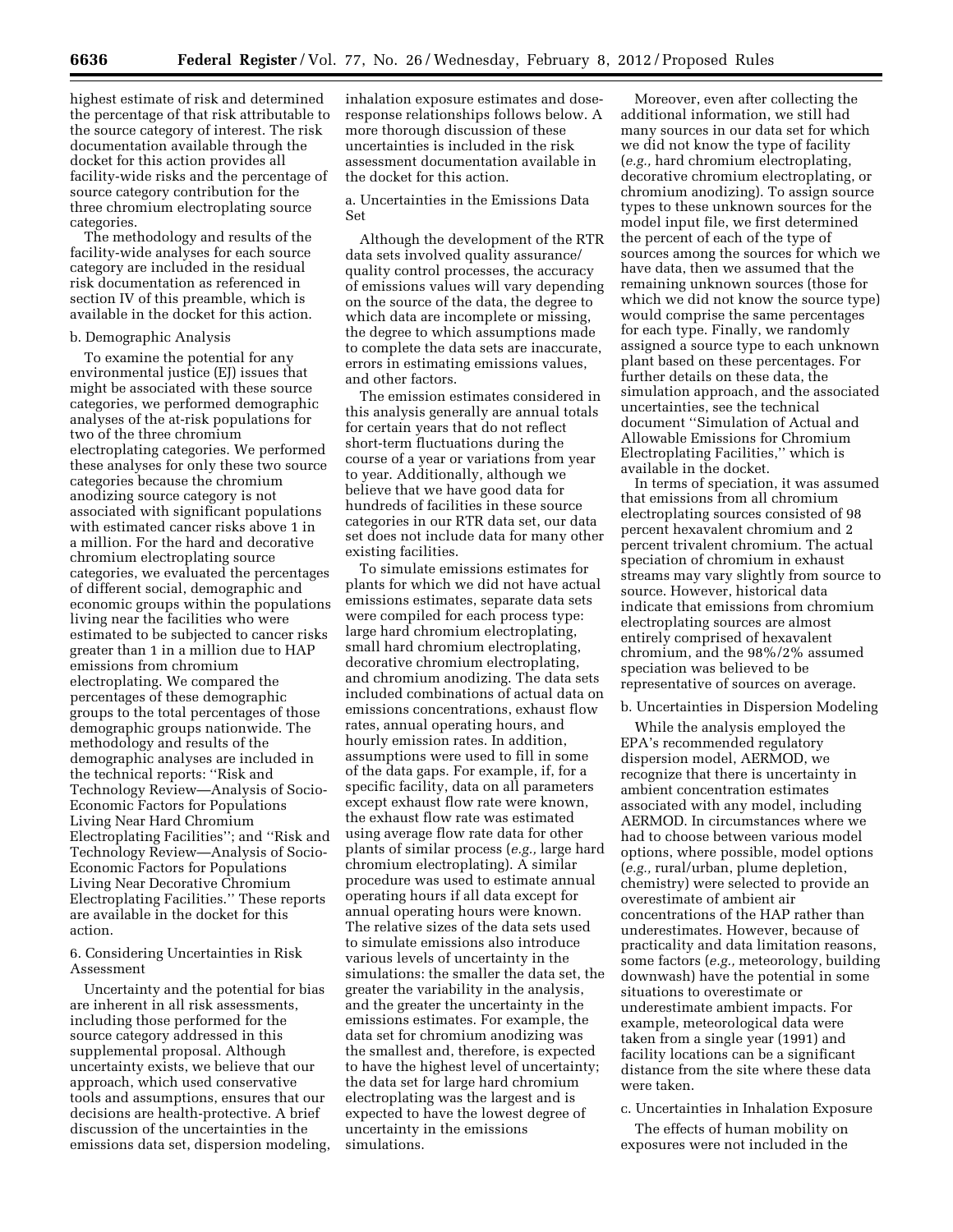highest estimate of risk and determined the percentage of that risk attributable to the source category of interest. The risk documentation available through the docket for this action provides all facility-wide risks and the percentage of source category contribution for the three chromium electroplating source categories.

The methodology and results of the facility-wide analyses for each source category are included in the residual risk documentation as referenced in section IV of this preamble, which is available in the docket for this action.

b. Demographic Analysis

To examine the potential for any environmental justice (EJ) issues that might be associated with these source categories, we performed demographic analyses of the at-risk populations for two of the three chromium electroplating categories. We performed these analyses for only these two source categories because the chromium anodizing source category is not associated with significant populations with estimated cancer risks above 1 in a million. For the hard and decorative chromium electroplating source categories, we evaluated the percentages of different social, demographic and economic groups within the populations living near the facilities who were estimated to be subjected to cancer risks greater than 1 in a million due to HAP emissions from chromium electroplating. We compared the percentages of these demographic groups to the total percentages of those demographic groups nationwide. The methodology and results of the demographic analyses are included in the technical reports: ''Risk and Technology Review—Analysis of Socio-Economic Factors for Populations Living Near Hard Chromium Electroplating Facilities''; and ''Risk and Technology Review—Analysis of Socio-Economic Factors for Populations Living Near Decorative Chromium Electroplating Facilities.'' These reports are available in the docket for this action.

6. Considering Uncertainties in Risk Assessment

Uncertainty and the potential for bias are inherent in all risk assessments, including those performed for the source category addressed in this supplemental proposal. Although uncertainty exists, we believe that our approach, which used conservative tools and assumptions, ensures that our decisions are health-protective. A brief discussion of the uncertainties in the emissions data set, dispersion modeling, inhalation exposure estimates and dose-response relationships follows below. A more thorough discussion of these uncertainties is included in the risk assessment documentation available in the docket for this action.

a. Uncertainties in the Emissions Data Set

Although the development of the RTR data sets involved quality assurance/quality control processes, the accuracy of emissions values will vary depending on the source of the data, the degree to which data are incomplete or missing, the degree to which assumptions made to complete the data sets are inaccurate, errors in estimating emissions values, and other factors.

The emission estimates considered in this analysis generally are annual totals for certain years that do not reflect short-term fluctuations during the course of a year or variations from year to year. Additionally, although we believe that we have good data for hundreds of facilities in these source categories in our RTR data set, our data set does not include data for many other existing facilities.

To simulate emissions estimates for plants for which we did not have actual emissions estimates, separate data sets were compiled for each process type: large hard chromium electroplating, small hard chromium electroplating, decorative chromium electroplating, and chromium anodizing. The data sets included combinations of actual data on emissions concentrations, exhaust flow rates, annual operating hours, and hourly emission rates. In addition, assumptions were used to fill in some of the data gaps. For example, if, for a specific facility, data on all parameters except exhaust flow rate were known, the exhaust flow rate was estimated using average flow rate data for other plants of similar process (*e.g.,* large hard chromium electroplating). A similar procedure was used to estimate annual operating hours if all data except for annual operating hours were known. The relative sizes of the data sets used to simulate emissions also introduce various levels of uncertainty in the simulations: the smaller the data set, the greater the variability in the analysis, and the greater the uncertainty in the emissions estimates. For example, the data set for chromium anodizing was the smallest and, therefore, is expected to have the highest level of uncertainty; the data set for large hard chromium electroplating was the largest and is expected to have the lowest degree of uncertainty in the emissions simulations.

Moreover, even after collecting the additional information, we still had many sources in our data set for which we did not know the type of facility (*e.g.,* hard chromium electroplating, decorative chromium electroplating, or chromium anodizing). To assign source types to these unknown sources for the model input file, we first determined the percent of each of the type of sources among the sources for which we have data, then we assumed that the remaining unknown sources (those for which we did not know the source type) would comprise the same percentages for each type. Finally, we randomly assigned a source type to each unknown plant based on these percentages. For further details on these data, the simulation approach, and the associated uncertainties, see the technical document ''Simulation of Actual and Allowable Emissions for Chromium Electroplating Facilities,'' which is available in the docket.

In terms of speciation, it was assumed that emissions from all chromium electroplating sources consisted of 98 percent hexavalent chromium and 2 percent trivalent chromium. The actual speciation of chromium in exhaust streams may vary slightly from source to source. However, historical data indicate that emissions from chromium electroplating sources are almost entirely comprised of hexavalent chromium, and the 98%/2% assumed speciation was believed to be representative of sources on average.

b. Uncertainties in Dispersion Modeling

While the analysis employed the EPA's recommended regulatory dispersion model, AERMOD, we recognize that there is uncertainty in ambient concentration estimates associated with any model, including AERMOD. In circumstances where we had to choose between various model options, where possible, model options (*e.g.,* rural/urban, plume depletion, chemistry) were selected to provide an overestimate of ambient air concentrations of the HAP rather than underestimates. However, because of practicality and data limitation reasons, some factors (*e.g.,* meteorology, building downwash) have the potential in some situations to overestimate or underestimate ambient impacts. For example, meteorological data were taken from a single year (1991) and facility locations can be a significant distance from the site where these data were taken.

c. Uncertainties in Inhalation Exposure

The effects of human mobility on exposures were not included in the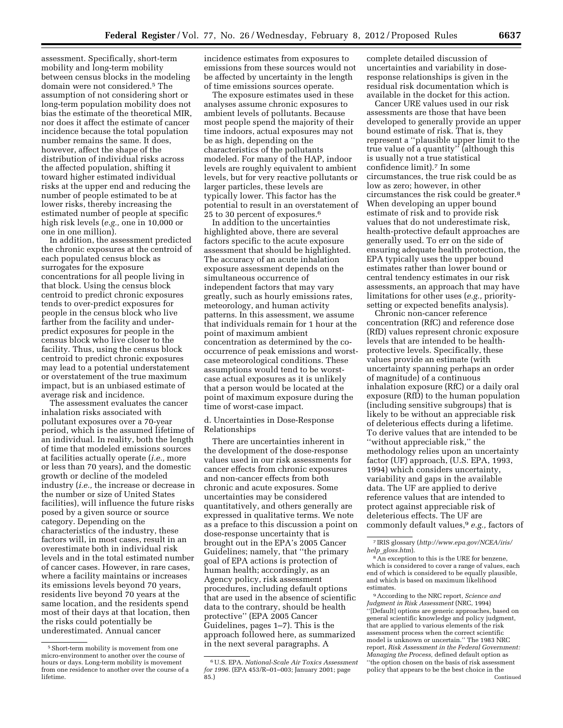assessment. Specifically, short-term mobility and long-term mobility between census blocks in the modeling domain were not considered.[5] The assumption of not considering short or long-term population mobility does not bias the estimate of the theoretical MIR, nor does it affect the estimate of cancer incidence because the total population number remains the same. It does, however, affect the shape of the distribution of individual risks across the affected population, shifting it toward higher estimated individual risks at the upper end and reducing the number of people estimated to be at lower risks, thereby increasing the estimated number of people at specific high risk levels (*e.g.,* one in 10,000 or one in one million).

In addition, the assessment predicted the chronic exposures at the centroid of each populated census block as surrogates for the exposure concentrations for all people living in that block. Using the census block centroid to predict chronic exposures tends to over-predict exposures for people in the census block who live farther from the facility and under-predict exposures for people in the census block who live closer to the facility. Thus, using the census block centroid to predict chronic exposures may lead to a potential understatement or overstatement of the true maximum impact, but is an unbiased estimate of average risk and incidence.

The assessment evaluates the cancer inhalation risks associated with pollutant exposures over a 70-year period, which is the assumed lifetime of an individual. In reality, both the length of time that modeled emissions sources at facilities actually operate (*i.e.,* more or less than 70 years), and the domestic growth or decline of the modeled industry (*i.e.,* the increase or decrease in the number or size of United States facilities), will influence the future risks posed by a given source or source category. Depending on the characteristics of the industry, these factors will, in most cases, result in an overestimate both in individual risk levels and in the total estimated number of cancer cases. However, in rare cases, where a facility maintains or increases its emissions levels beyond 70 years, residents live beyond 70 years at the same location, and the residents spend most of their days at that location, then the risks could potentially be underestimated. Annual cancer incidence estimates from exposures to emissions from these sources would not be affected by uncertainty in the length of time emissions sources operate.

The exposure estimates used in these analyses assume chronic exposures to ambient levels of pollutants. Because most people spend the majority of their time indoors, actual exposures may not be as high, depending on the characteristics of the pollutants modeled. For many of the HAP, indoor levels are roughly equivalent to ambient levels, but for very reactive pollutants or larger particles, these levels are typically lower. This factor has the potential to result in an overstatement of 25 to 30 percent of exposures.[6]

In addition to the uncertainties highlighted above, there are several factors specific to the acute exposure assessment that should be highlighted. The accuracy of an acute inhalation exposure assessment depends on the simultaneous occurrence of independent factors that may vary greatly, such as hourly emissions rates, meteorology, and human activity patterns. In this assessment, we assume that individuals remain for 1 hour at the point of maximum ambient concentration as determined by the co-occurrence of peak emissions and worst-case meteorological conditions. These assumptions would tend to be worst-case actual exposures as it is unlikely that a person would be located at the point of maximum exposure during the time of worst-case impact.

d. Uncertainties in Dose-Response Relationships

There are uncertainties inherent in the development of the dose-response values used in our risk assessments for cancer effects from chronic exposures and non-cancer effects from both chronic and acute exposures. Some uncertainties may be considered quantitatively, and others generally are expressed in qualitative terms. We note as a preface to this discussion a point on dose-response uncertainty that is brought out in the EPA's 2005 Cancer Guidelines; namely, that ''the primary goal of EPA actions is protection of human health; accordingly, as an Agency policy, risk assessment procedures, including default options that are used in the absence of scientific data to the contrary, should be health protective'' (EPA 2005 Cancer Guidelines, pages 1–7). This is the approach followed here, as summarized in the next several paragraphs. A complete detailed discussion of uncertainties and variability in dose-response relationships is given in the residual risk documentation which is available in the docket for this action.

Cancer URE values used in our risk assessments are those that have been developed to generally provide an upper bound estimate of risk. That is, they represent a ''plausible upper limit to the true value of a quantity'' (although this is usually not a true statistical confidence limit).[7] In some circumstances, the true risk could be as low as zero; however, in other circumstances the risk could be greater.[8] When developing an upper bound estimate of risk and to provide risk values that do not underestimate risk, health-protective default approaches are generally used. To err on the side of ensuring adequate health protection, the EPA typically uses the upper bound estimates rather than lower bound or central tendency estimates in our risk assessments, an approach that may have limitations for other uses (*e.g.,* priority-setting or expected benefits analysis).

Chronic non-cancer reference concentration (RfC) and reference dose (RfD) values represent chronic exposure levels that are intended to be health-protective levels. Specifically, these values provide an estimate (with uncertainty spanning perhaps an order of magnitude) of a continuous inhalation exposure (RfC) or a daily oral exposure (RfD) to the human population (including sensitive subgroups) that is likely to be without an appreciable risk of deleterious effects during a lifetime. To derive values that are intended to be ''without appreciable risk,'' the methodology relies upon an uncertainty factor (UF) approach, (U.S. EPA, 1993, 1994) which considers uncertainty, variability and gaps in the available data. The UF are applied to derive reference values that are intended to protect against appreciable risk of deleterious effects. The UF are commonly default values,[9] *e.g.,* factors of

---

[5] Short-term mobility is movement from one micro-environment to another over the course of hours or days. Long-term mobility is movement from one residence to another over the course of a lifetime.

[6] U.S. EPA. *National-Scale Air Toxics Assessment for 1996.* (EPA 453/R–01–003; January 2001; page 85.)

[7] IRIS glossary (*http://www.epa.gov/NCEA/iris/help_gloss.htm*).

[8] An exception to this is the URE for benzene, which is considered to cover a range of values, each end of which is considered to be equally plausible, and which is based on maximum likelihood estimates.

[9] According to the NRC report, *Science and Judgment in Risk Assessment* (NRC, 1994) ''[Default] options are generic approaches, based on general scientific knowledge and policy judgment, that are applied to various elements of the risk assessment process when the correct scientific model is unknown or uncertain.'' The 1983 NRC report, *Risk Assessment in the Federal Government: Managing the Process,* defined default option as ''the option chosen on the basis of risk assessment policy that appears to be the best choice in the

Continued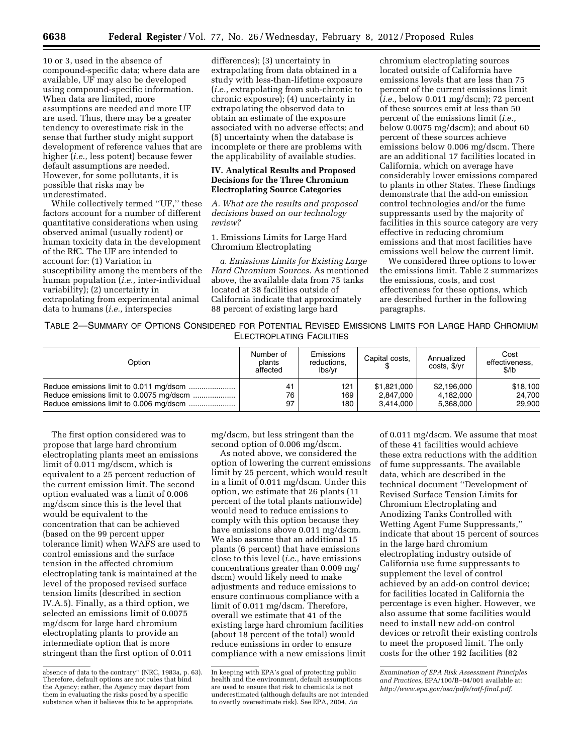10 or 3, used in the absence of compound-specific data; where data are available, UF may also be developed using compound-specific information. When data are limited, more assumptions are needed and more UF are used. Thus, there may be a greater tendency to overestimate risk in the sense that further study might support development of reference values that are higher (*i.e.,* less potent) because fewer default assumptions are needed. However, for some pollutants, it is possible that risks may be underestimated.

While collectively termed ''UF,'' these factors account for a number of different quantitative considerations when using observed animal (usually rodent) or human toxicity data in the development of the RfC. The UF are intended to account for: (1) Variation in susceptibility among the members of the human population (*i.e.,* inter-individual variability); (2) uncertainty in extrapolating from experimental animal data to humans (*i.e.,* interspecies differences); (3) uncertainty in extrapolating from data obtained in a study with less-than-lifetime exposure (*i.e.,* extrapolating from sub-chronic to chronic exposure); (4) uncertainty in extrapolating the observed data to obtain an estimate of the exposure associated with no adverse effects; and (5) uncertainty when the database is incomplete or there are problems with the applicability of available studies.

## IV. Analytical Results and Proposed Decisions for the Three Chromium Electroplating Source Categories

### *A. What are the results and proposed decisions based on our technology review?*

#### 1. Emissions Limits for Large Hard Chromium Electroplating

*a. Emissions Limits for Existing Large Hard Chromium Sources.* As mentioned above, the available data from 75 tanks located at 38 facilities outside of California indicate that approximately 88 percent of existing large hard chromium electroplating sources located outside of California have emissions levels that are less than 75 percent of the current emissions limit (*i.e.,* below 0.011 mg/dscm); 72 percent of these sources emit at less than 50 percent of the emissions limit (*i.e.,* below 0.0075 mg/dscm); and about 60 percent of these sources achieve emissions below 0.006 mg/dscm. There are an additional 17 facilities located in California, which on average have considerably lower emissions compared to plants in other States. These findings demonstrate that the add-on emission control technologies and/or the fume suppressants used by the majority of facilities in this source category are very effective in reducing chromium emissions and that most facilities have emissions well below the current limit.

We considered three options to lower the emissions limit. Table 2 summarizes the emissions, costs, and cost effectiveness for these options, which are described further in the following paragraphs.

TABLE 2—SUMMARY OF OPTIONS CONSIDERED FOR POTENTIAL REVISED EMISSIONS LIMITS FOR LARGE HARD CHROMIUM ELECTROPLATING FACILITIES

| Option | Number of plants affected | Emissions reductions, lbs/yr | Capital costs, $ | Annualized costs, $/yr | Cost effectiveness, $/lb |
|---|---|---|---|---|---|
| Reduce emissions limit to 0.011 mg/dscm | 41 | 121 | $1,821,000 | $2,196,000 | $18,100 |
| Reduce emissions limit to 0.0075 mg/dscm | 76 | 169 | 2,847,000 | 4,182,000 | 24,700 |
| Reduce emissions limit to 0.006 mg/dscm | 97 | 180 | 3,414,000 | 5,368,000 | 29,900 |

The first option considered was to propose that large hard chromium electroplating plants meet an emissions limit of 0.011 mg/dscm, which is equivalent to a 25 percent reduction of the current emission limit. The second option evaluated was a limit of 0.006 mg/dscm since this is the level that would be equivalent to the concentration that can be achieved (based on the 99 percent upper tolerance limit) when WAFS are used to control emissions and the surface tension in the affected chromium electroplating tank is maintained at the level of the proposed revised surface tension limits (described in section IV.A.5). Finally, as a third option, we selected an emissions limit of 0.0075 mg/dscm for large hard chromium electroplating plants to provide an intermediate option that is more stringent than the first option of 0.011 mg/dscm, but less stringent than the second option of 0.006 mg/dscm.

As noted above, we considered the option of lowering the current emissions limit by 25 percent, which would result in a limit of 0.011 mg/dscm. Under this option, we estimate that 26 plants (11 percent of the total plants nationwide) would need to reduce emissions to comply with this option because they have emissions above 0.011 mg/dscm. We also assume that an additional 15 plants (6 percent) that have emissions close to this level (*i.e.,* have emissions concentrations greater than 0.009 mg/dscm) would likely need to make adjustments and reduce emissions to ensure continuous compliance with a limit of 0.011 mg/dscm. Therefore, overall we estimate that 41 of the existing large hard chromium facilities (about 18 percent of the total) would reduce emissions in order to ensure compliance with a new emissions limit of 0.011 mg/dscm. We assume that most of these 41 facilities would achieve these extra reductions with the addition of fume suppressants. The available data, which are described in the technical document ''Development of Revised Surface Tension Limits for Chromium Electroplating and Anodizing Tanks Controlled with Wetting Agent Fume Suppressants,'' indicate that about 15 percent of sources in the large hard chromium electroplating industry outside of California use fume suppressants to supplement the level of control achieved by an add-on control device; for facilities located in California the percentage is even higher. However, we also assume that some facilities would need to install new add-on control devices or retrofit their existing controls to meet the proposed limit. The only costs for the other 192 facilities (82

---

absence of data to the contrary'' (NRC, 1983a, p. 63). Therefore, default options are not rules that bind the Agency; rather, the Agency may depart from them in evaluating the risks posed by a specific substance when it believes this to be appropriate. In keeping with EPA's goal of protecting public health and the environment, default assumptions are used to ensure that risk to chemicals is not underestimated (although defaults are not intended to overtly overestimate risk). See EPA, 2004, *An Examination of EPA Risk Assessment Principles and Practices,* EPA/100/B–04/001 available at: *http://www.epa.gov/osa/pdfs/ratf-final.pdf.*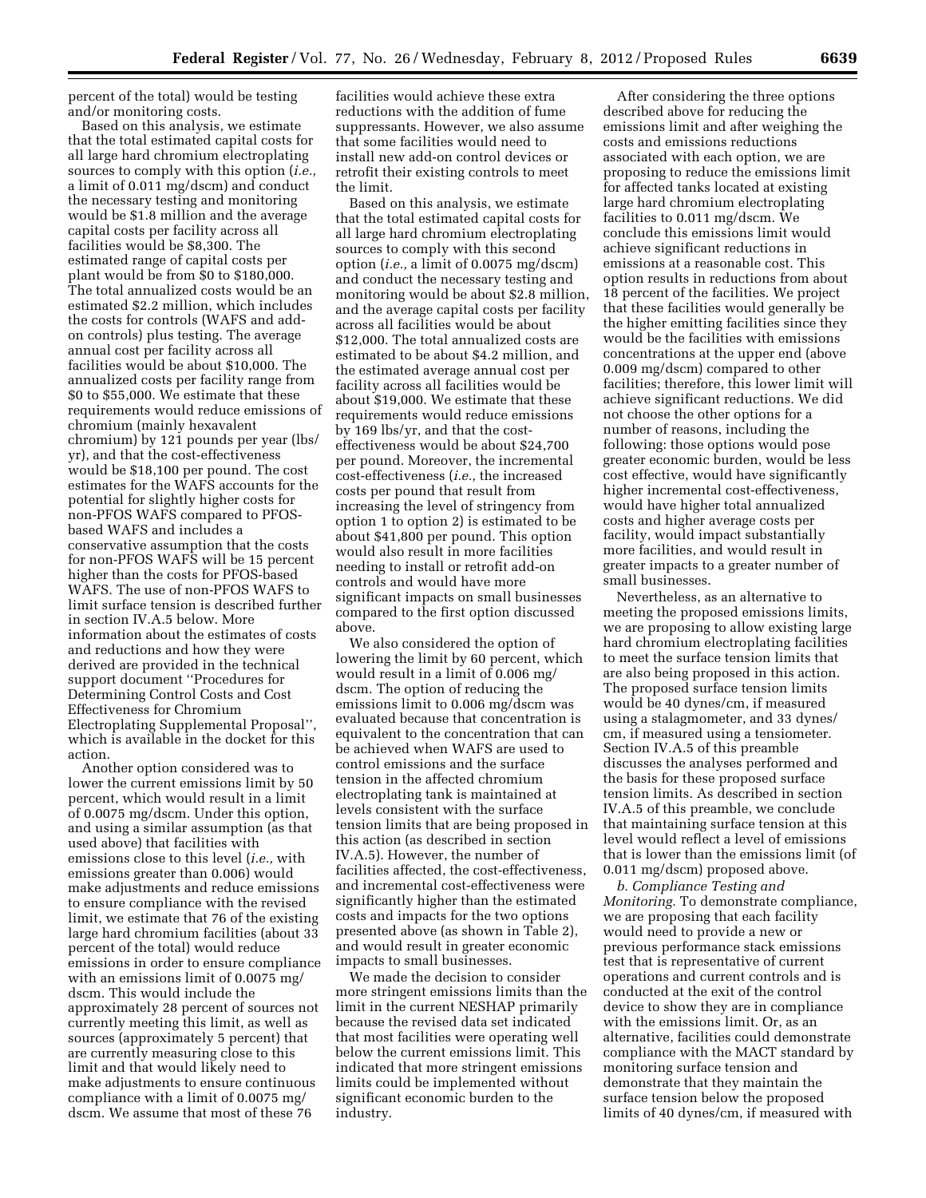percent of the total) would be testing and/or monitoring costs.

Based on this analysis, we estimate that the total estimated capital costs for all large hard chromium electroplating sources to comply with this option (*i.e.,* a limit of 0.011 mg/dscm) and conduct the necessary testing and monitoring would be $1.8 million and the average capital costs per facility across all facilities would be $8,300. The estimated range of capital costs per plant would be from $0 to $180,000. The total annualized costs would be an estimated $2.2 million, which includes the costs for controls (WAFS and add-on controls) plus testing. The average annual cost per facility across all facilities would be about $10,000. The annualized costs per facility range from $0 to $55,000. We estimate that these requirements would reduce emissions of chromium (mainly hexavalent chromium) by 121 pounds per year (lbs/yr), and that the cost-effectiveness would be $18,100 per pound. The cost estimates for the WAFS accounts for the potential for slightly higher costs for non-PFOS WAFS compared to PFOS-based WAFS and includes a conservative assumption that the costs for non-PFOS WAFS will be 15 percent higher than the costs for PFOS-based WAFS. The use of non-PFOS WAFS to limit surface tension is described further in section IV.A.5 below. More information about the estimates of costs and reductions and how they were derived are provided in the technical support document ''Procedures for Determining Control Costs and Cost Effectiveness for Chromium Electroplating Supplemental Proposal'', which is available in the docket for this action.

Another option considered was to lower the current emissions limit by 50 percent, which would result in a limit of 0.0075 mg/dscm. Under this option, and using a similar assumption (as that used above) that facilities with emissions close to this level (*i.e.,* with emissions greater than 0.006) would make adjustments and reduce emissions to ensure compliance with the revised limit, we estimate that 76 of the existing large hard chromium facilities (about 33 percent of the total) would reduce emissions in order to ensure compliance with an emissions limit of 0.0075 mg/dscm. This would include the approximately 28 percent of sources not currently meeting this limit, as well as sources (approximately 5 percent) that are currently measuring close to this limit and that would likely need to make adjustments to ensure continuous compliance with a limit of 0.0075 mg/dscm. We assume that most of these 76 facilities would achieve these extra reductions with the addition of fume suppressants. However, we also assume that some facilities would need to install new add-on control devices or retrofit their existing controls to meet the limit.

Based on this analysis, we estimate that the total estimated capital costs for all large hard chromium electroplating sources to comply with this second option (*i.e.,* a limit of 0.0075 mg/dscm) and conduct the necessary testing and monitoring would be about $2.8 million, and the average capital costs per facility across all facilities would be about $12,000. The total annualized costs are estimated to be about $4.2 million, and the estimated average annual cost per facility across all facilities would be about $19,000. We estimate that these requirements would reduce emissions by 169 lbs/yr, and that the cost-effectiveness would be about $24,700 per pound. Moreover, the incremental cost-effectiveness (*i.e.,* the increased costs per pound that result from increasing the level of stringency from option 1 to option 2) is estimated to be about $41,800 per pound. This option would also result in more facilities needing to install or retrofit add-on controls and would have more significant impacts on small businesses compared to the first option discussed above.

We also considered the option of lowering the limit by 60 percent, which would result in a limit of 0.006 mg/dscm. The option of reducing the emissions limit to 0.006 mg/dscm was evaluated because that concentration is equivalent to the concentration that can be achieved when WAFS are used to control emissions and the surface tension in the affected chromium electroplating tank is maintained at levels consistent with the surface tension limits that are being proposed in this action (as described in section IV.A.5). However, the number of facilities affected, the cost-effectiveness, and incremental cost-effectiveness were significantly higher than the estimated costs and impacts for the two options presented above (as shown in Table 2), and would result in greater economic impacts to small businesses.

We made the decision to consider more stringent emissions limits than the limit in the current NESHAP primarily because the revised data set indicated that most facilities were operating well below the current emissions limit. This indicated that more stringent emissions limits could be implemented without significant economic burden to the industry.

After considering the three options described above for reducing the emissions limit and after weighing the costs and emissions reductions associated with each option, we are proposing to reduce the emissions limit for affected tanks located at existing large hard chromium electroplating facilities to 0.011 mg/dscm. We conclude this emissions limit would achieve significant reductions in emissions at a reasonable cost. This option results in reductions from about 18 percent of the facilities. We project that these facilities would generally be the higher emitting facilities since they would be the facilities with emissions concentrations at the upper end (above 0.009 mg/dscm) compared to other facilities; therefore, this lower limit will achieve significant reductions. We did not choose the other options for a number of reasons, including the following: those options would pose greater economic burden, would be less cost effective, would have significantly higher incremental cost-effectiveness, would have higher total annualized costs and higher average costs per facility, would impact substantially more facilities, and would result in greater impacts to a greater number of small businesses.

Nevertheless, as an alternative to meeting the proposed emissions limits, we are proposing to allow existing large hard chromium electroplating facilities to meet the surface tension limits that are also being proposed in this action. The proposed surface tension limits would be 40 dynes/cm, if measured using a stalagmometer, and 33 dynes/cm, if measured using a tensiometer. Section IV.A.5 of this preamble discusses the analyses performed and the basis for these proposed surface tension limits. As described in section IV.A.5 of this preamble, we conclude that maintaining surface tension at this level would reflect a level of emissions that is lower than the emissions limit (of 0.011 mg/dscm) proposed above.

*b. Compliance Testing and Monitoring.* To demonstrate compliance, we are proposing that each facility would need to provide a new or previous performance stack emissions test that is representative of current operations and current controls and is conducted at the exit of the control device to show they are in compliance with the emissions limit. Or, as an alternative, facilities could demonstrate compliance with the MACT standard by monitoring surface tension and demonstrate that they maintain the surface tension below the proposed limits of 40 dynes/cm, if measured with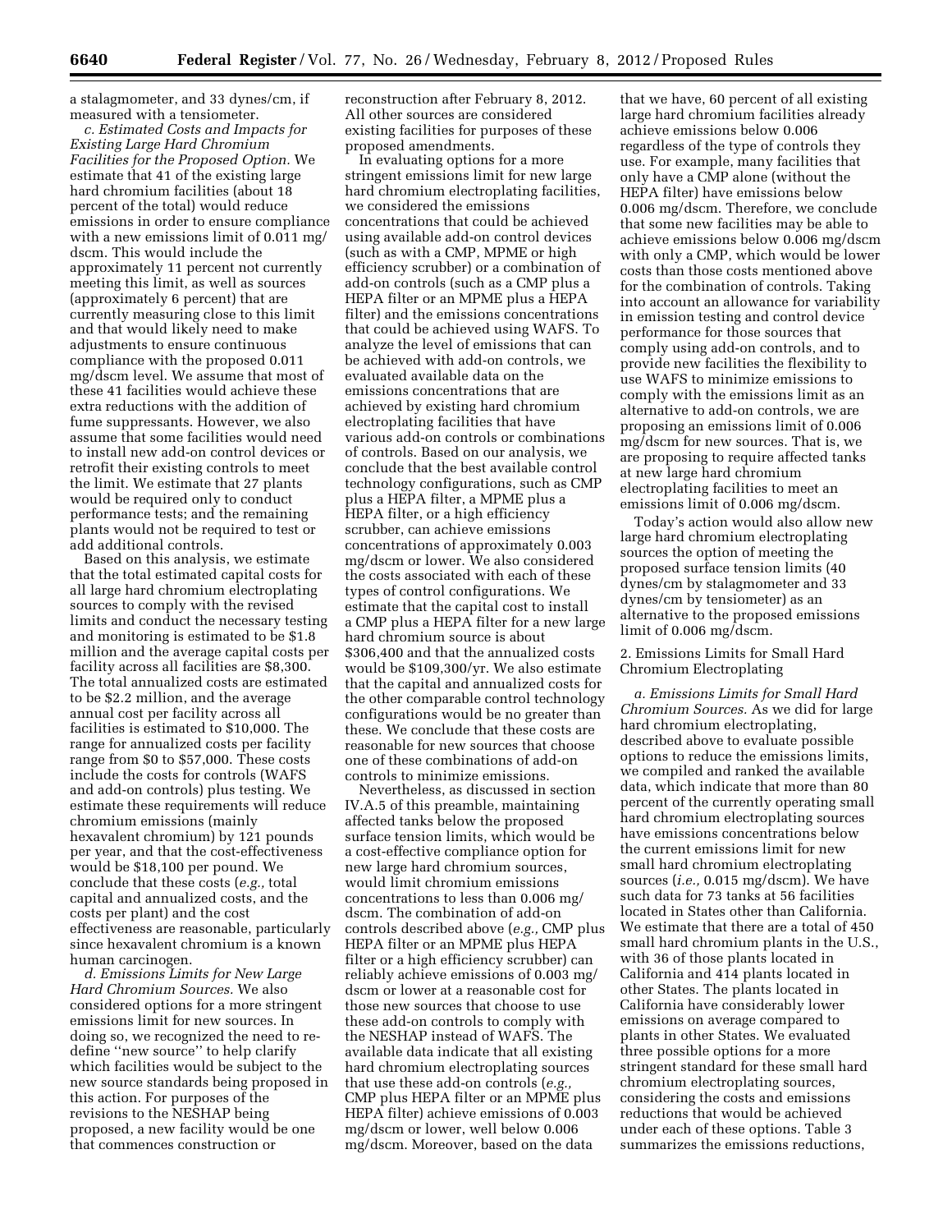a stalagmometer, and 33 dynes/cm, if measured with a tensiometer.

*c. Estimated Costs and Impacts for Existing Large Hard Chromium Facilities for the Proposed Option.* We estimate that 41 of the existing large hard chromium facilities (about 18 percent of the total) would reduce emissions in order to ensure compliance with a new emissions limit of 0.011 mg/dscm. This would include the approximately 11 percent not currently meeting this limit, as well as sources (approximately 6 percent) that are currently measuring close to this limit and that would likely need to make adjustments to ensure continuous compliance with the proposed 0.011 mg/dscm level. We assume that most of these 41 facilities would achieve these extra reductions with the addition of fume suppressants. However, we also assume that some facilities would need to install new add-on control devices or retrofit their existing controls to meet the limit. We estimate that 27 plants would be required only to conduct performance tests; and the remaining plants would not be required to test or add additional controls.

Based on this analysis, we estimate that the total estimated capital costs for all large hard chromium electroplating sources to comply with the revised limits and conduct the necessary testing and monitoring is estimated to be $1.8 million and the average capital costs per facility across all facilities are $8,300. The total annualized costs are estimated to be $2.2 million, and the average annual cost per facility across all facilities is estimated to $10,000. The range for annualized costs per facility range from $0 to $57,000. These costs include the costs for controls (WAFS and add-on controls) plus testing. We estimate these requirements will reduce chromium emissions (mainly hexavalent chromium) by 121 pounds per year, and that the cost-effectiveness would be $18,100 per pound. We conclude that these costs (*e.g.,* total capital and annualized costs, and the costs per plant) and the cost effectiveness are reasonable, particularly since hexavalent chromium is a known human carcinogen.

*d. Emissions Limits for New Large Hard Chromium Sources.* We also considered options for a more stringent emissions limit for new sources. In doing so, we recognized the need to re-define ''new source'' to help clarify which facilities would be subject to the new source standards being proposed in this action. For purposes of the revisions to the NESHAP being proposed, a new facility would be one that commences construction or reconstruction after February 8, 2012. All other sources are considered existing facilities for purposes of these proposed amendments.

In evaluating options for a more stringent emissions limit for new large hard chromium electroplating facilities, we considered the emissions concentrations that could be achieved using available add-on control devices (such as with a CMP, MPME or high efficiency scrubber) or a combination of add-on controls (such as a CMP plus a HEPA filter or an MPME plus a HEPA filter) and the emissions concentrations that could be achieved using WAFS. To analyze the level of emissions that can be achieved with add-on controls, we evaluated available data on the emissions concentrations that are achieved by existing hard chromium electroplating facilities that have various add-on controls or combinations of controls. Based on our analysis, we conclude that the best available control technology configurations, such as CMP plus a HEPA filter, a MPME plus a HEPA filter, or a high efficiency scrubber, can achieve emissions concentrations of approximately 0.003 mg/dscm or lower. We also considered the costs associated with each of these types of control configurations. We estimate that the capital cost to install a CMP plus a HEPA filter for a new large hard chromium source is about $306,400 and that the annualized costs would be $109,300/yr. We also estimate that the capital and annualized costs for the other comparable control technology configurations would be no greater than these. We conclude that these costs are reasonable for new sources that choose one of these combinations of add-on controls to minimize emissions.

Nevertheless, as discussed in section IV.A.5 of this preamble, maintaining affected tanks below the proposed surface tension limits, which would be a cost-effective compliance option for new large hard chromium sources, would limit chromium emissions concentrations to less than 0.006 mg/dscm. The combination of add-on controls described above (*e.g.,* CMP plus HEPA filter or an MPME plus HEPA filter or a high efficiency scrubber) can reliably achieve emissions of 0.003 mg/dscm or lower at a reasonable cost for those new sources that choose to use these add-on controls to comply with the NESHAP instead of WAFS. The available data indicate that all existing hard chromium electroplating sources that use these add-on controls (*e.g.,* CMP plus HEPA filter or an MPME plus HEPA filter) achieve emissions of 0.003 mg/dscm or lower, well below 0.006 mg/dscm. Moreover, based on the data that we have, 60 percent of all existing large hard chromium facilities already achieve emissions below 0.006 regardless of the type of controls they use. For example, many facilities that only have a CMP alone (without the HEPA filter) have emissions below 0.006 mg/dscm. Therefore, we conclude that some new facilities may be able to achieve emissions below 0.006 mg/dscm with only a CMP, which would be lower costs than those costs mentioned above for the combination of controls. Taking into account an allowance for variability in emission testing and control device performance for those sources that comply using add-on controls, and to provide new facilities the flexibility to use WAFS to minimize emissions to comply with the emissions limit as an alternative to add-on controls, we are proposing an emissions limit of 0.006 mg/dscm for new sources. That is, we are proposing to require affected tanks at new large hard chromium electroplating facilities to meet an emissions limit of 0.006 mg/dscm.

Today's action would also allow new large hard chromium electroplating sources the option of meeting the proposed surface tension limits (40 dynes/cm by stalagmometer and 33 dynes/cm by tensiometer) as an alternative to the proposed emissions limit of 0.006 mg/dscm.

2. Emissions Limits for Small Hard Chromium Electroplating

*a. Emissions Limits for Small Hard Chromium Sources.* As we did for large hard chromium electroplating, described above to evaluate possible options to reduce the emissions limits, we compiled and ranked the available data, which indicate that more than 80 percent of the currently operating small hard chromium electroplating sources have emissions concentrations below the current emissions limit for new small hard chromium electroplating sources (*i.e.,* 0.015 mg/dscm). We have such data for 73 tanks at 56 facilities located in States other than California. We estimate that there are a total of 450 small hard chromium plants in the U.S., with 36 of those plants located in California and 414 plants located in other States. The plants located in California have considerably lower emissions on average compared to plants in other States. We evaluated three possible options for a more stringent standard for these small hard chromium electroplating sources, considering the costs and emissions reductions that would be achieved under each of these options. Table 3 summarizes the emissions reductions,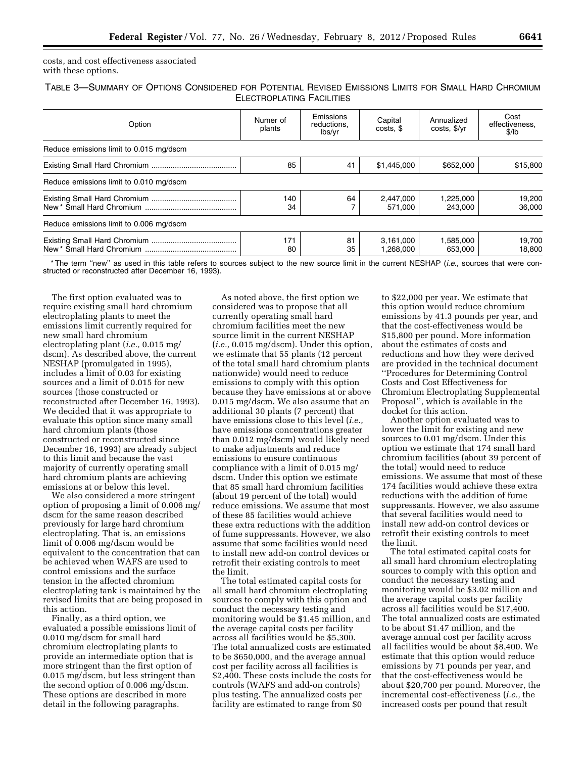costs, and cost effectiveness associated with these options.

TABLE 3—SUMMARY OF OPTIONS CONSIDERED FOR POTENTIAL REVISED EMISSIONS LIMITS FOR SMALL HARD CHROMIUM ELECTROPLATING FACILITIES

| Option | Numer of plants | Emissions reductions, lbs/yr | Capital costs, $ | Annualized costs, $/yr | Cost effectiveness, $/lb |
|---|---|---|---|---|---|
| Reduce emissions limit to 0.015 mg/dscm | | | | | |
| Existing Small Hard Chromium | 85 | 41 | $1,445,000 | $652,000 | $15,800 |
| Reduce emissions limit to 0.010 mg/dscm | | | | | |
| Existing Small Hard Chromium | 140 | 64 | 2,447,000 | 1,225,000 | 19,200 |
| New* Small Hard Chromium | 34 | 7 | 571,000 | 243,000 | 36,000 |
| Reduce emissions limit to 0.006 mg/dscm | | | | | |
| Existing Small Hard Chromium | 171 | 81 | 3,161,000 | 1,585,000 | 19,700 |
| New* Small Hard Chromium | 80 | 35 | 1,268,000 | 653,000 | 18,800 |

* The term "new" as used in this table refers to sources subject to the new source limit in the current NESHAP (*i.e.,* sources that were constructed or reconstructed after December 16, 1993).

The first option evaluated was to require existing small hard chromium electroplating plants to meet the emissions limit currently required for new small hard chromium electroplating plant (*i.e.,* 0.015 mg/dscm). As described above, the current NESHAP (promulgated in 1995), includes a limit of 0.03 for existing sources and a limit of 0.015 for new sources (those constructed or reconstructed after December 16, 1993). We decided that it was appropriate to evaluate this option since many small hard chromium plants (those constructed or reconstructed since December 16, 1993) are already subject to this limit and because the vast majority of currently operating small hard chromium plants are achieving emissions at or below this level.

We also considered a more stringent option of proposing a limit of 0.006 mg/dscm for the same reason described previously for large hard chromium electroplating. That is, an emissions limit of 0.006 mg/dscm would be equivalent to the concentration that can be achieved when WAFS are used to control emissions and the surface tension in the affected chromium electroplating tank is maintained by the revised limits that are being proposed in this action.

Finally, as a third option, we evaluated a possible emissions limit of 0.010 mg/dscm for small hard chromium electroplating plants to provide an intermediate option that is more stringent than the first option of 0.015 mg/dscm, but less stringent than the second option of 0.006 mg/dscm. These options are described in more detail in the following paragraphs.

As noted above, the first option we considered was to propose that all currently operating small hard chromium facilities meet the new source limit in the current NESHAP (*i.e.,* 0.015 mg/dscm). Under this option, we estimate that 55 plants (12 percent of the total small hard chromium plants nationwide) would need to reduce emissions to comply with this option because they have emissions at or above 0.015 mg/dscm. We also assume that an additional 30 plants (7 percent) that have emissions close to this level (*i.e.,* have emissions concentrations greater than 0.012 mg/dscm) would likely need to make adjustments and reduce emissions to ensure continuous compliance with a limit of 0.015 mg/dscm. Under this option we estimate that 85 small hard chromium facilities (about 19 percent of the total) would reduce emissions. We assume that most of these 85 facilities would achieve these extra reductions with the addition of fume suppressants. However, we also assume that some facilities would need to install new add-on control devices or retrofit their existing controls to meet the limit.

The total estimated capital costs for all small hard chromium electroplating sources to comply with this option and conduct the necessary testing and monitoring would be $1.45 million, and the average capital costs per facility across all facilities would be $5,300. The total annualized costs are estimated to be $650,000, and the average annual cost per facility across all facilities is $2,400. These costs include the costs for controls (WAFS and add-on controls) plus testing. The annualized costs per facility are estimated to range from $0 to $22,000 per year. We estimate that this option would reduce chromium emissions by 41.3 pounds per year, and that the cost-effectiveness would be $15,800 per pound. More information about the estimates of costs and reductions and how they were derived are provided in the technical document "Procedures for Determining Control Costs and Cost Effectiveness for Chromium Electroplating Supplemental Proposal", which is available in the docket for this action.

Another option evaluated was to lower the limit for existing and new sources to 0.01 mg/dscm. Under this option we estimate that 174 small hard chromium facilities (about 39 percent of the total) would need to reduce emissions. We assume that most of these 174 facilities would achieve these extra reductions with the addition of fume suppressants. However, we also assume that several facilities would need to install new add-on control devices or retrofit their existing controls to meet the limit.

The total estimated capital costs for all small hard chromium electroplating sources to comply with this option and conduct the necessary testing and monitoring would be $3.02 million and the average capital costs per facility across all facilities would be $17,400. The total annualized costs are estimated to be about $1.47 million, and the average annual cost per facility across all facilities would be about $8,400. We estimate that this option would reduce emissions by 71 pounds per year, and that the cost-effectiveness would be about $20,700 per pound. Moreover, the incremental cost-effectiveness (*i.e.,* the increased costs per pound that result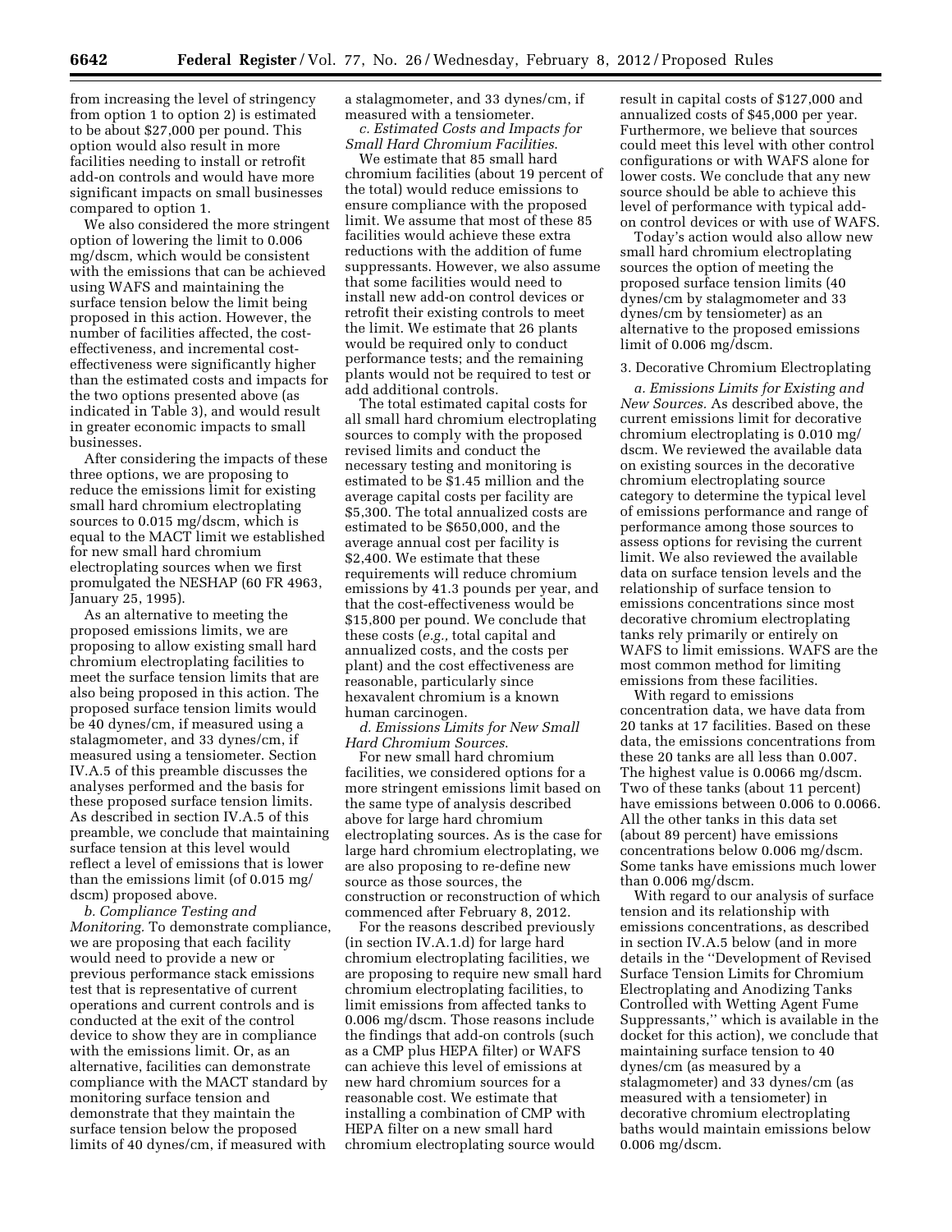from increasing the level of stringency from option 1 to option 2) is estimated to be about $27,000 per pound. This option would also result in more facilities needing to install or retrofit add-on controls and would have more significant impacts on small businesses compared to option 1.

We also considered the more stringent option of lowering the limit to 0.006 mg/dscm, which would be consistent with the emissions that can be achieved using WAFS and maintaining the surface tension below the limit being proposed in this action. However, the number of facilities affected, the cost-effectiveness, and incremental cost-effectiveness were significantly higher than the estimated costs and impacts for the two options presented above (as indicated in Table 3), and would result in greater economic impacts to small businesses.

After considering the impacts of these three options, we are proposing to reduce the emissions limit for existing small hard chromium electroplating sources to 0.015 mg/dscm, which is equal to the MACT limit we established for new small hard chromium electroplating sources when we first promulgated the NESHAP (60 FR 4963, January 25, 1995).

As an alternative to meeting the proposed emissions limits, we are proposing to allow existing small hard chromium electroplating facilities to meet the surface tension limits that are also being proposed in this action. The proposed surface tension limits would be 40 dynes/cm, if measured using a stalagmometer, and 33 dynes/cm, if measured using a tensiometer. Section IV.A.5 of this preamble discusses the analyses performed and the basis for these proposed surface tension limits. As described in section IV.A.5 of this preamble, we conclude that maintaining surface tension at this level would reflect a level of emissions that is lower than the emissions limit (of 0.015 mg/dscm) proposed above.

*b. Compliance Testing and Monitoring.* To demonstrate compliance, we are proposing that each facility would need to provide a new or previous performance stack emissions test that is representative of current operations and current controls and is conducted at the exit of the control device to show they are in compliance with the emissions limit. Or, as an alternative, facilities can demonstrate compliance with the MACT standard by monitoring surface tension and demonstrate that they maintain the surface tension below the proposed limits of 40 dynes/cm, if measured with a stalagmometer, and 33 dynes/cm, if measured with a tensiometer.

*c. Estimated Costs and Impacts for Small Hard Chromium Facilities.*

We estimate that 85 small hard chromium facilities (about 19 percent of the total) would reduce emissions to ensure compliance with the proposed limit. We assume that most of these 85 facilities would achieve these extra reductions with the addition of fume suppressants. However, we also assume that some facilities would need to install new add-on control devices or retrofit their existing controls to meet the limit. We estimate that 26 plants would be required only to conduct performance tests; and the remaining plants would not be required to test or add additional controls.

The total estimated capital costs for all small hard chromium electroplating sources to comply with the proposed revised limits and conduct the necessary testing and monitoring is estimated to be $1.45 million and the average capital costs per facility are $5,300. The total annualized costs are estimated to be $650,000, and the average annual cost per facility is $2,400. We estimate that these requirements will reduce chromium emissions by 41.3 pounds per year, and that the cost-effectiveness would be $15,800 per pound. We conclude that these costs (*e.g.,* total capital and annualized costs, and the costs per plant) and the cost effectiveness are reasonable, particularly since hexavalent chromium is a known human carcinogen.

*d. Emissions Limits for New Small Hard Chromium Sources.*

For new small hard chromium facilities, we considered options for a more stringent emissions limit based on the same type of analysis described above for large hard chromium electroplating sources. As is the case for large hard chromium electroplating, we are also proposing to re-define new source as those sources, the construction or reconstruction of which commenced after February 8, 2012.

For the reasons described previously (in section IV.A.1.d) for large hard chromium electroplating facilities, we are proposing to require new small hard chromium electroplating facilities, to limit emissions from affected tanks to 0.006 mg/dscm. Those reasons include the findings that add-on controls (such as a CMP plus HEPA filter) or WAFS can achieve this level of emissions at new hard chromium sources for a reasonable cost. We estimate that installing a combination of CMP with HEPA filter on a new small hard chromium electroplating source would result in capital costs of $127,000 and annualized costs of $45,000 per year. Furthermore, we believe that sources could meet this level with other control configurations or with WAFS alone for lower costs. We conclude that any new source should be able to achieve this level of performance with typical add-on control devices or with use of WAFS.

Today's action would also allow new small hard chromium electroplating sources the option of meeting the proposed surface tension limits (40 dynes/cm by stalagmometer and 33 dynes/cm by tensiometer) as an alternative to the proposed emissions limit of 0.006 mg/dscm.

3. Decorative Chromium Electroplating

*a. Emissions Limits for Existing and New Sources.* As described above, the current emissions limit for decorative chromium electroplating is 0.010 mg/dscm. We reviewed the available data on existing sources in the decorative chromium electroplating source category to determine the typical level of emissions performance and range of performance among those sources to assess options for revising the current limit. We also reviewed the available data on surface tension levels and the relationship of surface tension to emissions concentrations since most decorative chromium electroplating tanks rely primarily or entirely on WAFS to limit emissions. WAFS are the most common method for limiting emissions from these facilities.

With regard to emissions concentration data, we have data from 20 tanks at 17 facilities. Based on these data, the emissions concentrations from these 20 tanks are all less than 0.007. The highest value is 0.0066 mg/dscm. Two of these tanks (about 11 percent) have emissions between 0.006 to 0.0066. All the other tanks in this data set (about 89 percent) have emissions concentrations below 0.006 mg/dscm. Some tanks have emissions much lower than 0.006 mg/dscm.

With regard to our analysis of surface tension and its relationship with emissions concentrations, as described in section IV.A.5 below (and in more details in the "Development of Revised Surface Tension Limits for Chromium Electroplating and Anodizing Tanks Controlled with Wetting Agent Fume Suppressants," which is available in the docket for this action), we conclude that maintaining surface tension to 40 dynes/cm (as measured by a stalagmometer) and 33 dynes/cm (as measured with a tensiometer) in decorative chromium electroplating baths would maintain emissions below 0.006 mg/dscm.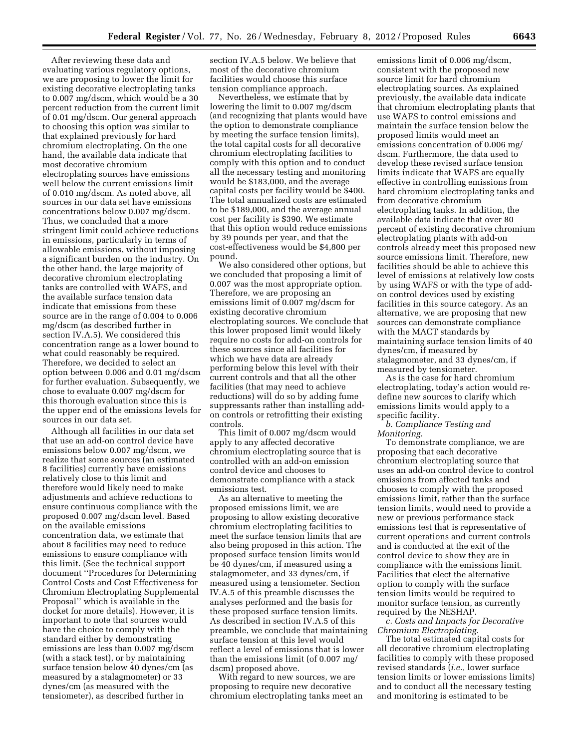After reviewing these data and evaluating various regulatory options, we are proposing to lower the limit for existing decorative electroplating tanks to 0.007 mg/dscm, which would be a 30 percent reduction from the current limit of 0.01 mg/dscm. Our general approach to choosing this option was similar to that explained previously for hard chromium electroplating. On the one hand, the available data indicate that most decorative chromium electroplating sources have emissions well below the current emissions limit of 0.010 mg/dscm. As noted above, all sources in our data set have emissions concentrations below 0.007 mg/dscm. Thus, we concluded that a more stringent limit could achieve reductions in emissions, particularly in terms of allowable emissions, without imposing a significant burden on the industry. On the other hand, the large majority of decorative chromium electroplating tanks are controlled with WAFS, and the available surface tension data indicate that emissions from these source are in the range of 0.004 to 0.006 mg/dscm (as described further in section IV.A.5). We considered this concentration range as a lower bound to what could reasonably be required. Therefore, we decided to select an option between 0.006 and 0.01 mg/dscm for further evaluation. Subsequently, we chose to evaluate 0.007 mg/dscm for this thorough evaluation since this is the upper end of the emissions levels for sources in our data set.

Although all facilities in our data set that use an add-on control device have emissions below 0.007 mg/dscm, we realize that some sources (an estimated 8 facilities) currently have emissions relatively close to this limit and therefore would likely need to make adjustments and achieve reductions to ensure continuous compliance with the proposed 0.007 mg/dscm level. Based on the available emissions concentration data, we estimate that about 8 facilities may need to reduce emissions to ensure compliance with this limit. (See the technical support document "Procedures for Determining Control Costs and Cost Effectiveness for Chromium Electroplating Supplemental Proposal" which is available in the docket for more details). However, it is important to note that sources would have the choice to comply with the standard either by demonstrating emissions are less than 0.007 mg/dscm (with a stack test), or by maintaining surface tension below 40 dynes/cm (as measured by a stalagmometer) or 33 dynes/cm (as measured with the tensiometer), as described further in section IV.A.5 below. We believe that most of the decorative chromium facilities would choose this surface tension compliance approach.

Nevertheless, we estimate that by lowering the limit to 0.007 mg/dscm (and recognizing that plants would have the option to demonstrate compliance by meeting the surface tension limits), the total capital costs for all decorative chromium electroplating facilities to comply with this option and to conduct all the necessary testing and monitoring would be $183,000, and the average capital costs per facility would be $400. The total annualized costs are estimated to be $189,000, and the average annual cost per facility is $390. We estimate that this option would reduce emissions by 39 pounds per year, and that the cost-effectiveness would be $4,800 per pound.

We also considered other options, but we concluded that proposing a limit of 0.007 was the most appropriate option. Therefore, we are proposing an emissions limit of 0.007 mg/dscm for existing decorative chromium electroplating sources. We conclude that this lower proposed limit would likely require no costs for add-on controls for these sources since all facilities for which we have data are already performing below this level with their current controls and that all the other facilities (that may need to achieve reductions) will do so by adding fume suppressants rather than installing add-on controls or retrofitting their existing controls.

This limit of 0.007 mg/dscm would apply to any affected decorative chromium electroplating source that is controlled with an add-on emission control device and chooses to demonstrate compliance with a stack emissions test.

As an alternative to meeting the proposed emissions limit, we are proposing to allow existing decorative chromium electroplating facilities to meet the surface tension limits that are also being proposed in this action. The proposed surface tension limits would be 40 dynes/cm, if measured using a stalagmometer, and 33 dynes/cm, if measured using a tensiometer. Section IV.A.5 of this preamble discusses the analyses performed and the basis for these proposed surface tension limits. As described in section IV.A.5 of this preamble, we conclude that maintaining surface tension at this level would reflect a level of emissions that is lower than the emissions limit (of 0.007 mg/dscm) proposed above.

With regard to new sources, we are proposing to require new decorative chromium electroplating tanks meet an emissions limit of 0.006 mg/dscm, consistent with the proposed new source limit for hard chromium electroplating sources. As explained previously, the available data indicate that chromium electroplating plants that use WAFS to control emissions and maintain the surface tension below the proposed limits would meet an emissions concentration of 0.006 mg/dscm. Furthermore, the data used to develop these revised surface tension limits indicate that WAFS are equally effective in controlling emissions from hard chromium electroplating tanks and from decorative chromium electroplating tanks. In addition, the available data indicate that over 80 percent of existing decorative chromium electroplating plants with add-on controls already meet this proposed new source emissions limit. Therefore, new facilities should be able to achieve this level of emissions at relatively low costs by using WAFS or with the type of add-on control devices used by existing facilities in this source category. As an alternative, we are proposing that new sources can demonstrate compliance with the MACT standards by maintaining surface tension limits of 40 dynes/cm, if measured by stalagmometer, and 33 dynes/cm, if measured by tensiometer.

As is the case for hard chromium electroplating, today's action would re-define new sources to clarify which emissions limits would apply to a specific facility.

*b. Compliance Testing and Monitoring.*

To demonstrate compliance, we are proposing that each decorative chromium electroplating source that uses an add-on control device to control emissions from affected tanks and chooses to comply with the proposed emissions limit, rather than the surface tension limits, would need to provide a new or previous performance stack emissions test that is representative of current operations and current controls and is conducted at the exit of the control device to show they are in compliance with the emissions limit. Facilities that elect the alternative option to comply with the surface tension limits would be required to monitor surface tension, as currently required by the NESHAP.

*c. Costs and Impacts for Decorative Chromium Electroplating.*

The total estimated capital costs for all decorative chromium electroplating facilities to comply with these proposed revised standards (*i.e.,* lower surface tension limits or lower emissions limits) and to conduct all the necessary testing and monitoring is estimated to be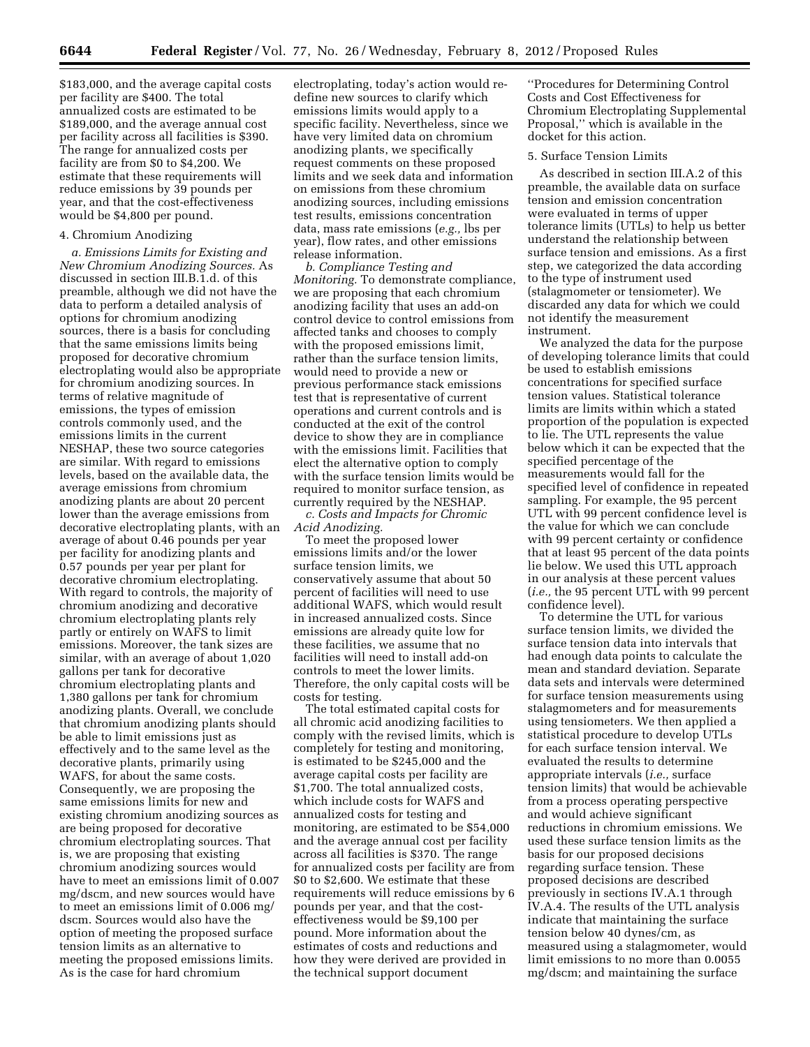$183,000, and the average capital costs per facility are $400. The total annualized costs are estimated to be $189,000, and the average annual cost per facility across all facilities is $390. The range for annualized costs per facility are from $0 to $4,200. We estimate that these requirements will reduce emissions by 39 pounds per year, and that the cost-effectiveness would be $4,800 per pound.

4. Chromium Anodizing

*a. Emissions Limits for Existing and New Chromium Anodizing Sources.* As discussed in section III.B.1.d. of this preamble, although we did not have the data to perform a detailed analysis of options for chromium anodizing sources, there is a basis for concluding that the same emissions limits being proposed for decorative chromium electroplating would also be appropriate for chromium anodizing sources. In terms of relative magnitude of emissions, the types of emission controls commonly used, and the emissions limits in the current NESHAP, these two source categories are similar. With regard to emissions levels, based on the available data, the average emissions from chromium anodizing plants are about 20 percent lower than the average emissions from decorative electroplating plants, with an average of about 0.46 pounds per year per facility for anodizing plants and 0.57 pounds per year per plant for decorative chromium electroplating. With regard to controls, the majority of chromium anodizing and decorative chromium electroplating plants rely partly or entirely on WAFS to limit emissions. Moreover, the tank sizes are similar, with an average of about 1,020 gallons per tank for decorative chromium electroplating plants and 1,380 gallons per tank for chromium anodizing plants. Overall, we conclude that chromium anodizing plants should be able to limit emissions just as effectively and to the same level as the decorative plants, primarily using WAFS, for about the same costs. Consequently, we are proposing the same emissions limits for new and existing chromium anodizing sources as are being proposed for decorative chromium electroplating sources. That is, we are proposing that existing chromium anodizing sources would have to meet an emissions limit of 0.007 mg/dscm, and new sources would have to meet an emissions limit of 0.006 mg/dscm. Sources would also have the option of meeting the proposed surface tension limits as an alternative to meeting the proposed emissions limits. As is the case for hard chromium electroplating, today's action would re-define new sources to clarify which emissions limits would apply to a specific facility. Nevertheless, since we have very limited data on chromium anodizing plants, we specifically request comments on these proposed limits and we seek data and information on emissions from these chromium anodizing sources, including emissions test results, emissions concentration data, mass rate emissions (*e.g.,* lbs per year), flow rates, and other emissions release information.

*b. Compliance Testing and Monitoring.* To demonstrate compliance, we are proposing that each chromium anodizing facility that uses an add-on control device to control emissions from affected tanks and chooses to comply with the proposed emissions limit, rather than the surface tension limits, would need to provide a new or previous performance stack emissions test that is representative of current operations and current controls and is conducted at the exit of the control device to show they are in compliance with the emissions limit. Facilities that elect the alternative option to comply with the surface tension limits would be required to monitor surface tension, as currently required by the NESHAP.

*c. Costs and Impacts for Chromic Acid Anodizing.*

To meet the proposed lower emissions limits and/or the lower surface tension limits, we conservatively assume that about 50 percent of facilities will need to use additional WAFS, which would result in increased annualized costs. Since emissions are already quite low for these facilities, we assume that no facilities will need to install add-on controls to meet the lower limits. Therefore, the only capital costs will be costs for testing.

The total estimated capital costs for all chromic acid anodizing facilities to comply with the revised limits, which is completely for testing and monitoring, is estimated to be $245,000 and the average capital costs per facility are $1,700. The total annualized costs, which include costs for WAFS and annualized costs for testing and monitoring, are estimated to be $54,000 and the average annual cost per facility across all facilities is $370. The range for annualized costs per facility are from $0 to $2,600. We estimate that these requirements will reduce emissions by 6 pounds per year, and that the cost-effectiveness would be $9,100 per pound. More information about the estimates of costs and reductions and how they were derived are provided in the technical support document ''Procedures for Determining Control Costs and Cost Effectiveness for Chromium Electroplating Supplemental Proposal,'' which is available in the docket for this action.

5. Surface Tension Limits

As described in section III.A.2 of this preamble, the available data on surface tension and emission concentration were evaluated in terms of upper tolerance limits (UTLs) to help us better understand the relationship between surface tension and emissions. As a first step, we categorized the data according to the type of instrument used (stalagmometer or tensiometer). We discarded any data for which we could not identify the measurement instrument.

We analyzed the data for the purpose of developing tolerance limits that could be used to establish emissions concentrations for specified surface tension values. Statistical tolerance limits are limits within which a stated proportion of the population is expected to lie. The UTL represents the value below which it can be expected that the specified percentage of the measurements would fall for the specified level of confidence in repeated sampling. For example, the 95 percent UTL with 99 percent confidence level is the value for which we can conclude with 99 percent certainty or confidence that at least 95 percent of the data points lie below. We used this UTL approach in our analysis at these percent values (*i.e.,* the 95 percent UTL with 99 percent confidence level).

To determine the UTL for various surface tension limits, we divided the surface tension data into intervals that had enough data points to calculate the mean and standard deviation. Separate data sets and intervals were determined for surface tension measurements using stalagmometers and for measurements using tensiometers. We then applied a statistical procedure to develop UTLs for each surface tension interval. We evaluated the results to determine appropriate intervals (*i.e.,* surface tension limits) that would be achievable from a process operating perspective and would achieve significant reductions in chromium emissions. We used these surface tension limits as the basis for our proposed decisions regarding surface tension. These proposed decisions are described previously in sections IV.A.1 through IV.A.4. The results of the UTL analysis indicate that maintaining the surface tension below 40 dynes/cm, as measured using a stalagmometer, would limit emissions to no more than 0.0055 mg/dscm; and maintaining the surface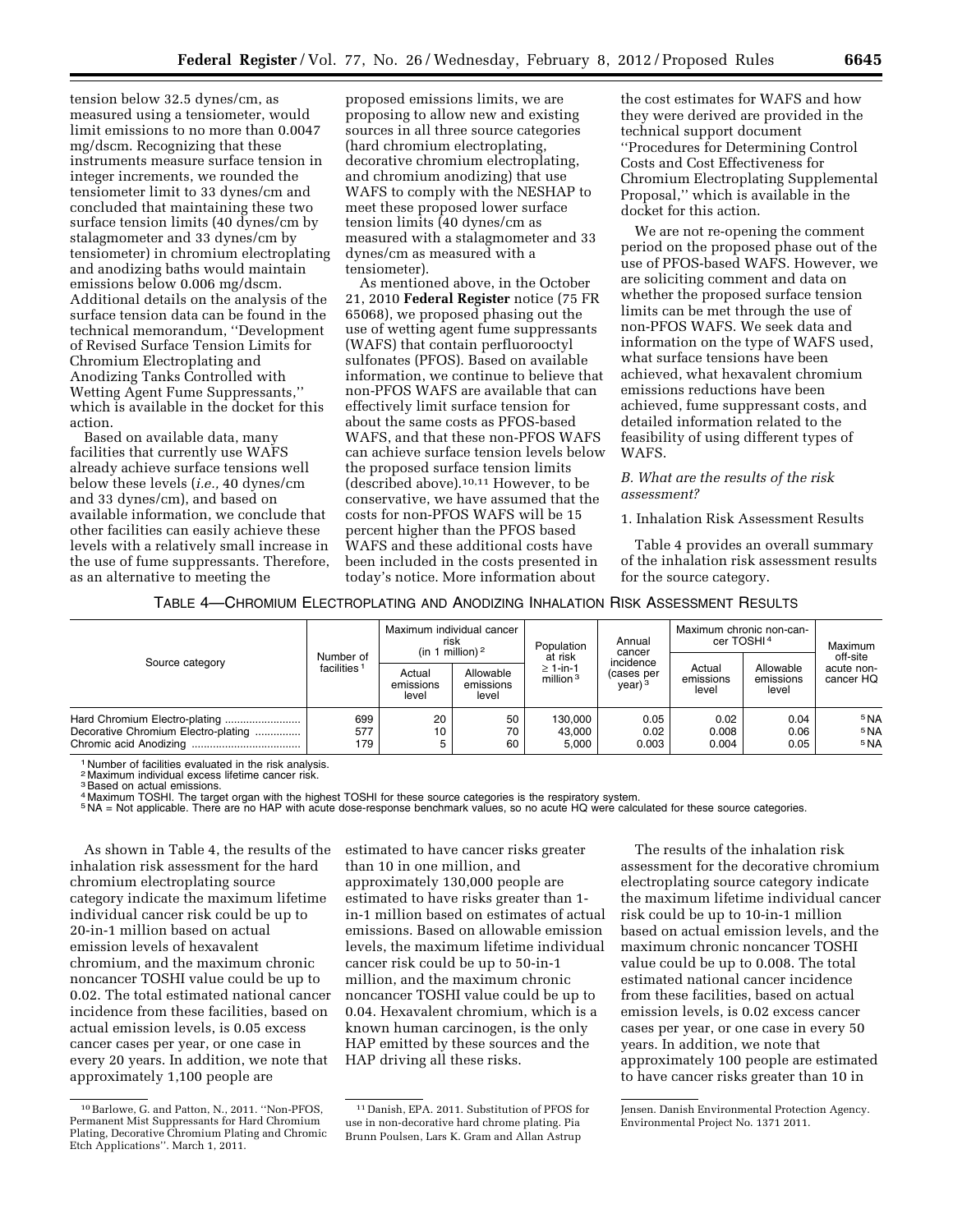tension below 32.5 dynes/cm, as measured using a tensiometer, would limit emissions to no more than 0.0047 mg/dscm. Recognizing that these instruments measure surface tension in integer increments, we rounded the tensiometer limit to 33 dynes/cm and concluded that maintaining these two surface tension limits (40 dynes/cm by stalagmometer and 33 dynes/cm by tensiometer) in chromium electroplating and anodizing baths would maintain emissions below 0.006 mg/dscm. Additional details on the analysis of the surface tension data can be found in the technical memorandum, ''Development of Revised Surface Tension Limits for Chromium Electroplating and Anodizing Tanks Controlled with Wetting Agent Fume Suppressants,'' which is available in the docket for this action.

Based on available data, many facilities that currently use WAFS already achieve surface tensions well below these levels (*i.e.,* 40 dynes/cm and 33 dynes/cm), and based on available information, we conclude that other facilities can easily achieve these levels with a relatively small increase in the use of fume suppressants. Therefore, as an alternative to meeting the proposed emissions limits, we are proposing to allow new and existing sources in all three source categories (hard chromium electroplating, decorative chromium electroplating, and chromium anodizing) that use WAFS to comply with the NESHAP to meet these proposed lower surface tension limits (40 dynes/cm as measured with a stalagmometer and 33 dynes/cm as measured with a tensiometer).

As mentioned above, in the October 21, 2010 **Federal Register** notice (75 FR 65068), we proposed phasing out the use of wetting agent fume suppressants (WAFS) that contain perfluorooctyl sulfonates (PFOS). Based on available information, we continue to believe that non-PFOS WAFS are available that can effectively limit surface tension for about the same costs as PFOS-based WAFS, and that these non-PFOS WAFS can achieve surface tension levels below the proposed surface tension limits (described above).[10,11] However, to be conservative, we have assumed that the costs for non-PFOS WAFS will be 15 percent higher than the PFOS based WAFS and these additional costs have been included in the costs presented in today's notice. More information about the cost estimates for WAFS and how they were derived are provided in the technical support document ''Procedures for Determining Control Costs and Cost Effectiveness for Chromium Electroplating Supplemental Proposal,'' which is available in the docket for this action.

We are not re-opening the comment period on the proposed phase out of the use of PFOS-based WAFS. However, we are soliciting comment and data on whether the proposed surface tension limits can be met through the use of non-PFOS WAFS. We seek data and information on the type of WAFS used, what surface tensions have been achieved, what hexavalent chromium emissions reductions have been achieved, fume suppressant costs, and detailed information related to the feasibility of using different types of WAFS.

### *B. What are the results of the risk assessment?*

1. Inhalation Risk Assessment Results

Table 4 provides an overall summary of the inhalation risk assessment results for the source category.

TABLE 4—CHROMIUM ELECTROPLATING AND ANODIZING INHALATION RISK ASSESSMENT RESULTS

| Source category | Number of facilities [1] | Maximum individual cancer risk (in 1 million) [2] | | Population at risk ≥ 1-in-1 million [3] | Annual cancer incidence (cases per year) [3] | Maximum chronic non-cancer TOSHI [4] | | Maximum off-site acute non-cancer HQ |
|---|---|---|---|---|---|---|---|---|
| | | Actual emissions level | Allowable emissions level | | | Actual emissions level | Allowable emissions level | |
| Hard Chromium Electro-plating | 699 | 20 | 50 | 130,000 | 0.05 | 0.02 | 0.04 | [5] NA |
| Decorative Chromium Electro-plating | 577 | 10 | 70 | 43,000 | 0.02 | 0.008 | 0.06 | [5] NA |
| Chromic acid Anodizing | 179 | 5 | 60 | 5,000 | 0.003 | 0.004 | 0.05 | [5] NA |

[1] Number of facilities evaluated in the risk analysis.
[2] Maximum individual excess lifetime cancer risk.
[3] Based on actual emissions.
[4] Maximum TOSHI. The target organ with the highest TOSHI for these source categories is the respiratory system.
[5] NA = Not applicable. There are no HAP with acute dose-response benchmark values, so no acute HQ were calculated for these source categories.

As shown in Table 4, the results of the inhalation risk assessment for the hard chromium electroplating source category indicate the maximum lifetime individual cancer risk could be up to 20-in-1 million based on actual emission levels of hexavalent chromium, and the maximum chronic noncancer TOSHI value could be up to 0.02. The total estimated national cancer incidence from these facilities, based on actual emission levels, is 0.05 excess cancer cases per year, or one case in every 20 years. In addition, we note that approximately 1,100 people are estimated to have cancer risks greater than 10 in one million, and approximately 130,000 people are estimated to have risks greater than 1-in-1 million based on estimates of actual emissions. Based on allowable emission levels, the maximum lifetime individual cancer risk could be up to 50-in-1 million, and the maximum chronic noncancer TOSHI value could be up to 0.04. Hexavalent chromium, which is a known human carcinogen, is the only HAP emitted by these sources and the HAP driving all these risks.

The results of the inhalation risk assessment for the decorative chromium electroplating source category indicate the maximum lifetime individual cancer risk could be up to 10-in-1 million based on actual emission levels, and the maximum chronic noncancer TOSHI value could be up to 0.008. The total estimated national cancer incidence from these facilities, based on actual emission levels, is 0.02 excess cancer cases per year, or one case in every 50 years. In addition, we note that approximately 100 people are estimated to have cancer risks greater than 10 in

[10] Barlowe, G. and Patton, N., 2011. ''Non-PFOS, Permanent Mist Suppressants for Hard Chromium Plating, Decorative Chromium Plating and Chromic Etch Applications''. March 1, 2011.

[11] Danish, EPA. 2011. Substitution of PFOS for use in non-decorative hard chrome plating. Pia Brunn Poulsen, Lars K. Gram and Allan Astrup Jensen. Danish Environmental Protection Agency. Environmental Project No. 1371 2011.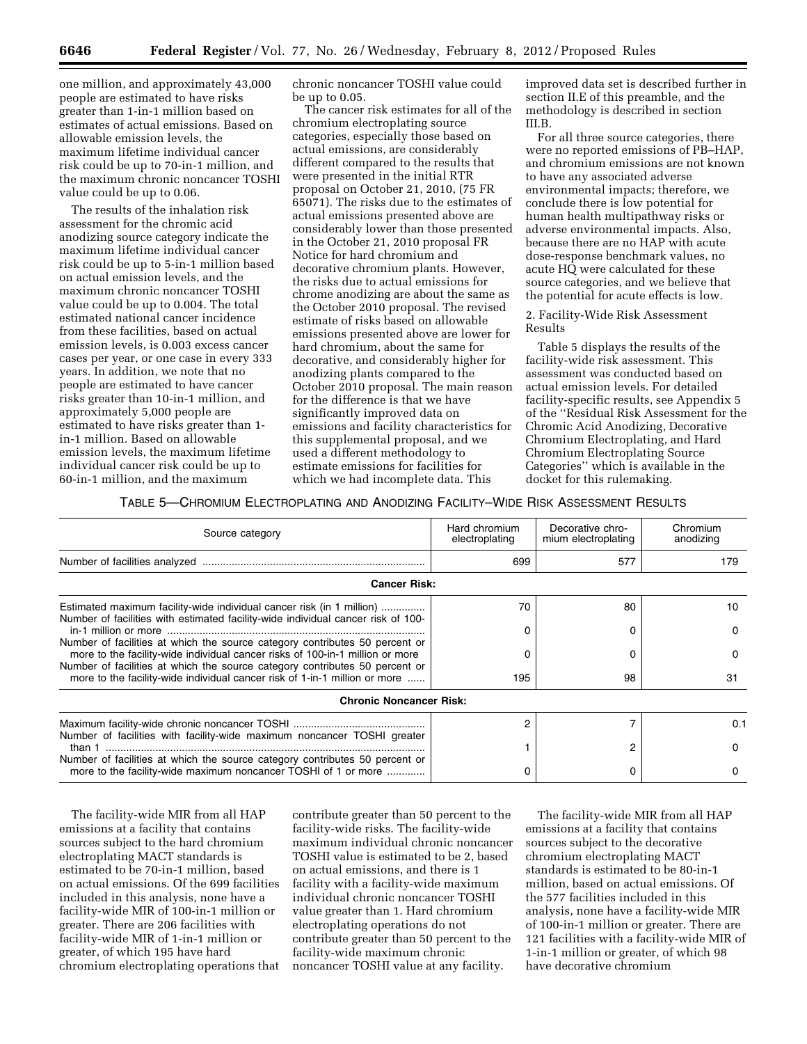one million, and approximately 43,000 people are estimated to have risks greater than 1-in-1 million based on estimates of actual emissions. Based on allowable emission levels, the maximum lifetime individual cancer risk could be up to 70-in-1 million, and the maximum chronic noncancer TOSHI value could be up to 0.06.

The results of the inhalation risk assessment for the chromic acid anodizing source category indicate the maximum lifetime individual cancer risk could be up to 5-in-1 million based on actual emission levels, and the maximum chronic noncancer TOSHI value could be up to 0.004. The total estimated national cancer incidence from these facilities, based on actual emission levels, is 0.003 excess cancer cases per year, or one case in every 333 years. In addition, we note that no people are estimated to have cancer risks greater than 10-in-1 million, and approximately 5,000 people are estimated to have risks greater than 1-in-1 million. Based on allowable emission levels, the maximum lifetime individual cancer risk could be up to 60-in-1 million, and the maximum chronic noncancer TOSHI value could be up to 0.05.

The cancer risk estimates for all of the chromium electroplating source categories, especially those based on actual emissions, are considerably different compared to the results that were presented in the initial RTR proposal on October 21, 2010, (75 FR 65071). The risks due to the estimates of actual emissions presented above are considerably lower than those presented in the October 21, 2010 proposal FR Notice for hard chromium and decorative chromium plants. However, the risks due to actual emissions for chrome anodizing are about the same as the October 2010 proposal. The revised estimate of risks based on allowable emissions presented above are lower for hard chromium, about the same for decorative, and considerably higher for anodizing plants compared to the October 2010 proposal. The main reason for the difference is that we have significantly improved data on emissions and facility characteristics for this supplemental proposal, and we used a different methodology to estimate emissions for facilities for which we had incomplete data. This improved data set is described further in section II.E of this preamble, and the methodology is described in section III.B.

For all three source categories, there were no reported emissions of PB–HAP, and chromium emissions are not known to have any associated adverse environmental impacts; therefore, we conclude there is low potential for human health multipathway risks or adverse environmental impacts. Also, because there are no HAP with acute dose-response benchmark values, no acute HQ were calculated for these source categories, and we believe that the potential for acute effects is low.

2. Facility-Wide Risk Assessment Results

Table 5 displays the results of the facility-wide risk assessment. This assessment was conducted based on actual emission levels. For detailed facility-specific results, see Appendix 5 of the ''Residual Risk Assessment for the Chromic Acid Anodizing, Decorative Chromium Electroplating, and Hard Chromium Electroplating Source Categories'' which is available in the docket for this rulemaking.

TABLE 5—CHROMIUM ELECTROPLATING AND ANODIZING FACILITY–WIDE RISK ASSESSMENT RESULTS

| Source category | Hard chromium electroplating | Decorative chromium electroplating | Chromium anodizing |
|---|---|---|---|
| Number of facilities analyzed | 699 | 577 | 179 |
| **Cancer Risk:** | | | |
| Estimated maximum facility-wide individual cancer risk (in 1 million) | 70 | 80 | 10 |
| Number of facilities with estimated facility-wide individual cancer risk of 100-in-1 million or more | 0 | 0 | 0 |
| Number of facilities at which the source category contributes 50 percent or more to the facility-wide individual cancer risks of 100-in-1 million or more | 0 | 0 | 0 |
| Number of facilities at which the source category contributes 50 percent or more to the facility-wide individual cancer risk of 1-in-1 million or more | 195 | 98 | 31 |
| **Chronic Noncancer Risk:** | | | |
| Maximum facility-wide chronic noncancer TOSHI | 2 | 7 | 0.1 |
| Number of facilities with facility-wide maximum noncancer TOSHI greater than 1 | 1 | 2 | 0 |
| Number of facilities at which the source category contributes 50 percent or more to the facility-wide maximum noncancer TOSHI of 1 or more | 0 | 0 | 0 |

The facility-wide MIR from all HAP emissions at a facility that contains sources subject to the hard chromium electroplating MACT standards is estimated to be 70-in-1 million, based on actual emissions. Of the 699 facilities included in this analysis, none have a facility-wide MIR of 100-in-1 million or greater. There are 206 facilities with facility-wide MIR of 1-in-1 million or greater, of which 195 have hard chromium electroplating operations that contribute greater than 50 percent to the facility-wide risks. The facility-wide maximum individual chronic noncancer TOSHI value is estimated to be 2, based on actual emissions, and there is 1 facility with a facility-wide maximum individual chronic noncancer TOSHI value greater than 1. Hard chromium electroplating operations do not contribute greater than 50 percent to the facility-wide maximum chronic noncancer TOSHI value at any facility.

The facility-wide MIR from all HAP emissions at a facility that contains sources subject to the decorative chromium electroplating MACT standards is estimated to be 80-in-1 million, based on actual emissions. Of the 577 facilities included in this analysis, none have a facility-wide MIR of 100-in-1 million or greater. There are 121 facilities with a facility-wide MIR of 1-in-1 million or greater, of which 98 have decorative chromium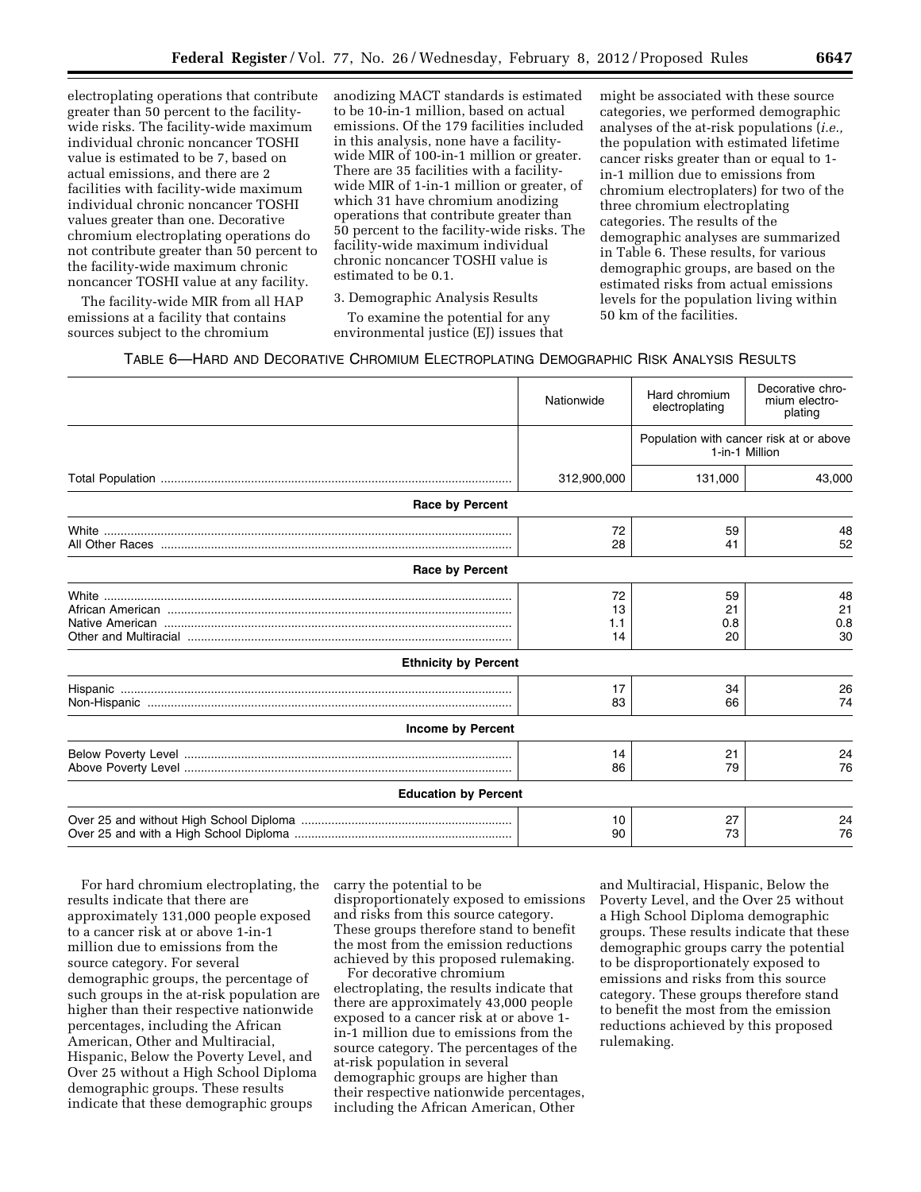electroplating operations that contribute greater than 50 percent to the facility-wide risks. The facility-wide maximum individual chronic noncancer TOSHI value is estimated to be 7, based on actual emissions, and there are 2 facilities with facility-wide maximum individual chronic noncancer TOSHI values greater than one. Decorative chromium electroplating operations do not contribute greater than 50 percent to the facility-wide maximum chronic noncancer TOSHI value at any facility.

The facility-wide MIR from all HAP emissions at a facility that contains sources subject to the chromium anodizing MACT standards is estimated to be 10-in-1 million, based on actual emissions. Of the 179 facilities included in this analysis, none have a facility-wide MIR of 100-in-1 million or greater. There are 35 facilities with a facility-wide MIR of 1-in-1 million or greater, of which 31 have chromium anodizing operations that contribute greater than 50 percent to the facility-wide risks. The facility-wide maximum individual chronic noncancer TOSHI value is estimated to be 0.1.

3. Demographic Analysis Results

To examine the potential for any environmental justice (EJ) issues that might be associated with these source categories, we performed demographic analyses of the at-risk populations (*i.e.,* the population with estimated lifetime cancer risks greater than or equal to 1-in-1 million due to emissions from chromium electroplaters) for two of the three chromium electroplating categories. The results of the demographic analyses are summarized in Table 6. These results, for various demographic groups, are based on the estimated risks from actual emissions levels for the population living within 50 km of the facilities.

TABLE 6—HARD AND DECORATIVE CHROMIUM ELECTROPLATING DEMOGRAPHIC RISK ANALYSIS RESULTS

| | Nationwide | Hard chromium electroplating | Decorative chromium electroplating |
|---|---|---|---|
| | | Population with cancer risk at or above 1-in-1 Million | |
| Total Population | 312,900,000 | 131,000 | 43,000 |
| **Race by Percent** | | | |
| White | 72 | 59 | 48 |
| All Other Races | 28 | 41 | 52 |
| **Race by Percent** | | | |
| White | 72 | 59 | 48 |
| African American | 13 | 21 | 21 |
| Native American | 1.1 | 0.8 | 0.8 |
| Other and Multiracial | 14 | 20 | 30 |
| **Ethnicity by Percent** | | | |
| Hispanic | 17 | 34 | 26 |
| Non-Hispanic | 83 | 66 | 74 |
| **Income by Percent** | | | |
| Below Poverty Level | 14 | 21 | 24 |
| Above Poverty Level | 86 | 79 | 76 |
| **Education by Percent** | | | |
| Over 25 and without High School Diploma | 10 | 27 | 24 |
| Over 25 and with a High School Diploma | 90 | 73 | 76 |

For hard chromium electroplating, the results indicate that there are approximately 131,000 people exposed to a cancer risk at or above 1-in-1 million due to emissions from the source category. For several demographic groups, the percentage of such groups in the at-risk population are higher than their respective nationwide percentages, including the African American, Other and Multiracial, Hispanic, Below the Poverty Level, and Over 25 without a High School Diploma demographic groups. These results indicate that these demographic groups carry the potential to be disproportionately exposed to emissions and risks from this source category. These groups therefore stand to benefit the most from the emission reductions achieved by this proposed rulemaking.

For decorative chromium electroplating, the results indicate that there are approximately 43,000 people exposed to a cancer risk at or above 1-in-1 million due to emissions from the source category. The percentages of the at-risk population in several demographic groups are higher than their respective nationwide percentages, including the African American, Other and Multiracial, Hispanic, Below the Poverty Level, and the Over 25 without a High School Diploma demographic groups. These results indicate that these demographic groups carry the potential to be disproportionately exposed to emissions and risks from this source category. These groups therefore stand to benefit the most from the emission reductions achieved by this proposed rulemaking.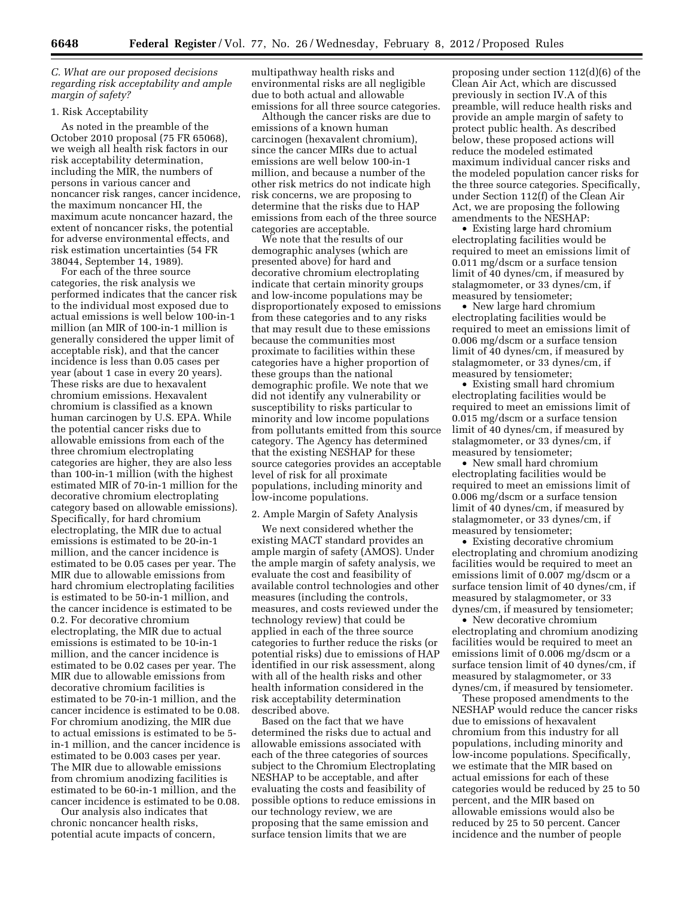### *C. What are our proposed decisions regarding risk acceptability and ample margin of safety?*

#### 1. Risk Acceptability

As noted in the preamble of the October 2010 proposal (75 FR 65068), we weigh all health risk factors in our risk acceptability determination, including the MIR, the numbers of persons in various cancer and noncancer risk ranges, cancer incidence, the maximum noncancer HI, the maximum acute noncancer hazard, the extent of noncancer risks, the potential for adverse environmental effects, and risk estimation uncertainties (54 FR 38044, September 14, 1989).

For each of the three source categories, the risk analysis we performed indicates that the cancer risk to the individual most exposed due to actual emissions is well below 100-in-1 million (an MIR of 100-in-1 million is generally considered the upper limit of acceptable risk), and that the cancer incidence is less than 0.05 cases per year (about 1 case in every 20 years). These risks are due to hexavalent chromium emissions. Hexavalent chromium is classified as a known human carcinogen by U.S. EPA. While the potential cancer risks due to allowable emissions from each of the three chromium electroplating categories are higher, they are also less than 100-in-1 million (with the highest estimated MIR of 70-in-1 million for the decorative chromium electroplating category based on allowable emissions). Specifically, for hard chromium electroplating, the MIR due to actual emissions is estimated to be 20-in-1 million, and the cancer incidence is estimated to be 0.05 cases per year. The MIR due to allowable emissions from hard chromium electroplating facilities is estimated to be 50-in-1 million, and the cancer incidence is estimated to be 0.2. For decorative chromium electroplating, the MIR due to actual emissions is estimated to be 10-in-1 million, and the cancer incidence is estimated to be 0.02 cases per year. The MIR due to allowable emissions from decorative chromium facilities is estimated to be 70-in-1 million, and the cancer incidence is estimated to be 0.08. For chromium anodizing, the MIR due to actual emissions is estimated to be 5-in-1 million, and the cancer incidence is estimated to be 0.003 cases per year. The MIR due to allowable emissions from chromium anodizing facilities is estimated to be 60-in-1 million, and the cancer incidence is estimated to be 0.08.

Our analysis also indicates that chronic noncancer health risks, potential acute impacts of concern, multipathway health risks and environmental risks are all negligible due to both actual and allowable emissions for all three source categories.

Although the cancer risks are due to emissions of a known human carcinogen (hexavalent chromium), since the cancer MIRs due to actual emissions are well below 100-in-1 million, and because a number of the other risk metrics do not indicate high risk concerns, we are proposing to determine that the risks due to HAP emissions from each of the three source categories are acceptable.

We note that the results of our demographic analyses (which are presented above) for hard and decorative chromium electroplating indicate that certain minority groups and low-income populations may be disproportionately exposed to emissions from these categories and to any risks that may result due to these emissions because the communities most proximate to facilities within these categories have a higher proportion of these groups than the national demographic profile. We note that we did not identify any vulnerability or susceptibility to risks particular to minority and low income populations from pollutants emitted from this source category. The Agency has determined that the existing NESHAP for these source categories provides an acceptable level of risk for all proximate populations, including minority and low-income populations.

#### 2. Ample Margin of Safety Analysis

We next considered whether the existing MACT standard provides an ample margin of safety (AMOS). Under the ample margin of safety analysis, we evaluate the cost and feasibility of available control technologies and other measures (including the controls, measures, and costs reviewed under the technology review) that could be applied in each of the three source categories to further reduce the risks (or potential risks) due to emissions of HAP identified in our risk assessment, along with all of the health risks and other health information considered in the risk acceptability determination described above.

Based on the fact that we have determined the risks due to actual and allowable emissions associated with each of the three categories of sources subject to the Chromium Electroplating NESHAP to be acceptable, and after evaluating the costs and feasibility of possible options to reduce emissions in our technology review, we are proposing that the same emission and surface tension limits that we are proposing under section 112(d)(6) of the Clean Air Act, which are discussed previously in section IV.A of this preamble, will reduce health risks and provide an ample margin of safety to protect public health. As described below, these proposed actions will reduce the modeled estimated maximum individual cancer risks and the modeled population cancer risks for the three source categories. Specifically, under Section 112(f) of the Clean Air Act, we are proposing the following amendments to the NESHAP:

- Existing large hard chromium electroplating facilities would be required to meet an emissions limit of 0.011 mg/dscm or a surface tension limit of 40 dynes/cm, if measured by stalagmometer, or 33 dynes/cm, if measured by tensiometer;
- New large hard chromium electroplating facilities would be required to meet an emissions limit of 0.006 mg/dscm or a surface tension limit of 40 dynes/cm, if measured by stalagmometer, or 33 dynes/cm, if measured by tensiometer;
- Existing small hard chromium electroplating facilities would be required to meet an emissions limit of 0.015 mg/dscm or a surface tension limit of 40 dynes/cm, if measured by stalagmometer, or 33 dynes/cm, if measured by tensiometer;
- New small hard chromium electroplating facilities would be required to meet an emissions limit of 0.006 mg/dscm or a surface tension limit of 40 dynes/cm, if measured by stalagmometer, or 33 dynes/cm, if measured by tensiometer;
- Existing decorative chromium electroplating and chromium anodizing facilities would be required to meet an emissions limit of 0.007 mg/dscm or a surface tension limit of 40 dynes/cm, if measured by stalagmometer, or 33 dynes/cm, if measured by tensiometer;
- New decorative chromium electroplating and chromium anodizing facilities would be required to meet an emissions limit of 0.006 mg/dscm or a surface tension limit of 40 dynes/cm, if measured by stalagmometer, or 33 dynes/cm, if measured by tensiometer.

These proposed amendments to the NESHAP would reduce the cancer risks due to emissions of hexavalent chromium from this industry for all populations, including minority and low-income populations. Specifically, we estimate that the MIR based on actual emissions for each of these categories would be reduced by 25 to 50 percent, and the MIR based on allowable emissions would also be reduced by 25 to 50 percent. Cancer incidence and the number of people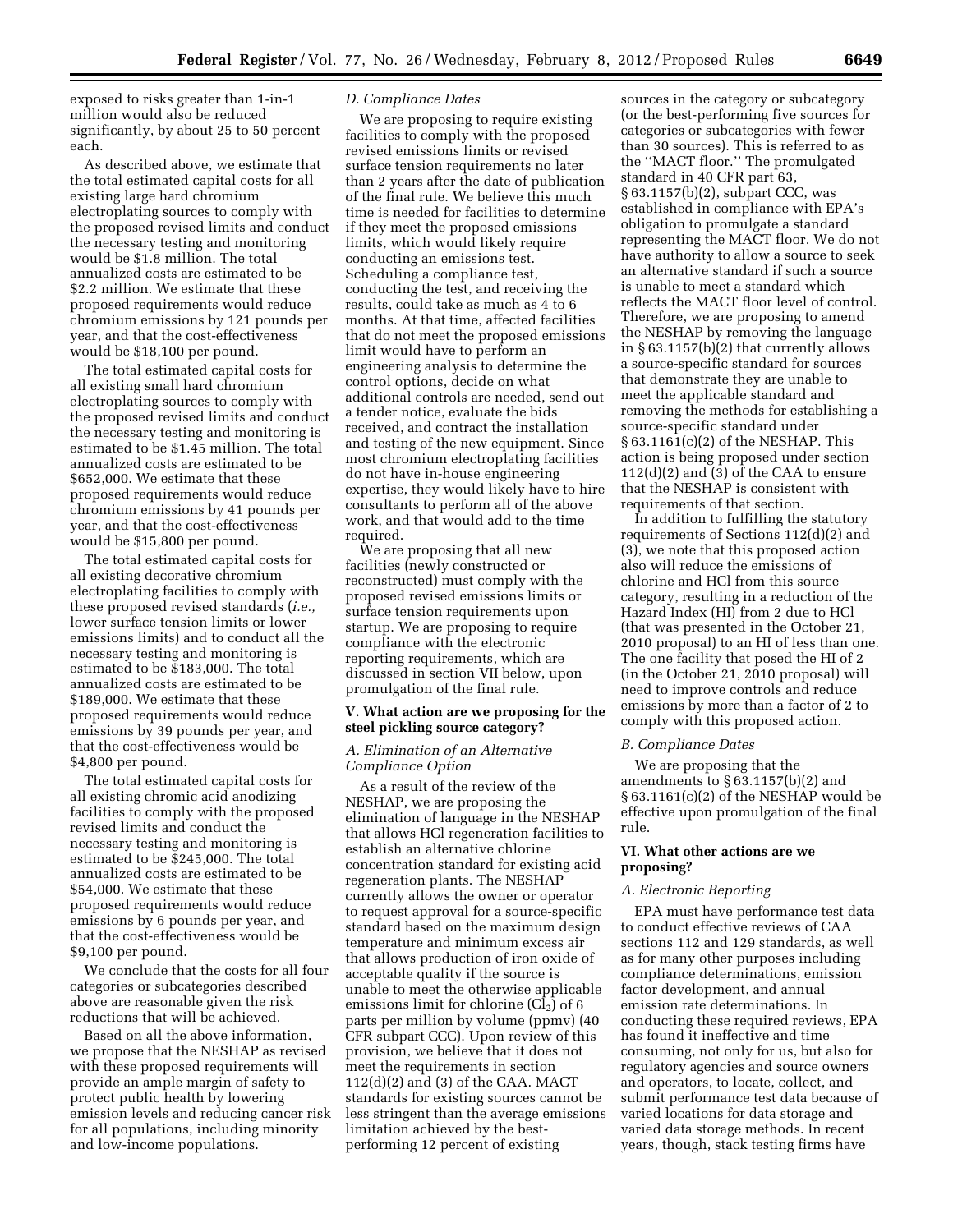exposed to risks greater than 1-in-1 million would also be reduced significantly, by about 25 to 50 percent each.

As described above, we estimate that the total estimated capital costs for all existing large hard chromium electroplating sources to comply with the proposed revised limits and conduct the necessary testing and monitoring would be $1.8 million. The total annualized costs are estimated to be $2.2 million. We estimate that these proposed requirements would reduce chromium emissions by 121 pounds per year, and that the cost-effectiveness would be $18,100 per pound.

The total estimated capital costs for all existing small hard chromium electroplating sources to comply with the proposed revised limits and conduct the necessary testing and monitoring is estimated to be $1.45 million. The total annualized costs are estimated to be $652,000. We estimate that these proposed requirements would reduce chromium emissions by 41 pounds per year, and that the cost-effectiveness would be $15,800 per pound.

The total estimated capital costs for all existing decorative chromium electroplating facilities to comply with these proposed revised standards (*i.e.,* lower surface tension limits or lower emissions limits) and to conduct all the necessary testing and monitoring is estimated to be $183,000. The total annualized costs are estimated to be $189,000. We estimate that these proposed requirements would reduce emissions by 39 pounds per year, and that the cost-effectiveness would be $4,800 per pound.

The total estimated capital costs for all existing chromic acid anodizing facilities to comply with the proposed revised limits and conduct the necessary testing and monitoring is estimated to be $245,000. The total annualized costs are estimated to be $54,000. We estimate that these proposed requirements would reduce emissions by 6 pounds per year, and that the cost-effectiveness would be $9,100 per pound.

We conclude that the costs for all four categories or subcategories described above are reasonable given the risk reductions that will be achieved.

Based on all the above information, we propose that the NESHAP as revised with these proposed requirements will provide an ample margin of safety to protect public health by lowering emission levels and reducing cancer risk for all populations, including minority and low-income populations.

### D. Compliance Dates

We are proposing to require existing facilities to comply with the proposed revised emissions limits or revised surface tension requirements no later than 2 years after the date of publication of the final rule. We believe this much time is needed for facilities to determine if they meet the proposed emissions limits, which would likely require conducting an emissions test. Scheduling a compliance test, conducting the test, and receiving the results, could take as much as 4 to 6 months. At that time, affected facilities that do not meet the proposed emissions limit would have to perform an engineering analysis to determine the control options, decide on what additional controls are needed, send out a tender notice, evaluate the bids received, and contract the installation and testing of the new equipment. Since most chromium electroplating facilities do not have in-house engineering expertise, they would likely have to hire consultants to perform all of the above work, and that would add to the time required.

We are proposing that all new facilities (newly constructed or reconstructed) must comply with the proposed revised emissions limits or surface tension requirements upon startup. We are proposing to require compliance with the electronic reporting requirements, which are discussed in section VII below, upon promulgation of the final rule.

## V. What action are we proposing for the steel pickling source category?

### A. Elimination of an Alternative Compliance Option

As a result of the review of the NESHAP, we are proposing the elimination of language in the NESHAP that allows HCl regeneration facilities to establish an alternative chlorine concentration standard for existing acid regeneration plants. The NESHAP currently allows the owner or operator to request approval for a source-specific standard based on the maximum design temperature and minimum excess air that allows production of iron oxide of acceptable quality if the source is unable to meet the otherwise applicable emissions limit for chlorine ($Cl_2$) of 6 parts per million by volume (ppmv) (40 CFR subpart CCC). Upon review of this provision, we believe that it does not meet the requirements in section 112(d)(2) and (3) of the CAA. MACT standards for existing sources cannot be less stringent than the average emissions limitation achieved by the best-performing 12 percent of existing sources in the category or subcategory (or the best-performing five sources for categories or subcategories with fewer than 30 sources). This is referred to as the ''MACT floor.'' The promulgated standard in 40 CFR part 63, § 63.1157(b)(2), subpart CCC, was established in compliance with EPA's obligation to promulgate a standard representing the MACT floor. We do not have authority to allow a source to seek an alternative standard if such a source is unable to meet a standard which reflects the MACT floor level of control. Therefore, we are proposing to amend the NESHAP by removing the language in § 63.1157(b)(2) that currently allows a source-specific standard for sources that demonstrate they are unable to meet the applicable standard and removing the methods for establishing a source-specific standard under § 63.1161(c)(2) of the NESHAP. This action is being proposed under section 112(d)(2) and (3) of the CAA to ensure that the NESHAP is consistent with requirements of that section.

In addition to fulfilling the statutory requirements of Sections 112(d)(2) and (3), we note that this proposed action also will reduce the emissions of chlorine and HCl from this source category, resulting in a reduction of the Hazard Index (HI) from 2 due to HCl (that was presented in the October 21, 2010 proposal) to an HI of less than one. The one facility that posed the HI of 2 (in the October 21, 2010 proposal) will need to improve controls and reduce emissions by more than a factor of 2 to comply with this proposed action.

### B. Compliance Dates

We are proposing that the amendments to § 63.1157(b)(2) and § 63.1161(c)(2) of the NESHAP would be effective upon promulgation of the final rule.

## VI. What other actions are we proposing?

### A. Electronic Reporting

EPA must have performance test data to conduct effective reviews of CAA sections 112 and 129 standards, as well as for many other purposes including compliance determinations, emission factor development, and annual emission rate determinations. In conducting these required reviews, EPA has found it ineffective and time consuming, not only for us, but also for regulatory agencies and source owners and operators, to locate, collect, and submit performance test data because of varied locations for data storage and varied data storage methods. In recent years, though, stack testing firms have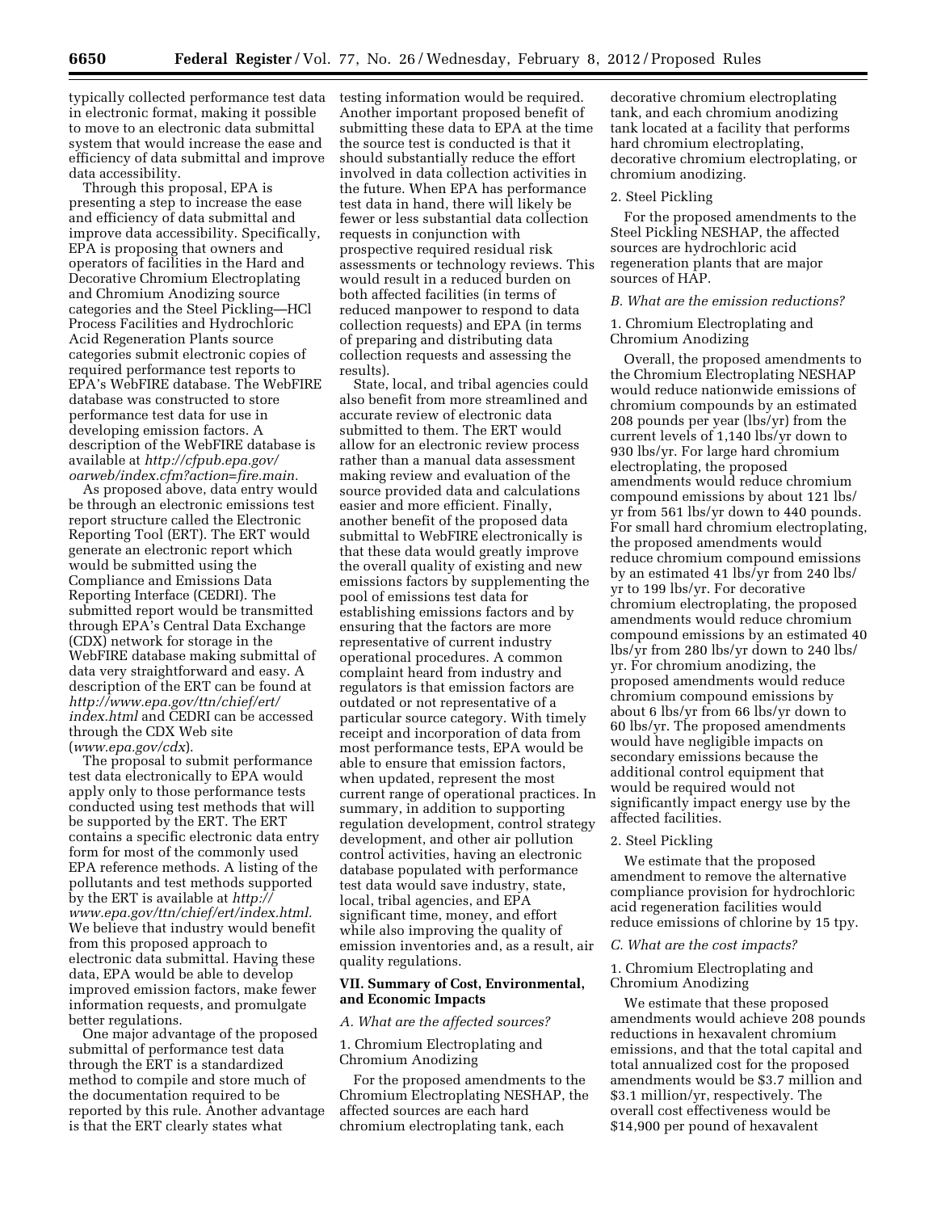typically collected performance test data in electronic format, making it possible to move to an electronic data submittal system that would increase the ease and efficiency of data submittal and improve data accessibility.

Through this proposal, EPA is presenting a step to increase the ease and efficiency of data submittal and improve data accessibility. Specifically, EPA is proposing that owners and operators of facilities in the Hard and Decorative Chromium Electroplating and Chromium Anodizing source categories and the Steel Pickling—HCl Process Facilities and Hydrochloric Acid Regeneration Plants source categories submit electronic copies of required performance test reports to EPA's WebFIRE database. The WebFIRE database was constructed to store performance test data for use in developing emission factors. A description of the WebFIRE database is available at *http://cfpub.epa.gov/oarweb/index.cfm?action=fire.main.*

As proposed above, data entry would be through an electronic emissions test report structure called the Electronic Reporting Tool (ERT). The ERT would generate an electronic report which would be submitted using the Compliance and Emissions Data Reporting Interface (CEDRI). The submitted report would be transmitted through EPA's Central Data Exchange (CDX) network for storage in the WebFIRE database making submittal of data very straightforward and easy. A description of the ERT can be found at *http://www.epa.gov/ttn/chief/ert/index.html* and CEDRI can be accessed through the CDX Web site (*www.epa.gov/cdx*).

The proposal to submit performance test data electronically to EPA would apply only to those performance tests conducted using test methods that will be supported by the ERT. The ERT contains a specific electronic data entry form for most of the commonly used EPA reference methods. A listing of the pollutants and test methods supported by the ERT is available at *http://www.epa.gov/ttn/chief/ert/index.html.* We believe that industry would benefit from this proposed approach to electronic data submittal. Having these data, EPA would be able to develop improved emission factors, make fewer information requests, and promulgate better regulations.

One major advantage of the proposed submittal of performance test data through the ERT is a standardized method to compile and store much of the documentation required to be reported by this rule. Another advantage is that the ERT clearly states what testing information would be required. Another important proposed benefit of submitting these data to EPA at the time the source test is conducted is that it should substantially reduce the effort involved in data collection activities in the future. When EPA has performance test data in hand, there will likely be fewer or less substantial data collection requests in conjunction with prospective required residual risk assessments or technology reviews. This would result in a reduced burden on both affected facilities (in terms of reduced manpower to respond to data collection requests) and EPA (in terms of preparing and distributing data collection requests and assessing the results).

State, local, and tribal agencies could also benefit from more streamlined and accurate review of electronic data submitted to them. The ERT would allow for an electronic review process rather than a manual data assessment making review and evaluation of the source provided data and calculations easier and more efficient. Finally, another benefit of the proposed data submittal to WebFIRE electronically is that these data would greatly improve the overall quality of existing and new emissions factors by supplementing the pool of emissions test data for establishing emissions factors and by ensuring that the factors are more representative of current industry operational procedures. A common complaint heard from industry and regulators is that emission factors are outdated or not representative of a particular source category. With timely receipt and incorporation of data from most performance tests, EPA would be able to ensure that emission factors, when updated, represent the most current range of operational practices. In summary, in addition to supporting regulation development, control strategy development, and other air pollution control activities, having an electronic database populated with performance test data would save industry, state, local, tribal agencies, and EPA significant time, money, and effort while also improving the quality of emission inventories and, as a result, air quality regulations.

## VII. Summary of Cost, Environmental, and Economic Impacts

### A. What are the affected sources?

1. Chromium Electroplating and Chromium Anodizing

For the proposed amendments to the Chromium Electroplating NESHAP, the affected sources are each hard chromium electroplating tank, each decorative chromium electroplating tank, and each chromium anodizing tank located at a facility that performs hard chromium electroplating, decorative chromium electroplating, or chromium anodizing.

2. Steel Pickling

For the proposed amendments to the Steel Pickling NESHAP, the affected sources are hydrochloric acid regeneration plants that are major sources of HAP.

### B. What are the emission reductions?

1. Chromium Electroplating and Chromium Anodizing

Overall, the proposed amendments to the Chromium Electroplating NESHAP would reduce nationwide emissions of chromium compounds by an estimated 208 pounds per year (lbs/yr) from the current levels of 1,140 lbs/yr down to 930 lbs/yr. For large hard chromium electroplating, the proposed amendments would reduce chromium compound emissions by about 121 lbs/yr from 561 lbs/yr down to 440 pounds. For small hard chromium electroplating, the proposed amendments would reduce chromium compound emissions by an estimated 41 lbs/yr from 240 lbs/yr to 199 lbs/yr. For decorative chromium electroplating, the proposed amendments would reduce chromium compound emissions by an estimated 40 lbs/yr from 280 lbs/yr down to 240 lbs/yr. For chromium anodizing, the proposed amendments would reduce chromium compound emissions by about 6 lbs/yr from 66 lbs/yr down to 60 lbs/yr. The proposed amendments would have negligible impacts on secondary emissions because the additional control equipment that would be required would not significantly impact energy use by the affected facilities.

2. Steel Pickling

We estimate that the proposed amendment to remove the alternative compliance provision for hydrochloric acid regeneration facilities would reduce emissions of chlorine by 15 tpy.

### C. What are the cost impacts?

1. Chromium Electroplating and Chromium Anodizing

We estimate that these proposed amendments would achieve 208 pounds reductions in hexavalent chromium emissions, and that the total capital and total annualized cost for the proposed amendments would be $3.7 million and $3.1 million/yr, respectively. The overall cost effectiveness would be $14,900 per pound of hexavalent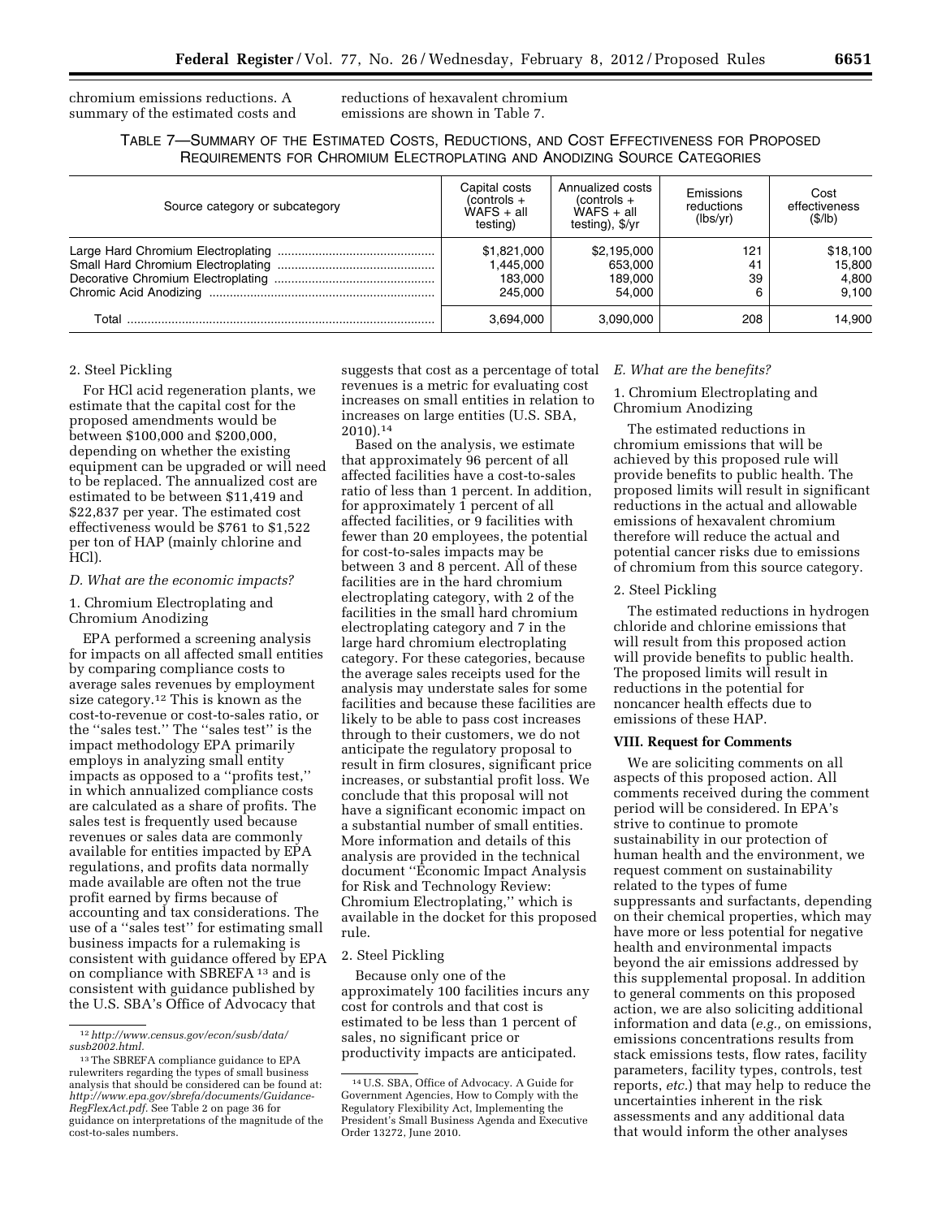chromium emissions reductions. A summary of the estimated costs and reductions of hexavalent chromium emissions are shown in Table 7.

TABLE 7—SUMMARY OF THE ESTIMATED COSTS, REDUCTIONS, AND COST EFFECTIVENESS FOR PROPOSED REQUIREMENTS FOR CHROMIUM ELECTROPLATING AND ANODIZING SOURCE CATEGORIES

| Source category or subcategory | Capital costs (controls + WAFS + all testing) | Annualized costs (controls + WAFS + all testing), $/yr | Emissions reductions (lbs/yr) | Cost effectiveness ($/lb) |
|---|---|---|---|---|
| Large Hard Chromium Electroplating | $1,821,000 | $2,195,000 | 121 | $18,100 |
| Small Hard Chromium Electroplating | 1,445,000 | 653,000 | 41 | 15,800 |
| Decorative Chromium Electroplating | 183,000 | 189,000 | 39 | 4,800 |
| Chromic Acid Anodizing | 245,000 | 54,000 | 6 | 9,100 |
| Total | 3,694,000 | 3,090,000 | 208 | 14,900 |

2. Steel Pickling

For HCl acid regeneration plants, we estimate that the capital cost for the proposed amendments would be between $100,000 and $200,000, depending on whether the existing equipment can be upgraded or will need to be replaced. The annualized cost are estimated to be between $11,419 and $22,837 per year. The estimated cost effectiveness would be $761 to $1,522 per ton of HAP (mainly chlorine and HCl).

*D. What are the economic impacts?*

1. Chromium Electroplating and Chromium Anodizing

EPA performed a screening analysis for impacts on all affected small entities by comparing compliance costs to average sales revenues by employment size category.[12] This is known as the cost-to-revenue or cost-to-sales ratio, or the "sales test." The "sales test" is the impact methodology EPA primarily employs in analyzing small entity impacts as opposed to a "profits test," in which annualized compliance costs are calculated as a share of profits. The sales test is frequently used because revenues or sales data are commonly available for entities impacted by EPA regulations, and profits data normally made available are often not the true profit earned by firms because of accounting and tax considerations. The use of a "sales test" for estimating small business impacts for a rulemaking is consistent with guidance offered by EPA on compliance with SBREFA [13] and is consistent with guidance published by the U.S. SBA's Office of Advocacy that suggests that cost as a percentage of total revenues is a metric for evaluating cost increases on small entities in relation to increases on large entities (U.S. SBA, 2010).[14]

Based on the analysis, we estimate that approximately 96 percent of all affected facilities have a cost-to-sales ratio of less than 1 percent. In addition, for approximately 1 percent of all affected facilities, or 9 facilities with fewer than 20 employees, the potential for cost-to-sales impacts may be between 3 and 8 percent. All of these facilities are in the hard chromium electroplating category, with 2 of the facilities in the small hard chromium electroplating category and 7 in the large hard chromium electroplating category. For these categories, because the average sales receipts used for the analysis may understate sales for some facilities and because these facilities are likely to be able to pass cost increases through to their customers, we do not anticipate the regulatory proposal to result in firm closures, significant price increases, or substantial profit loss. We conclude that this proposal will not have a significant economic impact on a substantial number of small entities. More information and details of this analysis are provided in the technical document "Economic Impact Analysis for Risk and Technology Review: Chromium Electroplating," which is available in the docket for this proposed rule.

2. Steel Pickling

Because only one of the approximately 100 facilities incurs any cost for controls and that cost is estimated to be less than 1 percent of sales, no significant price or productivity impacts are anticipated.

*E. What are the benefits?*

1. Chromium Electroplating and Chromium Anodizing

The estimated reductions in chromium emissions that will be achieved by this proposed rule will provide benefits to public health. The proposed limits will result in significant reductions in the actual and allowable emissions of hexavalent chromium therefore will reduce the actual and potential cancer risks due to emissions of chromium from this source category.

2. Steel Pickling

The estimated reductions in hydrogen chloride and chlorine emissions that will result from this proposed action will provide benefits to public health. The proposed limits will result in reductions in the potential for noncancer health effects due to emissions of these HAP.

**VIII. Request for Comments**

We are soliciting comments on all aspects of this proposed action. All comments received during the comment period will be considered. In EPA's strive to continue to promote sustainability in our protection of human health and the environment, we request comment on sustainability related to the types of fume suppressants and surfactants, depending on their chemical properties, which may have more or less potential for negative health and environmental impacts beyond the air emissions addressed by this supplemental proposal. In addition to general comments on this proposed action, we are also soliciting additional information and data (*e.g.,* on emissions, emissions concentrations results from stack emissions tests, flow rates, facility parameters, facility types, controls, test reports, *etc.*) that may help to reduce the uncertainties inherent in the risk assessments and any additional data that would inform the other analyses

[12] *http://www.census.gov/econ/susb/data/susb2002.html.*

[13] The SBREFA compliance guidance to EPA rulewriters regarding the types of small business analysis that should be considered can be found at: *http://www.epa.gov/sbrefa/documents/Guidance-RegFlexAct.pdf.* See Table 2 on page 36 for guidance on interpretations of the magnitude of the cost-to-sales numbers.

[14] U.S. SBA, Office of Advocacy. A Guide for Government Agencies, How to Comply with the Regulatory Flexibility Act, Implementing the President's Small Business Agenda and Executive Order 13272, June 2010.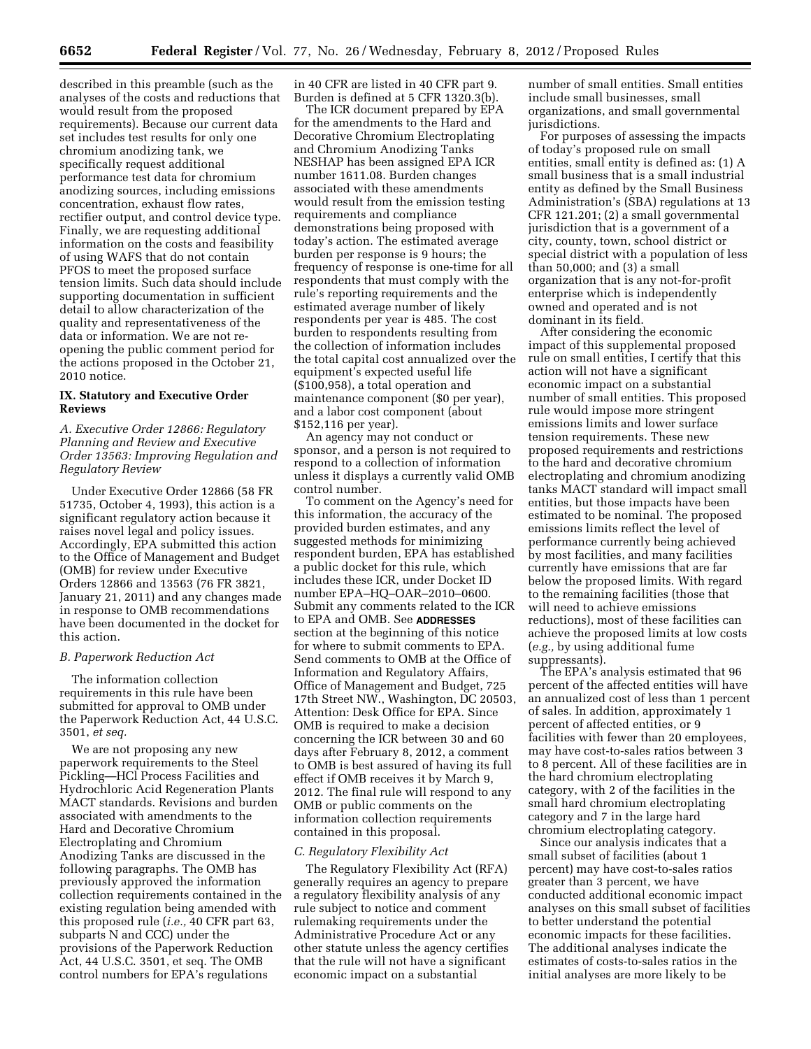described in this preamble (such as the analyses of the costs and reductions that would result from the proposed requirements). Because our current data set includes test results for only one chromium anodizing tank, we specifically request additional performance test data for chromium anodizing sources, including emissions concentration, exhaust flow rates, rectifier output, and control device type. Finally, we are requesting additional information on the costs and feasibility of using WAFS that do not contain PFOS to meet the proposed surface tension limits. Such data should include supporting documentation in sufficient detail to allow characterization of the quality and representativeness of the data or information. We are not re-opening the public comment period for the actions proposed in the October 21, 2010 notice.

## IX. Statutory and Executive Order Reviews

### *A. Executive Order 12866: Regulatory Planning and Review and Executive Order 13563: Improving Regulation and Regulatory Review*

Under Executive Order 12866 (58 FR 51735, October 4, 1993), this action is a significant regulatory action because it raises novel legal and policy issues. Accordingly, EPA submitted this action to the Office of Management and Budget (OMB) for review under Executive Orders 12866 and 13563 (76 FR 3821, January 21, 2011) and any changes made in response to OMB recommendations have been documented in the docket for this action.

### *B. Paperwork Reduction Act*

The information collection requirements in this rule have been submitted for approval to OMB under the Paperwork Reduction Act, 44 U.S.C. 3501, *et seq.*

We are not proposing any new paperwork requirements to the Steel Pickling—HCl Process Facilities and Hydrochloric Acid Regeneration Plants MACT standards. Revisions and burden associated with amendments to the Hard and Decorative Chromium Electroplating and Chromium Anodizing Tanks are discussed in the following paragraphs. The OMB has previously approved the information collection requirements contained in the existing regulation being amended with this proposed rule (*i.e.,* 40 CFR part 63, subparts N and CCC) under the provisions of the Paperwork Reduction Act, 44 U.S.C. 3501, et seq. The OMB control numbers for EPA's regulations in 40 CFR are listed in 40 CFR part 9. Burden is defined at 5 CFR 1320.3(b).

The ICR document prepared by EPA for the amendments to the Hard and Decorative Chromium Electroplating and Chromium Anodizing Tanks NESHAP has been assigned EPA ICR number 1611.08. Burden changes associated with these amendments would result from the emission testing requirements and compliance demonstrations being proposed with today's action. The estimated average burden per response is 9 hours; the frequency of response is one-time for all respondents that must comply with the rule's reporting requirements and the estimated average number of likely respondents per year is 485. The cost burden to respondents resulting from the collection of information includes the total capital cost annualized over the equipment's expected useful life ($100,958), a total operation and maintenance component ($0 per year), and a labor cost component (about $152,116 per year).

An agency may not conduct or sponsor, and a person is not required to respond to a collection of information unless it displays a currently valid OMB control number.

To comment on the Agency's need for this information, the accuracy of the provided burden estimates, and any suggested methods for minimizing respondent burden, EPA has established a public docket for this rule, which includes these ICR, under Docket ID number EPA–HQ–OAR–2010–0600. Submit any comments related to the ICR to EPA and OMB. See **ADDRESSES** section at the beginning of this notice for where to submit comments to EPA. Send comments to OMB at the Office of Information and Regulatory Affairs, Office of Management and Budget, 725 17th Street NW., Washington, DC 20503, Attention: Desk Office for EPA. Since OMB is required to make a decision concerning the ICR between 30 and 60 days after February 8, 2012, a comment to OMB is best assured of having its full effect if OMB receives it by March 9, 2012. The final rule will respond to any OMB or public comments on the information collection requirements contained in this proposal.

### *C. Regulatory Flexibility Act*

The Regulatory Flexibility Act (RFA) generally requires an agency to prepare a regulatory flexibility analysis of any rule subject to notice and comment rulemaking requirements under the Administrative Procedure Act or any other statute unless the agency certifies that the rule will not have a significant economic impact on a substantial number of small entities. Small entities include small businesses, small organizations, and small governmental jurisdictions.

For purposes of assessing the impacts of today's proposed rule on small entities, small entity is defined as: (1) A small business that is a small industrial entity as defined by the Small Business Administration's (SBA) regulations at 13 CFR 121.201; (2) a small governmental jurisdiction that is a government of a city, county, town, school district or special district with a population of less than 50,000; and (3) a small organization that is any not-for-profit enterprise which is independently owned and operated and is not dominant in its field.

After considering the economic impact of this supplemental proposed rule on small entities, I certify that this action will not have a significant economic impact on a substantial number of small entities. This proposed rule would impose more stringent emissions limits and lower surface tension requirements. These new proposed requirements and restrictions to the hard and decorative chromium electroplating and chromium anodizing tanks MACT standard will impact small entities, but those impacts have been estimated to be nominal. The proposed emissions limits reflect the level of performance currently being achieved by most facilities, and many facilities currently have emissions that are far below the proposed limits. With regard to the remaining facilities (those that will need to achieve emissions reductions), most of these facilities can achieve the proposed limits at low costs (*e.g.,* by using additional fume suppressants).

The EPA's analysis estimated that 96 percent of the affected entities will have an annualized cost of less than 1 percent of sales. In addition, approximately 1 percent of affected entities, or 9 facilities with fewer than 20 employees, may have cost-to-sales ratios between 3 to 8 percent. All of these facilities are in the hard chromium electroplating category, with 2 of the facilities in the small hard chromium electroplating category and 7 in the large hard chromium electroplating category.

Since our analysis indicates that a small subset of facilities (about 1 percent) may have cost-to-sales ratios greater than 3 percent, we have conducted additional economic impact analyses on this small subset of facilities to better understand the potential economic impacts for these facilities. The additional analyses indicate the estimates of costs-to-sales ratios in the initial analyses are more likely to be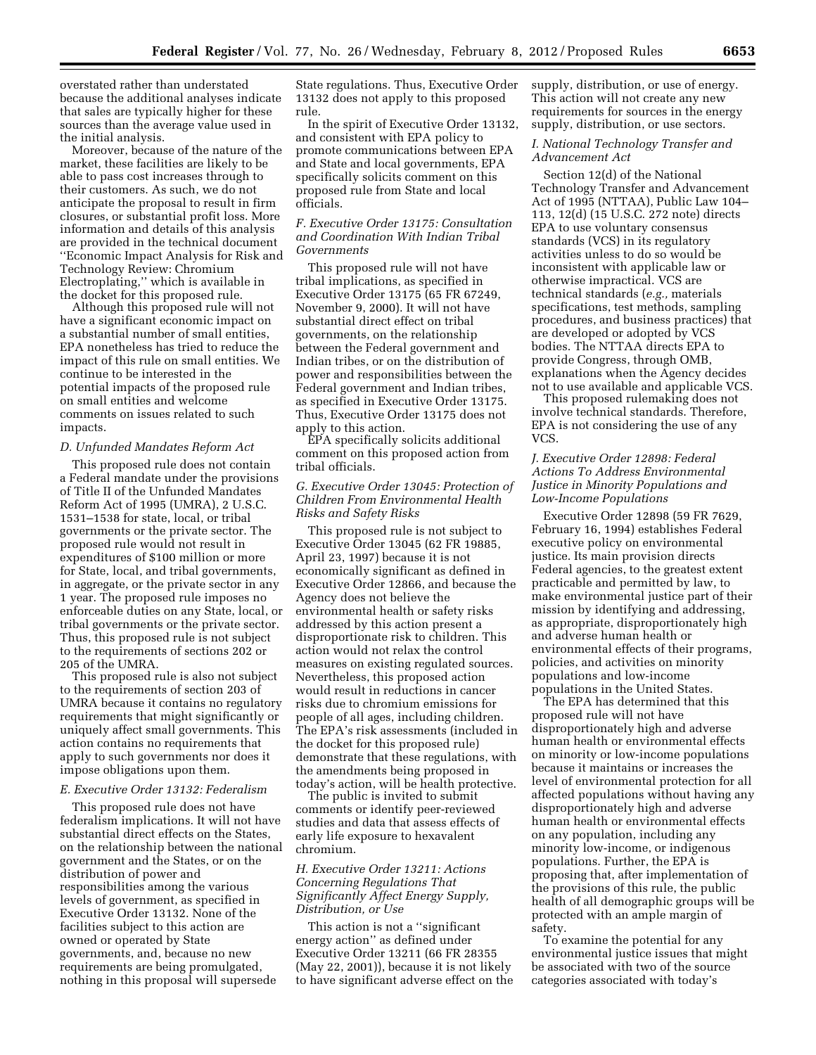overstated rather than understated because the additional analyses indicate that sales are typically higher for these sources than the average value used in the initial analysis.

Moreover, because of the nature of the market, these facilities are likely to be able to pass cost increases through to their customers. As such, we do not anticipate the proposal to result in firm closures, or substantial profit loss. More information and details of this analysis are provided in the technical document ''Economic Impact Analysis for Risk and Technology Review: Chromium Electroplating,'' which is available in the docket for this proposed rule.

Although this proposed rule will not have a significant economic impact on a substantial number of small entities, EPA nonetheless has tried to reduce the impact of this rule on small entities. We continue to be interested in the potential impacts of the proposed rule on small entities and welcome comments on issues related to such impacts.

### *D. Unfunded Mandates Reform Act*

This proposed rule does not contain a Federal mandate under the provisions of Title II of the Unfunded Mandates Reform Act of 1995 (UMRA), 2 U.S.C. 1531–1538 for state, local, or tribal governments or the private sector. The proposed rule would not result in expenditures of $100 million or more for State, local, and tribal governments, in aggregate, or the private sector in any 1 year. The proposed rule imposes no enforceable duties on any State, local, or tribal governments or the private sector. Thus, this proposed rule is not subject to the requirements of sections 202 or 205 of the UMRA.

This proposed rule is also not subject to the requirements of section 203 of UMRA because it contains no regulatory requirements that might significantly or uniquely affect small governments. This action contains no requirements that apply to such governments nor does it impose obligations upon them.

### *E. Executive Order 13132: Federalism*

This proposed rule does not have federalism implications. It will not have substantial direct effects on the States, on the relationship between the national government and the States, or on the distribution of power and responsibilities among the various levels of government, as specified in Executive Order 13132. None of the facilities subject to this action are owned or operated by State governments, and, because no new requirements are being promulgated, nothing in this proposal will supersede State regulations. Thus, Executive Order 13132 does not apply to this proposed rule.

In the spirit of Executive Order 13132, and consistent with EPA policy to promote communications between EPA and State and local governments, EPA specifically solicits comment on this proposed rule from State and local officials.

### *F. Executive Order 13175: Consultation and Coordination With Indian Tribal Governments*

This proposed rule will not have tribal implications, as specified in Executive Order 13175 (65 FR 67249, November 9, 2000). It will not have substantial direct effect on tribal governments, on the relationship between the Federal government and Indian tribes, or on the distribution of power and responsibilities between the Federal government and Indian tribes, as specified in Executive Order 13175. Thus, Executive Order 13175 does not apply to this action.

EPA specifically solicits additional comment on this proposed action from tribal officials.

### *G. Executive Order 13045: Protection of Children From Environmental Health Risks and Safety Risks*

This proposed rule is not subject to Executive Order 13045 (62 FR 19885, April 23, 1997) because it is not economically significant as defined in Executive Order 12866, and because the Agency does not believe the environmental health or safety risks addressed by this action present a disproportionate risk to children. This action would not relax the control measures on existing regulated sources. Nevertheless, this proposed action would result in reductions in cancer risks due to chromium emissions for people of all ages, including children. The EPA's risk assessments (included in the docket for this proposed rule) demonstrate that these regulations, with the amendments being proposed in today's action, will be health protective.

The public is invited to submit comments or identify peer-reviewed studies and data that assess effects of early life exposure to hexavalent chromium.

### *H. Executive Order 13211: Actions Concerning Regulations That Significantly Affect Energy Supply, Distribution, or Use*

This action is not a ''significant energy action'' as defined under Executive Order 13211 (66 FR 28355 (May 22, 2001)), because it is not likely to have significant adverse effect on the supply, distribution, or use of energy. This action will not create any new requirements for sources in the energy supply, distribution, or use sectors.

### *I. National Technology Transfer and Advancement Act*

Section 12(d) of the National Technology Transfer and Advancement Act of 1995 (NTTAA), Public Law 104–113, 12(d) (15 U.S.C. 272 note) directs EPA to use voluntary consensus standards (VCS) in its regulatory activities unless to do so would be inconsistent with applicable law or otherwise impractical. VCS are technical standards (*e.g.,* materials specifications, test methods, sampling procedures, and business practices) that are developed or adopted by VCS bodies. The NTTAA directs EPA to provide Congress, through OMB, explanations when the Agency decides not to use available and applicable VCS.

This proposed rulemaking does not involve technical standards. Therefore, EPA is not considering the use of any VCS.

### *J. Executive Order 12898: Federal Actions To Address Environmental Justice in Minority Populations and Low-Income Populations*

Executive Order 12898 (59 FR 7629, February 16, 1994) establishes Federal executive policy on environmental justice. Its main provision directs Federal agencies, to the greatest extent practicable and permitted by law, to make environmental justice part of their mission by identifying and addressing, as appropriate, disproportionately high and adverse human health or environmental effects of their programs, policies, and activities on minority populations and low-income populations in the United States.

The EPA has determined that this proposed rule will not have disproportionately high and adverse human health or environmental effects on minority or low-income populations because it maintains or increases the level of environmental protection for all affected populations without having any disproportionately high and adverse human health or environmental effects on any population, including any minority low-income, or indigenous populations. Further, the EPA is proposing that, after implementation of the provisions of this rule, the public health of all demographic groups will be protected with an ample margin of safety.

To examine the potential for any environmental justice issues that might be associated with two of the source categories associated with today's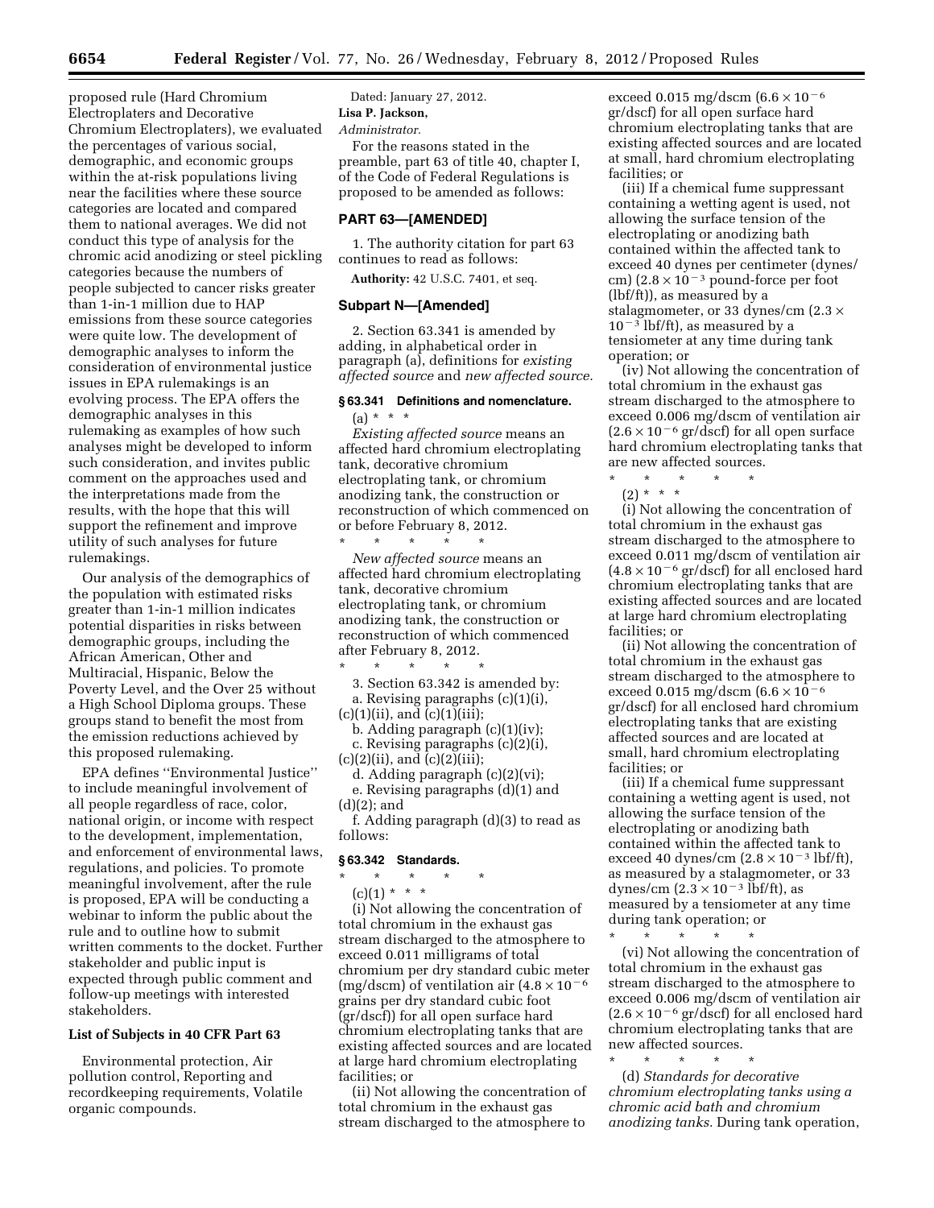proposed rule (Hard Chromium Electroplaters and Decorative Chromium Electroplaters), we evaluated the percentages of various social, demographic, and economic groups within the at-risk populations living near the facilities where these source categories are located and compared them to national averages. We did not conduct this type of analysis for the chromic acid anodizing or steel pickling categories because the numbers of people subjected to cancer risks greater than 1-in-1 million due to HAP emissions from these source categories were quite low. The development of demographic analyses to inform the consideration of environmental justice issues in EPA rulemakings is an evolving process. The EPA offers the demographic analyses in this rulemaking as examples of how such analyses might be developed to inform such consideration, and invites public comment on the approaches used and the interpretations made from the results, with the hope that this will support the refinement and improve utility of such analyses for future rulemakings.

Our analysis of the demographics of the population with estimated risks greater than 1-in-1 million indicates potential disparities in risks between demographic groups, including the African American, Other and Multiracial, Hispanic, Below the Poverty Level, and the Over 25 without a High School Diploma groups. These groups stand to benefit the most from the emission reductions achieved by this proposed rulemaking.

EPA defines ''Environmental Justice'' to include meaningful involvement of all people regardless of race, color, national origin, or income with respect to the development, implementation, and enforcement of environmental laws, regulations, and policies. To promote meaningful involvement, after the rule is proposed, EPA will be conducting a webinar to inform the public about the rule and to outline how to submit written comments to the docket. Further stakeholder and public input is expected through public comment and follow-up meetings with interested stakeholders.

### List of Subjects in 40 CFR Part 63

Environmental protection, Air pollution control, Reporting and recordkeeping requirements, Volatile organic compounds.

Dated: January 27, 2012.

**Lisa P. Jackson,**

*Administrator.*

For the reasons stated in the preamble, part 63 of title 40, chapter I, of the Code of Federal Regulations is proposed to be amended as follows:

## PART 63—[AMENDED]

1. The authority citation for part 63 continues to read as follows:

**Authority:** 42 U.S.C. 7401, et seq.

### Subpart N—[Amended]

2. Section 63.341 is amended by adding, in alphabetical order in paragraph (a), definitions for *existing affected source* and *new affected source.*

#### § 63.341 Definitions and nomenclature.

(a) * * *

*Existing affected source* means an affected hard chromium electroplating tank, decorative chromium electroplating tank, or chromium anodizing tank, the construction or reconstruction of which commenced on or before February 8, 2012.

\* \* \* \* \*

*New affected source* means an affected hard chromium electroplating tank, decorative chromium electroplating tank, or chromium anodizing tank, the construction or reconstruction of which commenced after February 8, 2012.

\* \* \* \* \*

3. Section 63.342 is amended by:

a. Revising paragraphs (c)(1)(i), (c)(1)(ii), and (c)(1)(iii);

b. Adding paragraph (c)(1)(iv);

c. Revising paragraphs (c)(2)(i), (c)(2)(ii), and (c)(2)(iii);

d. Adding paragraph (c)(2)(vi);

e. Revising paragraphs (d)(1) and (d)(2); and

f. Adding paragraph (d)(3) to read as follows:

#### § 63.342 Standards.

\* \* \* \* \*

(c)(1) * * *

(i) Not allowing the concentration of total chromium in the exhaust gas stream discharged to the atmosphere to exceed 0.011 milligrams of total chromium per dry standard cubic meter (mg/dscm) of ventilation air ($4.8 \times 10^{-6}$ grains per dry standard cubic foot (gr/dscf)) for all open surface hard chromium electroplating tanks that are existing affected sources and are located at large hard chromium electroplating facilities; or

(ii) Not allowing the concentration of total chromium in the exhaust gas stream discharged to the atmosphere to exceed 0.015 mg/dscm ($6.6 \times 10^{-6}$ gr/dscf) for all open surface hard chromium electroplating tanks that are existing affected sources and are located at small, hard chromium electroplating facilities; or

(iii) If a chemical fume suppressant containing a wetting agent is used, not allowing the surface tension of the electroplating or anodizing bath contained within the affected tank to exceed 40 dynes per centimeter (dynes/cm) ($2.8 \times 10^{-3}$ pound-force per foot (lbf/ft)), as measured by a stalagmometer, or 33 dynes/cm ($2.3 \times 10^{-3}$ lbf/ft), as measured by a tensiometer at any time during tank operation; or

(iv) Not allowing the concentration of total chromium in the exhaust gas stream discharged to the atmosphere to exceed 0.006 mg/dscm of ventilation air ($2.6 \times 10^{-6}$ gr/dscf) for all open surface hard chromium electroplating tanks that are new affected sources.

\* \* \* \* \*

(2) * * *

(i) Not allowing the concentration of total chromium in the exhaust gas stream discharged to the atmosphere to exceed 0.011 mg/dscm of ventilation air ($4.8 \times 10^{-6}$ gr/dscf) for all enclosed hard chromium electroplating tanks that are existing affected sources and are located at large hard chromium electroplating facilities; or

(ii) Not allowing the concentration of total chromium in the exhaust gas stream discharged to the atmosphere to exceed 0.015 mg/dscm ($6.6 \times 10^{-6}$ gr/dscf) for all enclosed hard chromium electroplating tanks that are existing affected sources and are located at small, hard chromium electroplating facilities; or

(iii) If a chemical fume suppressant containing a wetting agent is used, not allowing the surface tension of the electroplating or anodizing bath contained within the affected tank to exceed 40 dynes/cm ($2.8 \times 10^{-3}$ lbf/ft), as measured by a stalagmometer, or 33 dynes/cm ($2.3 \times 10^{-3}$ lbf/ft), as measured by a tensiometer at any time during tank operation; or

\* \* \* \* \*

(vi) Not allowing the concentration of total chromium in the exhaust gas stream discharged to the atmosphere to exceed 0.006 mg/dscm of ventilation air ($2.6 \times 10^{-6}$ gr/dscf) for all enclosed hard chromium electroplating tanks that are new affected sources.

\* \* \* \* \*

(d) *Standards for decorative chromium electroplating tanks using a chromic acid bath and chromium anodizing tanks.* During tank operation,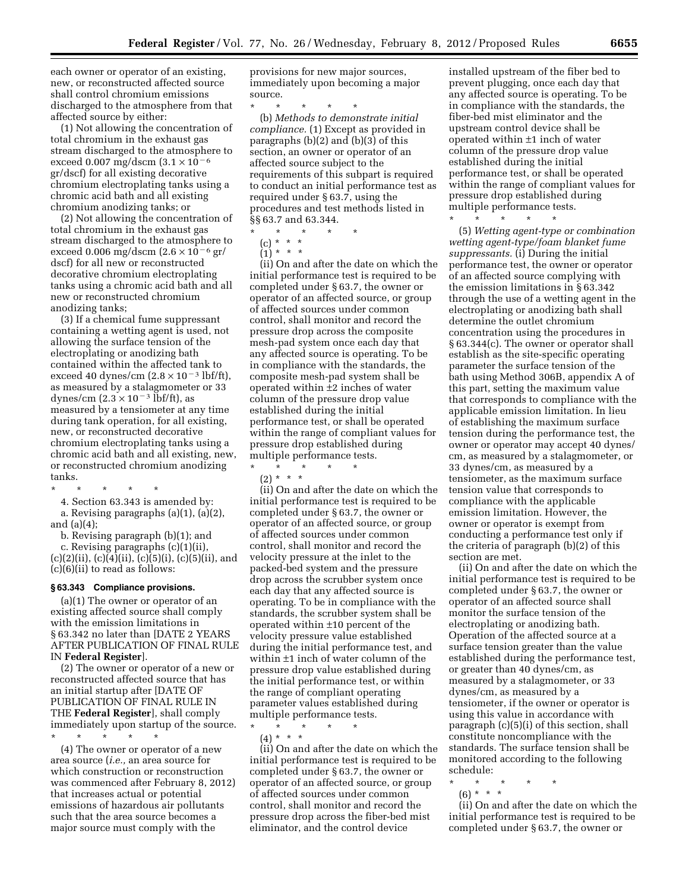each owner or operator of an existing, new, or reconstructed affected source shall control chromium emissions discharged to the atmosphere from that affected source by either:

(1) Not allowing the concentration of total chromium in the exhaust gas stream discharged to the atmosphere to exceed 0.007 mg/dscm ($3.1 \times 10^{-6}$ gr/dscf) for all existing decorative chromium electroplating tanks using a chromic acid bath and all existing chromium anodizing tanks; or

(2) Not allowing the concentration of total chromium in the exhaust gas stream discharged to the atmosphere to exceed 0.006 mg/dscm ($2.6 \times 10^{-6}$ gr/dscf) for all new or reconstructed decorative chromium electroplating tanks using a chromic acid bath and all new or reconstructed chromium anodizing tanks;

(3) If a chemical fume suppressant containing a wetting agent is used, not allowing the surface tension of the electroplating or anodizing bath contained within the affected tank to exceed 40 dynes/cm ($2.8 \times 10^{-3}$ lbf/ft), as measured by a stalagmometer or 33 dynes/cm ($2.3 \times 10^{-3}$ lbf/ft), as measured by a tensiometer at any time during tank operation, for all existing, new, or reconstructed decorative chromium electroplating tanks using a chromic acid bath and all existing, new, or reconstructed chromium anodizing tanks.

\* \* \* \* \*

4. Section 63.343 is amended by:

a. Revising paragraphs (a)(1), (a)(2), and (a)(4);

b. Revising paragraph (b)(1); and

c. Revising paragraphs (c)(1)(ii), (c)(2)(ii), (c)(4)(ii), (c)(5)(i), (c)(5)(ii), and (c)(6)(ii) to read as follows:

**§ 63.343 Compliance provisions.**

(a)(1) The owner or operator of an existing affected source shall comply with the emission limitations in § 63.342 no later than [DATE 2 YEARS AFTER PUBLICATION OF FINAL RULE IN **Federal Register**].

(2) The owner or operator of a new or reconstructed affected source that has an initial startup after [DATE OF PUBLICATION OF FINAL RULE IN THE **Federal Register**], shall comply immediately upon startup of the source.

\* \* \* \* \*

(4) The owner or operator of a new area source (*i.e.,* an area source for which construction or reconstruction was commenced after February 8, 2012) that increases actual or potential emissions of hazardous air pollutants such that the area source becomes a major source must comply with the provisions for new major sources, immediately upon becoming a major source.

\* \* \* \* \*

(b) *Methods to demonstrate initial compliance.* (1) Except as provided in paragraphs (b)(2) and (b)(3) of this section, an owner or operator of an affected source subject to the requirements of this subpart is required to conduct an initial performance test as required under § 63.7, using the procedures and test methods listed in §§ 63.7 and 63.344.

\* \* \* \* \*

(c) \* \* \*

(1) \* \* \*

(ii) On and after the date on which the initial performance test is required to be completed under § 63.7, the owner or operator of an affected source, or group of affected sources under common control, shall monitor and record the pressure drop across the composite mesh-pad system once each day that any affected source is operating. To be in compliance with the standards, the composite mesh-pad system shall be operated within ±2 inches of water column of the pressure drop value established during the initial performance test, or shall be operated within the range of compliant values for pressure drop established during multiple performance tests.

\* \* \* \* \*

(2) \* \* \*

(ii) On and after the date on which the initial performance test is required to be completed under § 63.7, the owner or operator of an affected source, or group of affected sources under common control, shall monitor and record the velocity pressure at the inlet to the packed-bed system and the pressure drop across the scrubber system once each day that any affected source is operating. To be in compliance with the standards, the scrubber system shall be operated within ±10 percent of the velocity pressure value established during the initial performance test, and within ±1 inch of water column of the pressure drop value established during the initial performance test, or within the range of compliant operating parameter values established during multiple performance tests.

\* \* \* \* \*

(4) \* \* \*

(ii) On and after the date on which the initial performance test is required to be completed under § 63.7, the owner or operator of an affected source, or group of affected sources under common control, shall monitor and record the pressure drop across the fiber-bed mist eliminator, and the control device installed upstream of the fiber bed to prevent plugging, once each day that any affected source is operating. To be in compliance with the standards, the fiber-bed mist eliminator and the upstream control device shall be operated within ±1 inch of water column of the pressure drop value established during the initial performance test, or shall be operated within the range of compliant values for pressure drop established during multiple performance tests.

\* \* \* \* \*

(5) *Wetting agent-type or combination wetting agent-type/foam blanket fume suppressants.* (i) During the initial performance test, the owner or operator of an affected source complying with the emission limitations in § 63.342 through the use of a wetting agent in the electroplating or anodizing bath shall determine the outlet chromium concentration using the procedures in § 63.344(c). The owner or operator shall establish as the site-specific operating parameter the surface tension of the bath using Method 306B, appendix A of this part, setting the maximum value that corresponds to compliance with the applicable emission limitation. In lieu of establishing the maximum surface tension during the performance test, the owner or operator may accept 40 dynes/cm, as measured by a stalagmometer, or 33 dynes/cm, as measured by a tensiometer, as the maximum surface tension value that corresponds to compliance with the applicable emission limitation. However, the owner or operator is exempt from conducting a performance test only if the criteria of paragraph (b)(2) of this section are met.

(ii) On and after the date on which the initial performance test is required to be completed under § 63.7, the owner or operator of an affected source shall monitor the surface tension of the electroplating or anodizing bath. Operation of the affected source at a surface tension greater than the value established during the performance test, or greater than 40 dynes/cm, as measured by a stalagmometer, or 33 dynes/cm, as measured by a tensiometer, if the owner or operator is using this value in accordance with paragraph (c)(5)(i) of this section, shall constitute noncompliance with the standards. The surface tension shall be monitored according to the following schedule:

\* \* \* \* \*

(6) \* \* \*

(ii) On and after the date on which the initial performance test is required to be completed under § 63.7, the owner or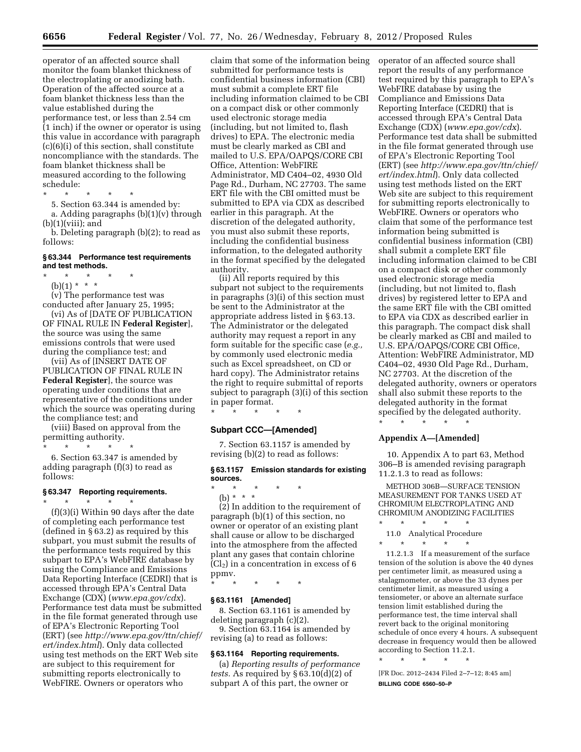operator of an affected source shall monitor the foam blanket thickness of the electroplating or anodizing bath. Operation of the affected source at a foam blanket thickness less than the value established during the performance test, or less than 2.54 cm (1 inch) if the owner or operator is using this value in accordance with paragraph (c)(6)(i) of this section, shall constitute noncompliance with the standards. The foam blanket thickness shall be measured according to the following schedule:

\* \* \* \* \*

5. Section 63.344 is amended by:

a. Adding paragraphs (b)(1)(v) through (b)(1)(viii); and

b. Deleting paragraph (b)(2); to read as follows:

### § 63.344 Performance test requirements and test methods.

\* \* \* \* \*

(b)(1) \* \* \*

(v) The performance test was conducted after January 25, 1995;

(vi) As of [DATE OF PUBLICATION OF FINAL RULE IN **Federal Register**], the source was using the same emissions controls that were used during the compliance test; and

(vii) As of [INSERT DATE OF PUBLICATION OF FINAL RULE IN **Federal Register**], the source was operating under conditions that are representative of the conditions under which the source was operating during the compliance test; and

(viii) Based on approval from the permitting authority.

\* \* \* \* \*

6. Section 63.347 is amended by adding paragraph (f)(3) to read as follows:

### § 63.347 Reporting requirements.

\* \* \* \* \*

(f)(3)(i) Within 90 days after the date of completing each performance test (defined in § 63.2) as required by this subpart, you must submit the results of the performance tests required by this subpart to EPA's WebFIRE database by using the Compliance and Emissions Data Reporting Interface (CEDRI) that is accessed through EPA's Central Data Exchange (CDX) (*www.epa.gov/cdx*). Performance test data must be submitted in the file format generated through use of EPA's Electronic Reporting Tool (ERT) (see *http://www.epa.gov/ttn/chief/ert/index.html*). Only data collected using test methods on the ERT Web site are subject to this requirement for submitting reports electronically to WebFIRE. Owners or operators who claim that some of the information being submitted for performance tests is confidential business information (CBI) must submit a complete ERT file including information claimed to be CBI on a compact disk or other commonly used electronic storage media (including, but not limited to, flash drives) to EPA. The electronic media must be clearly marked as CBI and mailed to U.S. EPA/OAPQS/CORE CBI Office, Attention: WebFIRE Administrator, MD C404–02, 4930 Old Page Rd., Durham, NC 27703. The same ERT file with the CBI omitted must be submitted to EPA via CDX as described earlier in this paragraph. At the discretion of the delegated authority, you must also submit these reports, including the confidential business information, to the delegated authority in the format specified by the delegated authority.

(ii) All reports required by this subpart not subject to the requirements in paragraphs (3)(i) of this section must be sent to the Administrator at the appropriate address listed in § 63.13. The Administrator or the delegated authority may request a report in any form suitable for the specific case (*e.g.,* by commonly used electronic media such as Excel spreadsheet, on CD or hard copy). The Administrator retains the right to require submittal of reports subject to paragraph (3)(i) of this section in paper format.

\* \* \* \* \*

## Subpart CCC—[Amended]

7. Section 63.1157 is amended by revising (b)(2) to read as follows:

### § 63.1157 Emission standards for existing sources.

\* \* \* \* \*

(b) \* \* \*

(2) In addition to the requirement of paragraph (b)(1) of this section, no owner or operator of an existing plant shall cause or allow to be discharged into the atmosphere from the affected plant any gases that contain chlorine ($Cl_2$) in a concentration in excess of 6 ppmv.

\* \* \* \* \*

### § 63.1161 [Amended]

8. Section 63.1161 is amended by deleting paragraph (c)(2).

9. Section 63.1164 is amended by revising (a) to read as follows:

### § 63.1164 Reporting requirements.

(a) *Reporting results of performance tests.* As required by § 63.10(d)(2) of subpart A of this part, the owner or operator of an affected source shall report the results of any performance test required by this paragraph to EPA's WebFIRE database by using the Compliance and Emissions Data Reporting Interface (CEDRI) that is accessed through EPA's Central Data Exchange (CDX) (*www.epa.gov/cdx*). Performance test data shall be submitted in the file format generated through use of EPA's Electronic Reporting Tool (ERT) (see *http://www.epa.gov/ttn/chief/ert/index.html*). Only data collected using test methods listed on the ERT Web site are subject to this requirement for submitting reports electronically to WebFIRE. Owners or operators who claim that some of the performance test information being submitted is confidential business information (CBI) shall submit a complete ERT file including information claimed to be CBI on a compact disk or other commonly used electronic storage media (including, but not limited to, flash drives) by registered letter to EPA and the same ERT file with the CBI omitted to EPA via CDX as described earlier in this paragraph. The compact disk shall be clearly marked as CBI and mailed to U.S. EPA/OAPQS/CORE CBI Office, Attention: WebFIRE Administrator, MD C404–02, 4930 Old Page Rd., Durham, NC 27703. At the discretion of the delegated authority, owners or operators shall also submit these reports to the delegated authority in the format specified by the delegated authority.

\* \* \* \* \*

## Appendix A—[Amended]

10. Appendix A to part 63, Method 306–B is amended revising paragraph 11.2.1.3 to read as follows:

METHOD 306B—SURFACE TENSION MEASUREMENT FOR TANKS USED AT CHROMIUM ELECTROPLATING AND CHROMIUM ANODIZING FACILITIES

\* \* \* \* \*

11.0 Analytical Procedure

\* \* \* \* \*

11.2.1.3 If a measurement of the surface tension of the solution is above the 40 dynes per centimeter limit, as measured using a stalagmometer, or above the 33 dynes per centimeter limit, as measured using a tensiometer, or above an alternate surface tension limit established during the performance test, the time interval shall revert back to the original monitoring schedule of once every 4 hours. A subsequent decrease in frequency would then be allowed according to Section 11.2.1.

\* \* \* \* \*

[FR Doc. 2012–2434 Filed 2–7–12; 8:45 am]

**BILLING CODE 6560–50–P**